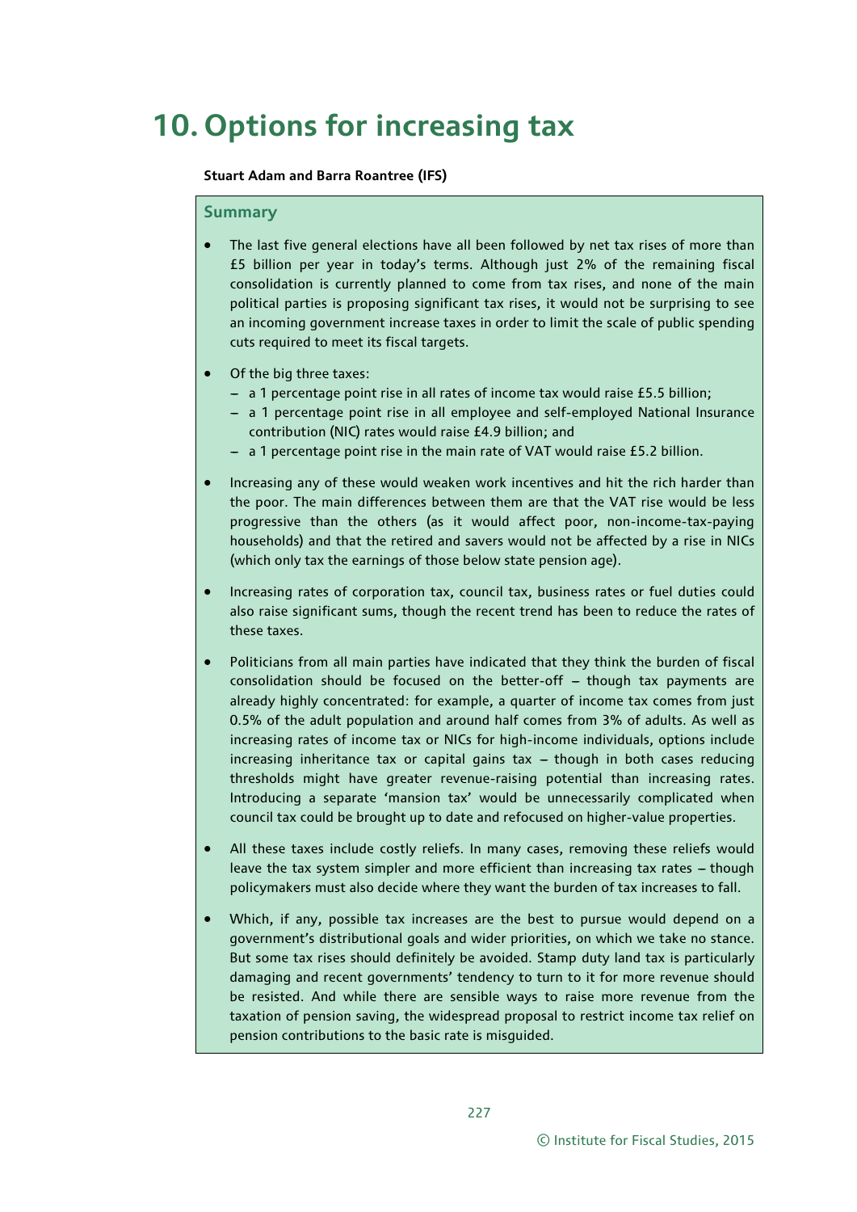# 10. Options for increasing tax

**Stuart Adam and Barra Roantree (IFS)**

## Summary

- The last five general elections have all been followed by net tax rises of more than £5 billion per year in today's terms. Although just 2% of the remaining fiscal consolidation is currently planned to come from tax rises, and none of the main political parties is proposing significant tax rises, it would not be surprising to see an incoming government increase taxes in order to limit the scale of public spending cuts required to meet its fiscal targets.
- Of the big three taxes:
  - a 1 percentage point rise in all rates of income tax would raise £5.5 billion;
  - a 1 percentage point rise in all employee and self-employed National Insurance contribution (NIC) rates would raise £4.9 billion; and
  - a 1 percentage point rise in the main rate of VAT would raise £5.2 billion.
- Increasing any of these would weaken work incentives and hit the rich harder than the poor. The main differences between them are that the VAT rise would be less progressive than the others (as it would affect poor, non-income-tax-paying households) and that the retired and savers would not be affected by a rise in NICs (which only tax the earnings of those below state pension age).
- Increasing rates of corporation tax, council tax, business rates or fuel duties could also raise significant sums, though the recent trend has been to reduce the rates of these taxes.
- Politicians from all main parties have indicated that they think the burden of fiscal consolidation should be focused on the better-off – though tax payments are already highly concentrated: for example, a quarter of income tax comes from just 0.5% of the adult population and around half comes from 3% of adults. As well as increasing rates of income tax or NICs for high-income individuals, options include increasing inheritance tax or capital gains tax – though in both cases reducing thresholds might have greater revenue-raising potential than increasing rates. Introducing a separate 'mansion tax' would be unnecessarily complicated when council tax could be brought up to date and refocused on higher-value properties.
- All these taxes include costly reliefs. In many cases, removing these reliefs would leave the tax system simpler and more efficient than increasing tax rates – though policymakers must also decide where they want the burden of tax increases to fall.
- Which, if any, possible tax increases are the best to pursue would depend on a government's distributional goals and wider priorities, on which we take no stance. But some tax rises should definitely be avoided. Stamp duty land tax is particularly damaging and recent governments' tendency to turn to it for more revenue should be resisted. And while there are sensible ways to raise more revenue from the taxation of pension saving, the widespread proposal to restrict income tax relief on pension contributions to the basic rate is misguided.

© Institute for Fiscal Studies, 2015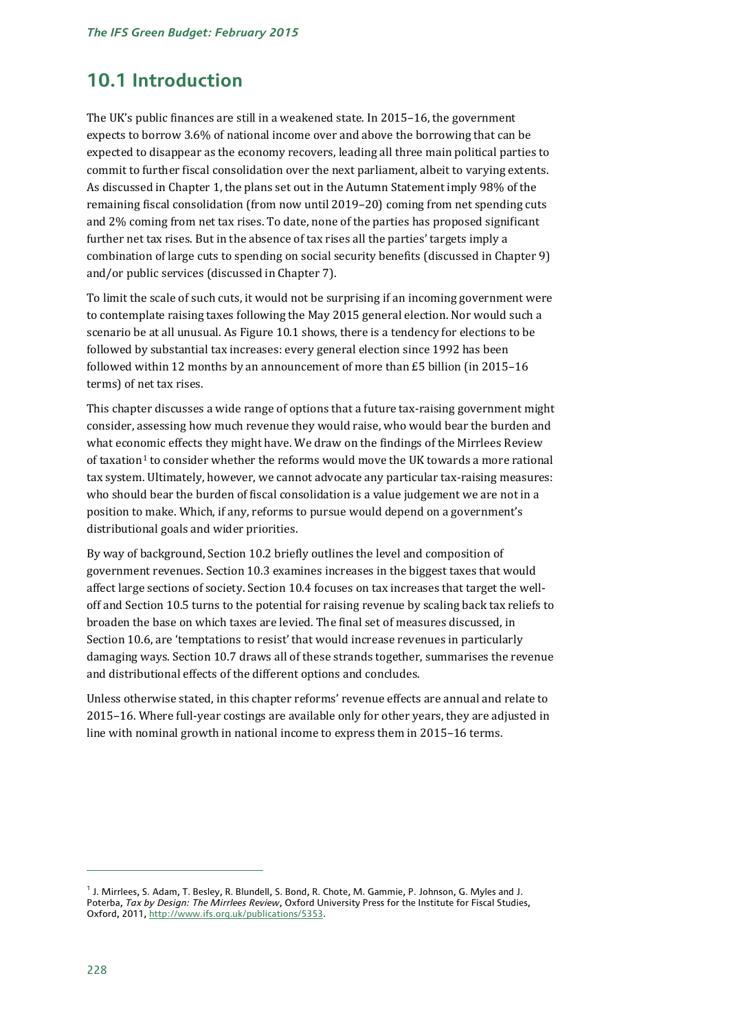## 10.1 Introduction

The UK's public finances are still in a weakened state. In 2015–16, the government expects to borrow 3.6% of national income over and above the borrowing that can be expected to disappear as the economy recovers, leading all three main political parties to commit to further fiscal consolidation over the next parliament, albeit to varying extents. As discussed in Chapter 1, the plans set out in the Autumn Statement imply 98% of the remaining fiscal consolidation (from now until 2019–20) coming from net spending cuts and 2% coming from net tax rises. To date, none of the parties has proposed significant further net tax rises. But in the absence of tax rises all the parties' targets imply a combination of large cuts to spending on social security benefits (discussed in Chapter 9) and/or public services (discussed in Chapter 7).

To limit the scale of such cuts, it would not be surprising if an incoming government were to contemplate raising taxes following the May 2015 general election. Nor would such a scenario be at all unusual. As Figure 10.1 shows, there is a tendency for elections to be followed by substantial tax increases: every general election since 1992 has been followed within 12 months by an announcement of more than £5 billion (in 2015–16 terms) of net tax rises.

This chapter discusses a wide range of options that a future tax-raising government might consider, assessing how much revenue they would raise, who would bear the burden and what economic effects they might have. We draw on the findings of the Mirrlees Review of taxation[1] to consider whether the reforms would move the UK towards a more rational tax system. Ultimately, however, we cannot advocate any particular tax-raising measures: who should bear the burden of fiscal consolidation is a value judgement we are not in a position to make. Which, if any, reforms to pursue would depend on a government's distributional goals and wider priorities.

By way of background, Section 10.2 briefly outlines the level and composition of government revenues. Section 10.3 examines increases in the biggest taxes that would affect large sections of society. Section 10.4 focuses on tax increases that target the well-off and Section 10.5 turns to the potential for raising revenue by scaling back tax reliefs to broaden the base on which taxes are levied. The final set of measures discussed, in Section 10.6, are 'temptations to resist' that would increase revenues in particularly damaging ways. Section 10.7 draws all of these strands together, summarises the revenue and distributional effects of the different options and concludes.

Unless otherwise stated, in this chapter reforms' revenue effects are annual and relate to 2015–16. Where full-year costings are available only for other years, they are adjusted in line with nominal growth in national income to express them in 2015–16 terms.

---

[1] J. Mirrlees, S. Adam, T. Besley, R. Blundell, S. Bond, R. Chote, M. Gammie, P. Johnson, G. Myles and J. Poterba, *Tax by Design: The Mirrlees Review*, Oxford University Press for the Institute for Fiscal Studies, Oxford, 2011, http://www.ifs.org.uk/publications/5353.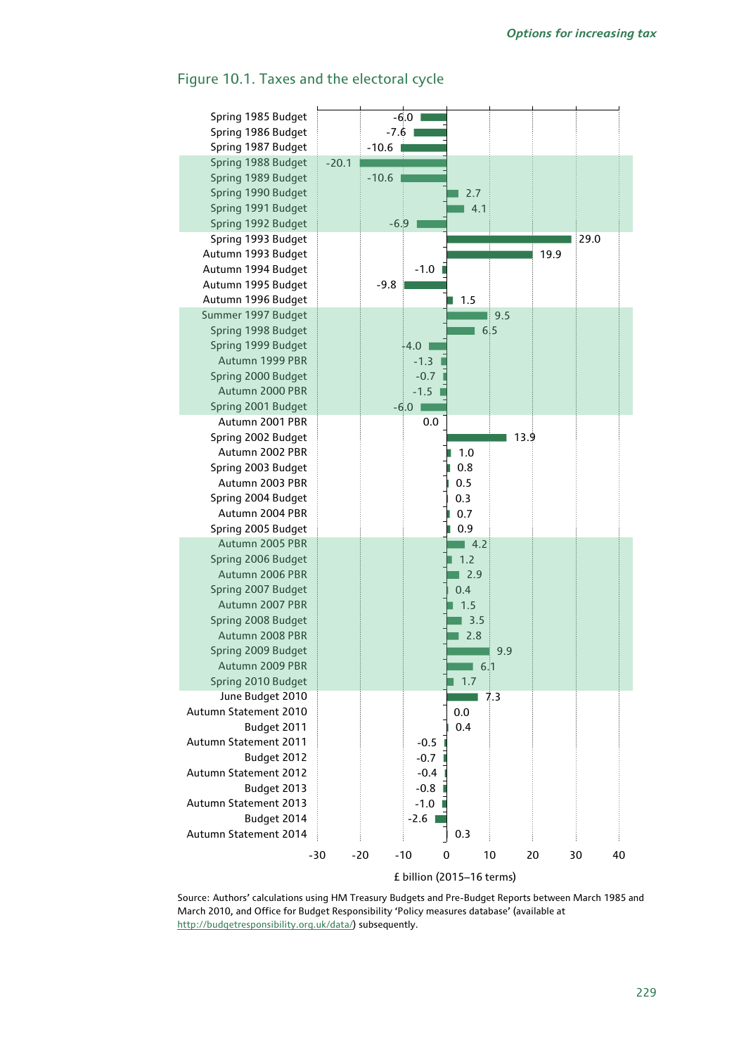## Figure 10.1. Taxes and the electoral cycle

| Budget | £ billion (2015–16 terms) |
|---|---|
| Spring 1985 Budget | -6.0 |
| Spring 1986 Budget | -7.6 |
| Spring 1987 Budget | -10.6 |
| Spring 1988 Budget | -20.1 |
| Spring 1989 Budget | -10.6 |
| Spring 1990 Budget | 2.7 |
| Spring 1991 Budget | 4.1 |
| Spring 1992 Budget | -6.9 |
| Spring 1993 Budget | 29.0 |
| Autumn 1993 Budget | 19.9 |
| Autumn 1994 Budget | -1.0 |
| Autumn 1995 Budget | -9.8 |
| Autumn 1996 Budget | 1.5 |
| Summer 1997 Budget | 9.5 |
| Spring 1998 Budget | 6.5 |
| Spring 1999 Budget | -4.0 |
| Autumn 1999 PBR | -1.3 |
| Spring 2000 Budget | -0.7 |
| Autumn 2000 PBR | -1.5 |
| Spring 2001 Budget | -6.0 |
| Autumn 2001 PBR | 0.0 |
| Spring 2002 Budget | 13.9 |
| Autumn 2002 PBR | 1.0 |
| Spring 2003 Budget | 0.8 |
| Autumn 2003 PBR | 0.5 |
| Spring 2004 Budget | 0.3 |
| Autumn 2004 PBR | 0.7 |
| Spring 2005 Budget | 0.9 |
| Autumn 2005 PBR | 4.2 |
| Spring 2006 Budget | 1.2 |
| Autumn 2006 PBR | 2.9 |
| Spring 2007 Budget | 0.4 |
| Autumn 2007 PBR | 1.5 |
| Spring 2008 Budget | 3.5 |
| Autumn 2008 PBR | 2.8 |
| Spring 2009 Budget | 9.9 |
| Autumn 2009 PBR | 6.1 |
| Spring 2010 Budget | 1.7 |
| June Budget 2010 | 7.3 |
| Autumn Statement 2010 | 0.0 |
| Budget 2011 | 0.4 |
| Autumn Statement 2011 | -0.5 |
| Budget 2012 | -0.7 |
| Autumn Statement 2012 | -0.4 |
| Budget 2013 | -0.8 |
| Autumn Statement 2013 | -1.0 |
| Budget 2014 | -2.6 |
| Autumn Statement 2014 | 0.3 |

£ billion (2015–16 terms)

Source: Authors' calculations using HM Treasury Budgets and Pre-Budget Reports between March 1985 and March 2010, and Office for Budget Responsibility 'Policy measures database' (available at http://budgetresponsibility.org.uk/data/) subsequently.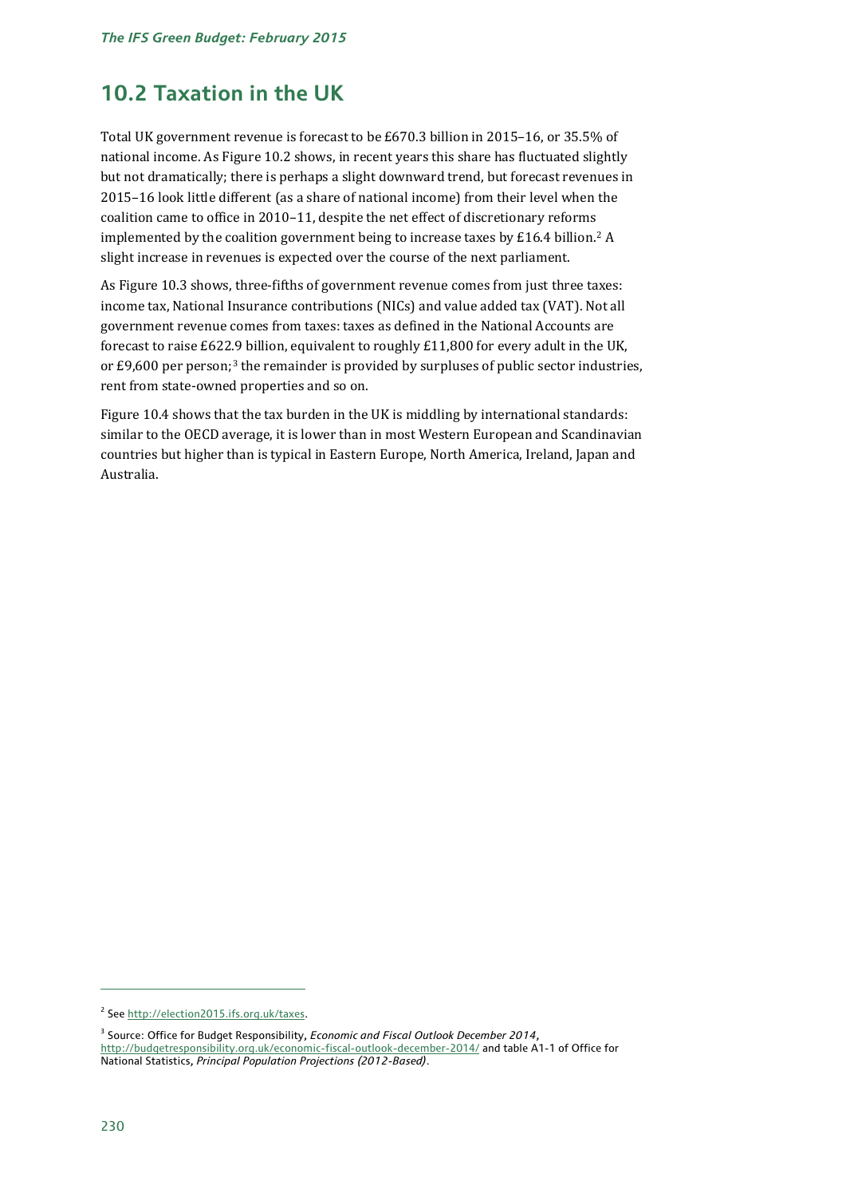## 10.2 Taxation in the UK

Total UK government revenue is forecast to be £670.3 billion in 2015–16, or 35.5% of national income. As Figure 10.2 shows, in recent years this share has fluctuated slightly but not dramatically; there is perhaps a slight downward trend, but forecast revenues in 2015–16 look little different (as a share of national income) from their level when the coalition came to office in 2010–11, despite the net effect of discretionary reforms implemented by the coalition government being to increase taxes by £16.4 billion.[2] A slight increase in revenues is expected over the course of the next parliament.

As Figure 10.3 shows, three-fifths of government revenue comes from just three taxes: income tax, National Insurance contributions (NICs) and value added tax (VAT). Not all government revenue comes from taxes: taxes as defined in the National Accounts are forecast to raise £622.9 billion, equivalent to roughly £11,800 for every adult in the UK, or £9,600 per person;[3] the remainder is provided by surpluses of public sector industries, rent from state-owned properties and so on.

Figure 10.4 shows that the tax burden in the UK is middling by international standards: similar to the OECD average, it is lower than in most Western European and Scandinavian countries but higher than is typical in Eastern Europe, North America, Ireland, Japan and Australia.

---

[2] See http://election2015.ifs.org.uk/taxes.

[3] Source: Office for Budget Responsibility, *Economic and Fiscal Outlook December 2014*, http://budgetresponsibility.org.uk/economic-fiscal-outlook-december-2014/ and table A1-1 of Office for National Statistics, *Principal Population Projections (2012-Based)*.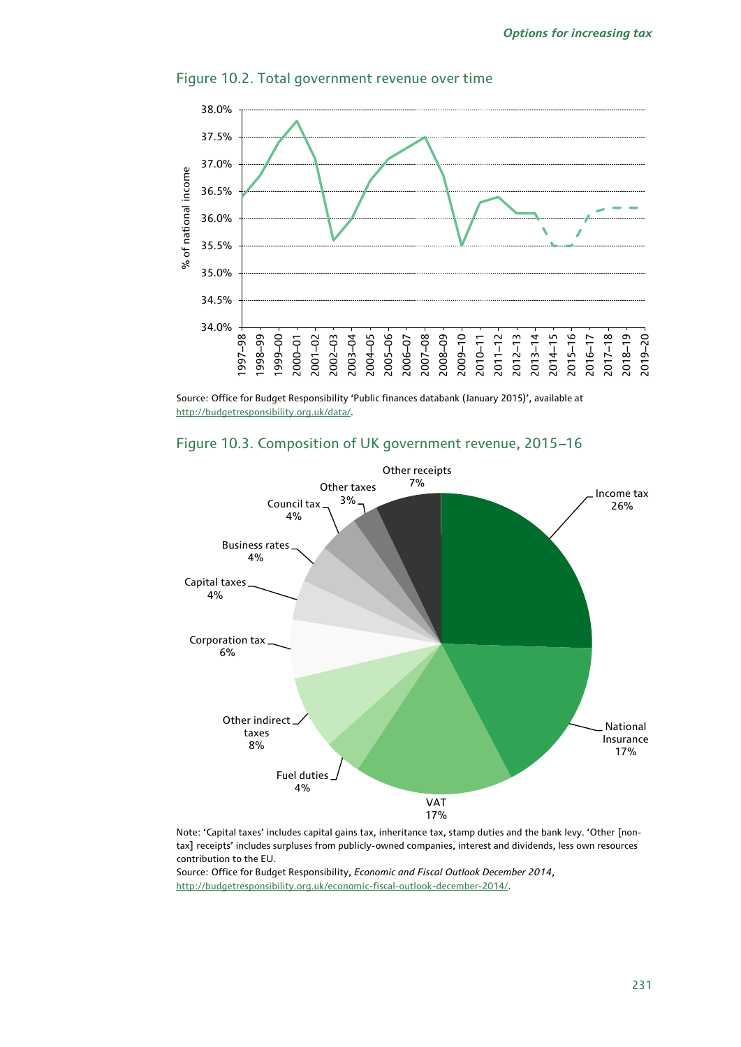Figure 10.2. Total government revenue over time

Source: Office for Budget Responsibility 'Public finances databank (January 2015)', available at http://budgetresponsibility.org.uk/data/.

Figure 10.3. Composition of UK government revenue, 2015–16

Note: 'Capital taxes' includes capital gains tax, inheritance tax, stamp duties and the bank levy. 'Other [non-tax] receipts' includes surpluses from publicly-owned companies, interest and dividends, less own resources contribution to the EU.

Source: Office for Budget Responsibility, *Economic and Fiscal Outlook December 2014*, http://budgetresponsibility.org.uk/economic-fiscal-outlook-december-2014/.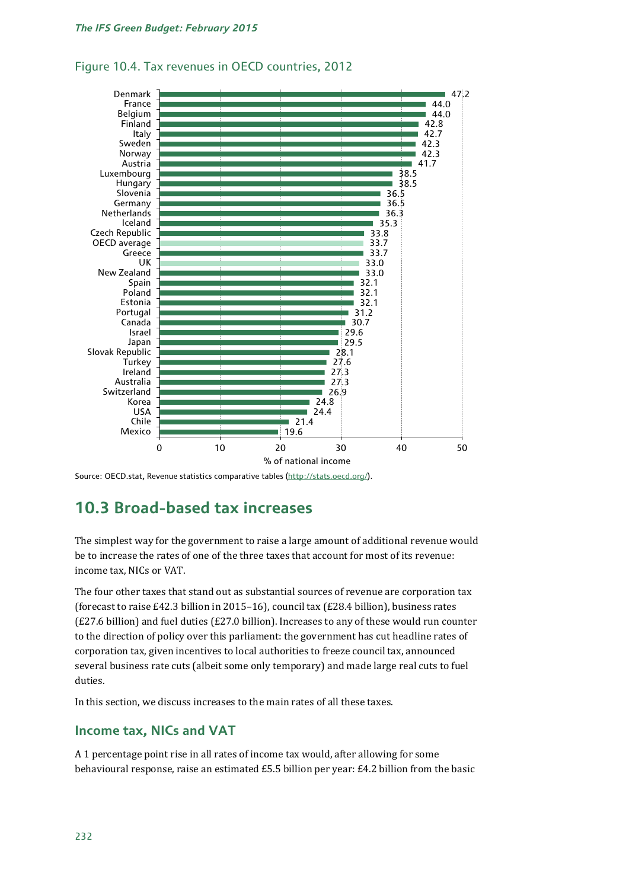Figure 10.4. Tax revenues in OECD countries, 2012

| Country | % of national income |
|---|---|
| Denmark | 47.2 |
| France | 44.0 |
| Belgium | 44.0 |
| Finland | 42.8 |
| Italy | 42.7 |
| Sweden | 42.3 |
| Norway | 42.3 |
| Austria | 41.7 |
| Luxembourg | 38.5 |
| Hungary | 38.5 |
| Slovenia | 36.5 |
| Germany | 36.5 |
| Netherlands | 36.3 |
| Iceland | 35.3 |
| Czech Republic | 33.8 |
| OECD average | 33.7 |
| Greece | 33.7 |
| UK | 33.0 |
| New Zealand | 33.0 |
| Spain | 32.1 |
| Poland | 32.1 |
| Estonia | 32.1 |
| Portugal | 31.2 |
| Canada | 30.7 |
| Israel | 29.6 |
| Japan | 29.5 |
| Slovak Republic | 28.1 |
| Turkey | 27.6 |
| Ireland | 27.3 |
| Australia | 27.3 |
| Switzerland | 26.9 |
| Korea | 24.8 |
| USA | 24.4 |
| Chile | 21.4 |
| Mexico | 19.6 |

Source: OECD.stat, Revenue statistics comparative tables (http://stats.oecd.org/).

## 10.3 Broad-based tax increases

The simplest way for the government to raise a large amount of additional revenue would be to increase the rates of one of the three taxes that account for most of its revenue: income tax, NICs or VAT.

The four other taxes that stand out as substantial sources of revenue are corporation tax (forecast to raise £42.3 billion in 2015–16), council tax (£28.4 billion), business rates (£27.6 billion) and fuel duties (£27.0 billion). Increases to any of these would run counter to the direction of policy over this parliament: the government has cut headline rates of corporation tax, given incentives to local authorities to freeze council tax, announced several business rate cuts (albeit some only temporary) and made large real cuts to fuel duties.

In this section, we discuss increases to the main rates of all these taxes.

### Income tax, NICs and VAT

A 1 percentage point rise in all rates of income tax would, after allowing for some behavioural response, raise an estimated £5.5 billion per year: £4.2 billion from the basic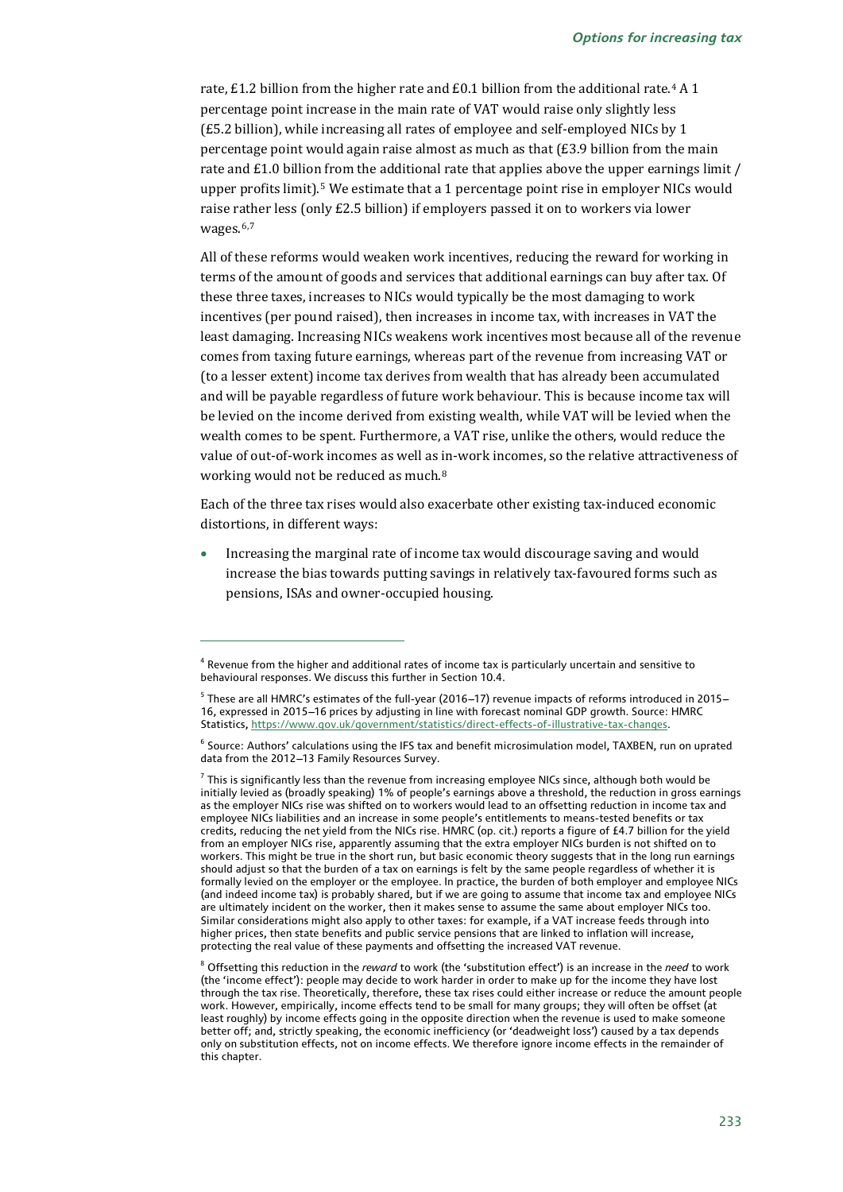rate, £1.2 billion from the higher rate and £0.1 billion from the additional rate.[4] A 1 percentage point increase in the main rate of VAT would raise only slightly less (£5.2 billion), while increasing all rates of employee and self-employed NICs by 1 percentage point would again raise almost as much as that (£3.9 billion from the main rate and £1.0 billion from the additional rate that applies above the upper earnings limit / upper profits limit).[5] We estimate that a 1 percentage point rise in employer NICs would raise rather less (only £2.5 billion) if employers passed it on to workers via lower wages.[6,7]

All of these reforms would weaken work incentives, reducing the reward for working in terms of the amount of goods and services that additional earnings can buy after tax. Of these three taxes, increases to NICs would typically be the most damaging to work incentives (per pound raised), then increases in income tax, with increases in VAT the least damaging. Increasing NICs weakens work incentives most because all of the revenue comes from taxing future earnings, whereas part of the revenue from increasing VAT or (to a lesser extent) income tax derives from wealth that has already been accumulated and will be payable regardless of future work behaviour. This is because income tax will be levied on the income derived from existing wealth, while VAT will be levied when the wealth comes to be spent. Furthermore, a VAT rise, unlike the others, would reduce the value of out-of-work incomes as well as in-work incomes, so the relative attractiveness of working would not be reduced as much.[8]

Each of the three tax rises would also exacerbate other existing tax-induced economic distortions, in different ways:

- Increasing the marginal rate of income tax would discourage saving and would increase the bias towards putting savings in relatively tax-favoured forms such as pensions, ISAs and owner-occupied housing.

---

[4] Revenue from the higher and additional rates of income tax is particularly uncertain and sensitive to behavioural responses. We discuss this further in Section 10.4.

[5] These are all HMRC's estimates of the full-year (2016–17) revenue impacts of reforms introduced in 2015–16, expressed in 2015–16 prices by adjusting in line with forecast nominal GDP growth. Source: HMRC Statistics, https://www.gov.uk/government/statistics/direct-effects-of-illustrative-tax-changes.

[6] Source: Authors' calculations using the IFS tax and benefit microsimulation model, TAXBEN, run on uprated data from the 2012–13 Family Resources Survey.

[7] This is significantly less than the revenue from increasing employee NICs since, although both would be initially levied as (broadly speaking) 1% of people's earnings above a threshold, the reduction in gross earnings as the employer NICs rise was shifted on to workers would lead to an offsetting reduction in income tax and employee NICs liabilities and an increase in some people's entitlements to means-tested benefits or tax credits, reducing the net yield from the NICs rise. HMRC (op. cit.) reports a figure of £4.7 billion for the yield from an employer NICs rise, apparently assuming that the extra employer NICs burden is not shifted on to workers. This might be true in the short run, but basic economic theory suggests that in the long run earnings should adjust so that the burden of a tax on earnings is felt by the same people regardless of whether it is formally levied on the employer or the employee. In practice, the burden of both employer and employee NICs (and indeed income tax) is probably shared, but if we are going to assume that income tax and employee NICs are ultimately incident on the worker, then it makes sense to assume the same about employer NICs too. Similar considerations might also apply to other taxes: for example, if a VAT increase feeds through into higher prices, then state benefits and public service pensions that are linked to inflation will increase, protecting the real value of these payments and offsetting the increased VAT revenue.

[8] Offsetting this reduction in the *reward* to work (the 'substitution effect') is an increase in the *need* to work (the 'income effect'): people may decide to work harder in order to make up for the income they have lost through the tax rise. Theoretically, therefore, these tax rises could either increase or reduce the amount people work. However, empirically, income effects tend to be small for many groups; they will often be offset (at least roughly) by income effects going in the opposite direction when the revenue is used to make someone better off; and, strictly speaking, the economic inefficiency (or 'deadweight loss') caused by a tax depends only on substitution effects, not on income effects. We therefore ignore income effects in the remainder of this chapter.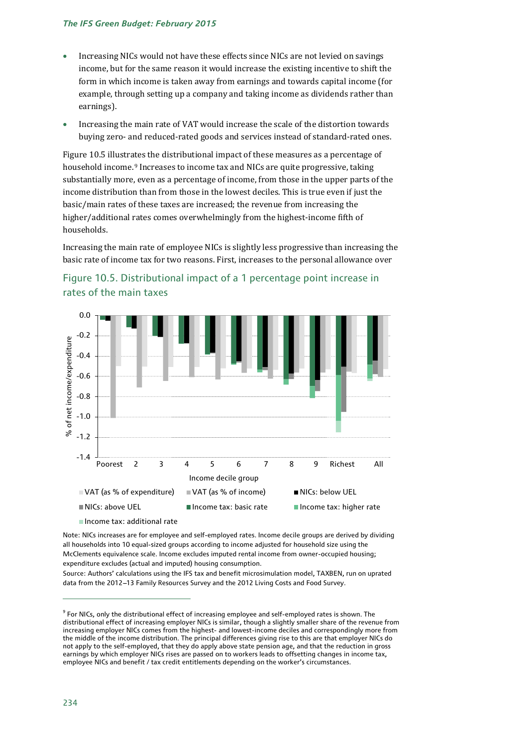- Increasing NICs would not have these effects since NICs are not levied on savings income, but for the same reason it would increase the existing incentive to shift the form in which income is taken away from earnings and towards capital income (for example, through setting up a company and taking income as dividends rather than earnings).
- Increasing the main rate of VAT would increase the scale of the distortion towards buying zero- and reduced-rated goods and services instead of standard-rated ones.

Figure 10.5 illustrates the distributional impact of these measures as a percentage of household income.[9] Increases to income tax and NICs are quite progressive, taking substantially more, even as a percentage of income, from those in the upper parts of the income distribution than from those in the lowest deciles. This is true even if just the basic/main rates of these taxes are increased; the revenue from increasing the higher/additional rates comes overwhelmingly from the highest-income fifth of households.

Increasing the main rate of employee NICs is slightly less progressive than increasing the basic rate of income tax for two reasons. First, increases to the personal allowance over

## Figure 10.5. Distributional impact of a 1 percentage point increase in rates of the main taxes

Note: NICs increases are for employee and self-employed rates. Income decile groups are derived by dividing all households into 10 equal-sized groups according to income adjusted for household size using the McClements equivalence scale. Income excludes imputed rental income from owner-occupied housing; expenditure excludes (actual and imputed) housing consumption.

Source: Authors' calculations using the IFS tax and benefit microsimulation model, TAXBEN, run on uprated data from the 2012–13 Family Resources Survey and the 2012 Living Costs and Food Survey.

[9] For NICs, only the distributional effect of increasing employee and self-employed rates is shown. The distributional effect of increasing employer NICs is similar, though a slightly smaller share of the revenue from increasing employer NICs comes from the highest- and lowest-income deciles and correspondingly more from the middle of the income distribution. The principal differences giving rise to this are that employer NICs do not apply to the self-employed, that they do apply above state pension age, and that the reduction in gross earnings by which employer NICs rises are passed on to workers leads to offsetting changes in income tax, employee NICs and benefit / tax credit entitlements depending on the worker's circumstances.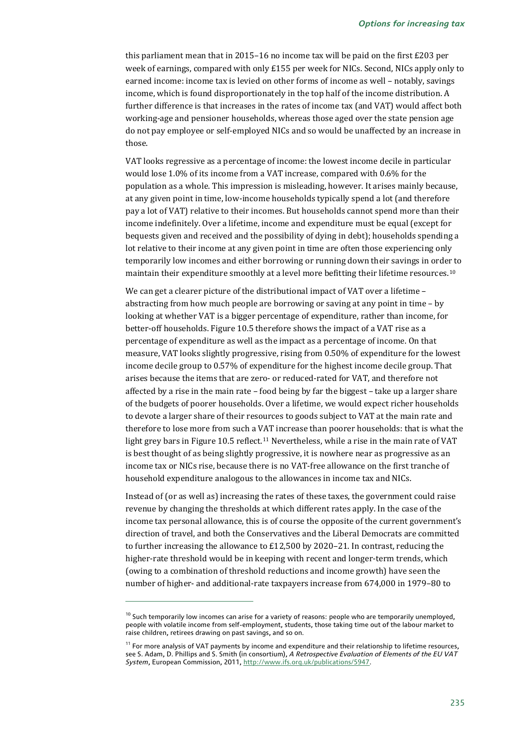this parliament mean that in 2015–16 no income tax will be paid on the first £203 per week of earnings, compared with only £155 per week for NICs. Second, NICs apply only to earned income: income tax is levied on other forms of income as well – notably, savings income, which is found disproportionately in the top half of the income distribution. A further difference is that increases in the rates of income tax (and VAT) would affect both working-age and pensioner households, whereas those aged over the state pension age do not pay employee or self-employed NICs and so would be unaffected by an increase in those.

VAT looks regressive as a percentage of income: the lowest income decile in particular would lose 1.0% of its income from a VAT increase, compared with 0.6% for the population as a whole. This impression is misleading, however. It arises mainly because, at any given point in time, low-income households typically spend a lot (and therefore pay a lot of VAT) relative to their incomes. But households cannot spend more than their income indefinitely. Over a lifetime, income and expenditure must be equal (except for bequests given and received and the possibility of dying in debt); households spending a lot relative to their income at any given point in time are often those experiencing only temporarily low incomes and either borrowing or running down their savings in order to maintain their expenditure smoothly at a level more befitting their lifetime resources.[10]

We can get a clearer picture of the distributional impact of VAT over a lifetime – abstracting from how much people are borrowing or saving at any point in time – by looking at whether VAT is a bigger percentage of expenditure, rather than income, for better-off households. Figure 10.5 therefore shows the impact of a VAT rise as a percentage of expenditure as well as the impact as a percentage of income. On that measure, VAT looks slightly progressive, rising from 0.50% of expenditure for the lowest income decile group to 0.57% of expenditure for the highest income decile group. That arises because the items that are zero- or reduced-rated for VAT, and therefore not affected by a rise in the main rate – food being by far the biggest – take up a larger share of the budgets of poorer households. Over a lifetime, we would expect richer households to devote a larger share of their resources to goods subject to VAT at the main rate and therefore to lose more from such a VAT increase than poorer households: that is what the light grey bars in Figure 10.5 reflect.[11] Nevertheless, while a rise in the main rate of VAT is best thought of as being slightly progressive, it is nowhere near as progressive as an income tax or NICs rise, because there is no VAT-free allowance on the first tranche of household expenditure analogous to the allowances in income tax and NICs.

Instead of (or as well as) increasing the rates of these taxes, the government could raise revenue by changing the thresholds at which different rates apply. In the case of the income tax personal allowance, this is of course the opposite of the current government's direction of travel, and both the Conservatives and the Liberal Democrats are committed to further increasing the allowance to £12,500 by 2020–21. In contrast, reducing the higher-rate threshold would be in keeping with recent and longer-term trends, which (owing to a combination of threshold reductions and income growth) have seen the number of higher- and additional-rate taxpayers increase from 674,000 in 1979–80 to

---

[10] Such temporarily low incomes can arise for a variety of reasons: people who are temporarily unemployed, people with volatile income from self-employment, students, those taking time out of the labour market to raise children, retirees drawing on past savings, and so on.

[11] For more analysis of VAT payments by income and expenditure and their relationship to lifetime resources, see S. Adam, D. Phillips and S. Smith (in consortium), *A Retrospective Evaluation of Elements of the EU VAT System*, European Commission, 2011, http://www.ifs.org.uk/publications/5947.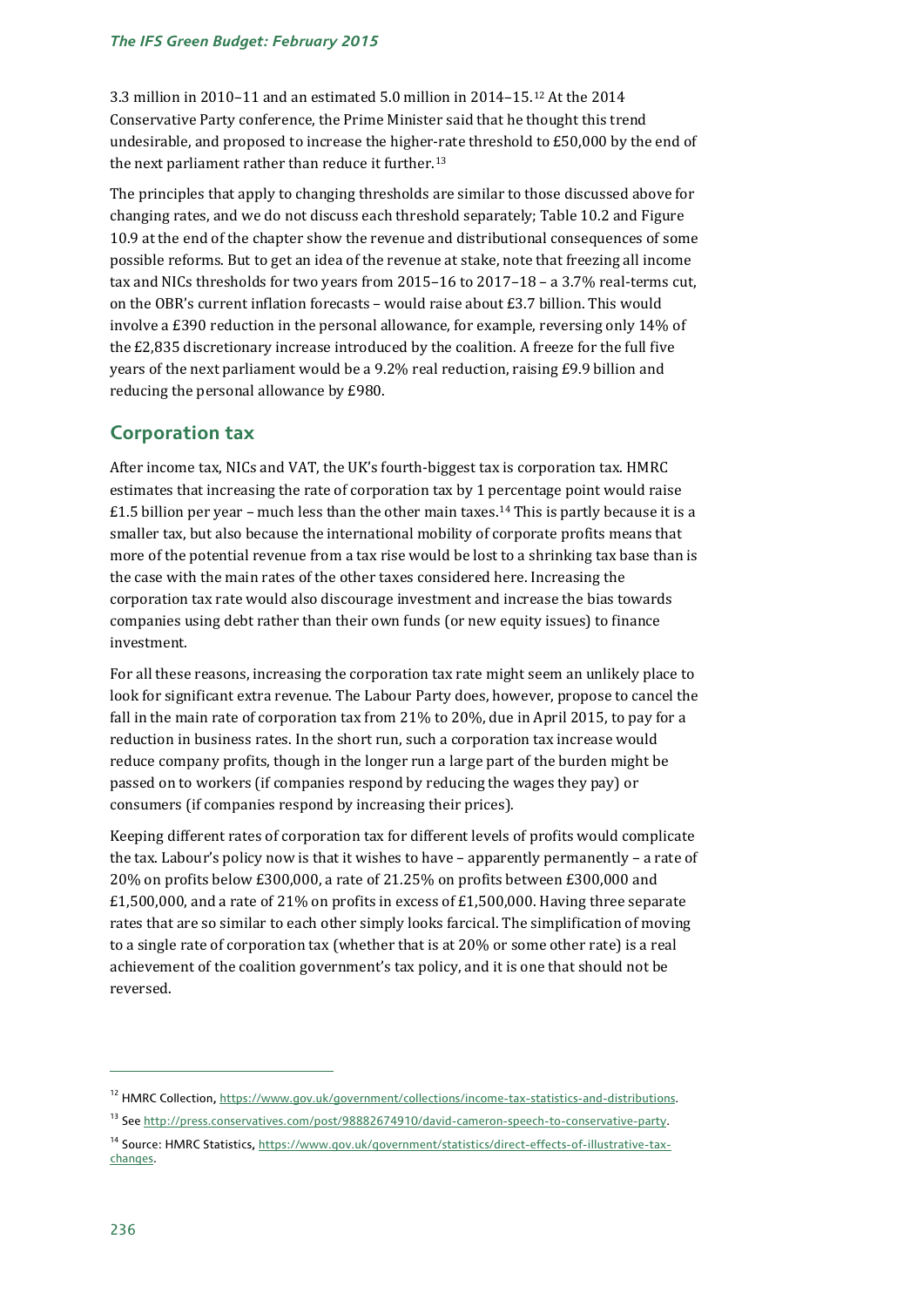3.3 million in 2010–11 and an estimated 5.0 million in 2014–15.[12] At the 2014 Conservative Party conference, the Prime Minister said that he thought this trend undesirable, and proposed to increase the higher-rate threshold to £50,000 by the end of the next parliament rather than reduce it further.[13]

The principles that apply to changing thresholds are similar to those discussed above for changing rates, and we do not discuss each threshold separately; Table 10.2 and Figure 10.9 at the end of the chapter show the revenue and distributional consequences of some possible reforms. But to get an idea of the revenue at stake, note that freezing all income tax and NICs thresholds for two years from 2015–16 to 2017–18 – a 3.7% real-terms cut, on the OBR's current inflation forecasts – would raise about £3.7 billion. This would involve a £390 reduction in the personal allowance, for example, reversing only 14% of the £2,835 discretionary increase introduced by the coalition. A freeze for the full five years of the next parliament would be a 9.2% real reduction, raising £9.9 billion and reducing the personal allowance by £980.

## Corporation tax

After income tax, NICs and VAT, the UK's fourth-biggest tax is corporation tax. HMRC estimates that increasing the rate of corporation tax by 1 percentage point would raise £1.5 billion per year – much less than the other main taxes.[14] This is partly because it is a smaller tax, but also because the international mobility of corporate profits means that more of the potential revenue from a tax rise would be lost to a shrinking tax base than is the case with the main rates of the other taxes considered here. Increasing the corporation tax rate would also discourage investment and increase the bias towards companies using debt rather than their own funds (or new equity issues) to finance investment.

For all these reasons, increasing the corporation tax rate might seem an unlikely place to look for significant extra revenue. The Labour Party does, however, propose to cancel the fall in the main rate of corporation tax from 21% to 20%, due in April 2015, to pay for a reduction in business rates. In the short run, such a corporation tax increase would reduce company profits, though in the longer run a large part of the burden might be passed on to workers (if companies respond by reducing the wages they pay) or consumers (if companies respond by increasing their prices).

Keeping different rates of corporation tax for different levels of profits would complicate the tax. Labour's policy now is that it wishes to have – apparently permanently – a rate of 20% on profits below £300,000, a rate of 21.25% on profits between £300,000 and £1,500,000, and a rate of 21% on profits in excess of £1,500,000. Having three separate rates that are so similar to each other simply looks farcical. The simplification of moving to a single rate of corporation tax (whether that is at 20% or some other rate) is a real achievement of the coalition government's tax policy, and it is one that should not be reversed.

---

[12] HMRC Collection, https://www.gov.uk/government/collections/income-tax-statistics-and-distributions.

[13] See http://press.conservatives.com/post/98882674910/david-cameron-speech-to-conservative-party.

[14] Source: HMRC Statistics, https://www.gov.uk/government/statistics/direct-effects-of-illustrative-tax-changes.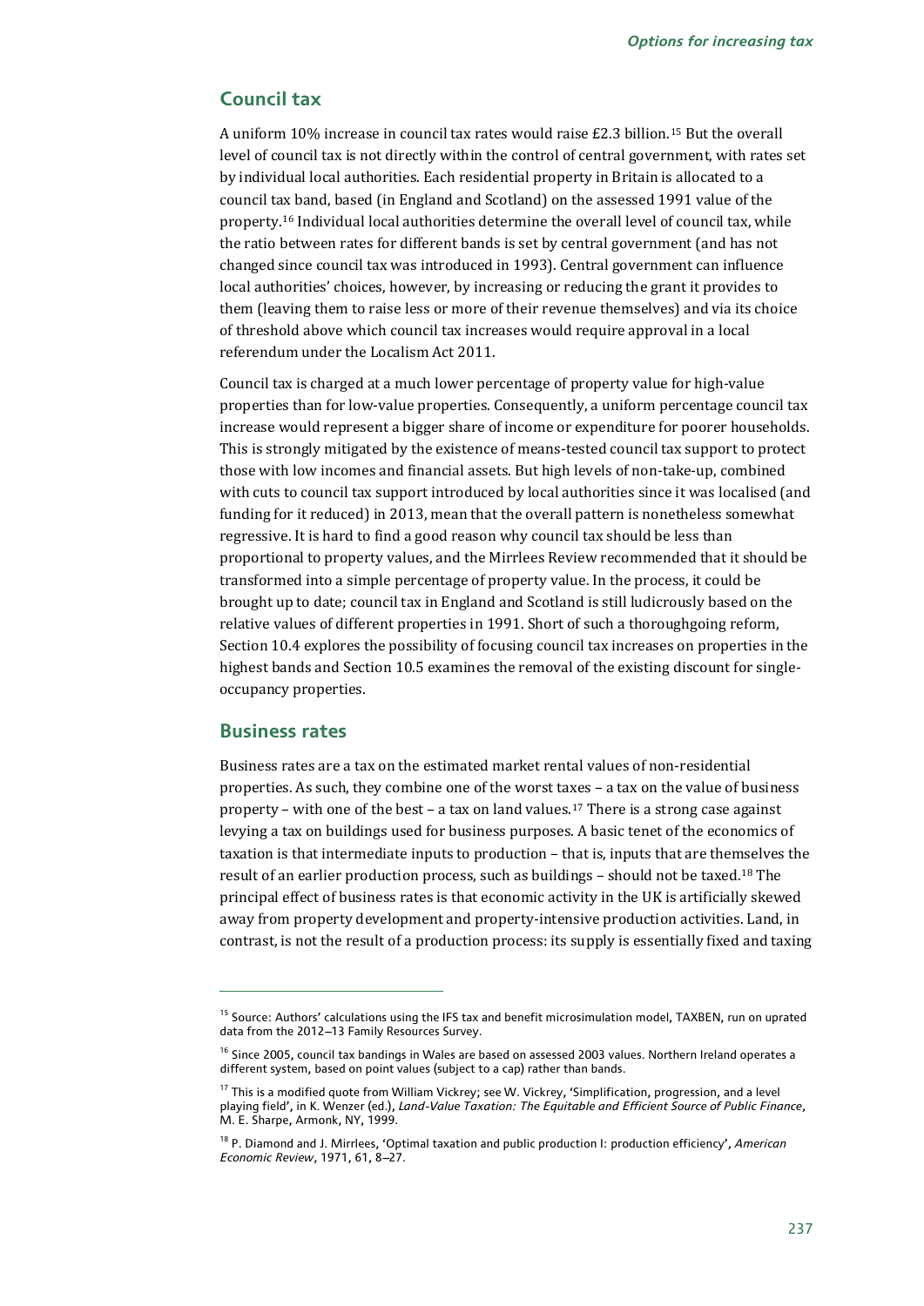## Council tax

A uniform 10% increase in council tax rates would raise £2.3 billion.[15] But the overall level of council tax is not directly within the control of central government, with rates set by individual local authorities. Each residential property in Britain is allocated to a council tax band, based (in England and Scotland) on the assessed 1991 value of the property.[16] Individual local authorities determine the overall level of council tax, while the ratio between rates for different bands is set by central government (and has not changed since council tax was introduced in 1993). Central government can influence local authorities' choices, however, by increasing or reducing the grant it provides to them (leaving them to raise less or more of their revenue themselves) and via its choice of threshold above which council tax increases would require approval in a local referendum under the Localism Act 2011.

Council tax is charged at a much lower percentage of property value for high-value properties than for low-value properties. Consequently, a uniform percentage council tax increase would represent a bigger share of income or expenditure for poorer households. This is strongly mitigated by the existence of means-tested council tax support to protect those with low incomes and financial assets. But high levels of non-take-up, combined with cuts to council tax support introduced by local authorities since it was localised (and funding for it reduced) in 2013, mean that the overall pattern is nonetheless somewhat regressive. It is hard to find a good reason why council tax should be less than proportional to property values, and the Mirrlees Review recommended that it should be transformed into a simple percentage of property value. In the process, it could be brought up to date; council tax in England and Scotland is still ludicrously based on the relative values of different properties in 1991. Short of such a thoroughgoing reform, Section 10.4 explores the possibility of focusing council tax increases on properties in the highest bands and Section 10.5 examines the removal of the existing discount for single-occupancy properties.

## Business rates

Business rates are a tax on the estimated market rental values of non-residential properties. As such, they combine one of the worst taxes – a tax on the value of business property – with one of the best – a tax on land values.[17] There is a strong case against levying a tax on buildings used for business purposes. A basic tenet of the economics of taxation is that intermediate inputs to production – that is, inputs that are themselves the result of an earlier production process, such as buildings – should not be taxed.[18] The principal effect of business rates is that economic activity in the UK is artificially skewed away from property development and property-intensive production activities. Land, in contrast, is not the result of a production process: its supply is essentially fixed and taxing

---

[15] Source: Authors' calculations using the IFS tax and benefit microsimulation model, TAXBEN, run on uprated data from the 2012–13 Family Resources Survey.

[16] Since 2005, council tax bandings in Wales are based on assessed 2003 values. Northern Ireland operates a different system, based on point values (subject to a cap) rather than bands.

[17] This is a modified quote from William Vickrey; see W. Vickrey, 'Simplification, progression, and a level playing field', in K. Wenzer (ed.), *Land-Value Taxation: The Equitable and Efficient Source of Public Finance*, M. E. Sharpe, Armonk, NY, 1999.

[18] P. Diamond and J. Mirrlees, 'Optimal taxation and public production I: production efficiency', *American Economic Review*, 1971, 61, 8–27.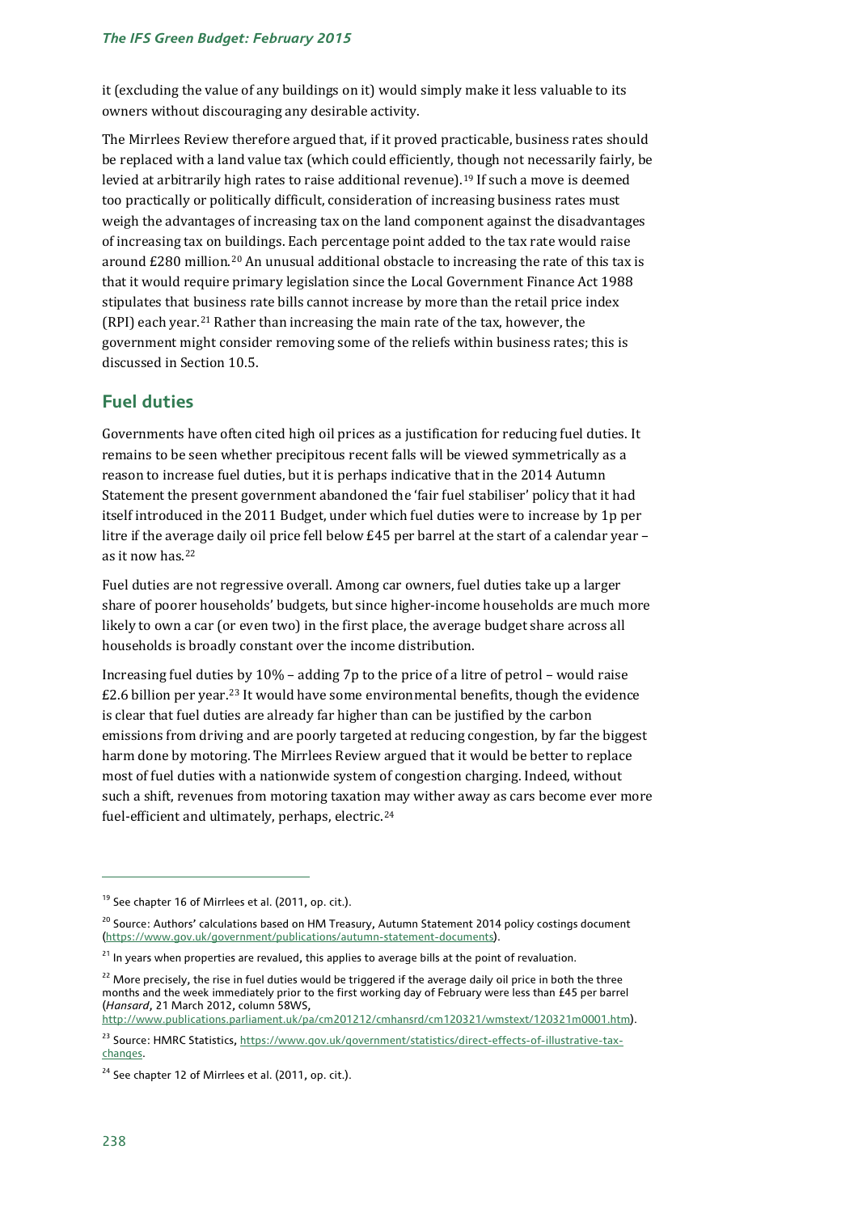it (excluding the value of any buildings on it) would simply make it less valuable to its owners without discouraging any desirable activity.

The Mirrlees Review therefore argued that, if it proved practicable, business rates should be replaced with a land value tax (which could efficiently, though not necessarily fairly, be levied at arbitrarily high rates to raise additional revenue).[19] If such a move is deemed too practically or politically difficult, consideration of increasing business rates must weigh the advantages of increasing tax on the land component against the disadvantages of increasing tax on buildings. Each percentage point added to the tax rate would raise around £280 million.[20] An unusual additional obstacle to increasing the rate of this tax is that it would require primary legislation since the Local Government Finance Act 1988 stipulates that business rate bills cannot increase by more than the retail price index (RPI) each year.[21] Rather than increasing the main rate of the tax, however, the government might consider removing some of the reliefs within business rates; this is discussed in Section 10.5.

## Fuel duties

Governments have often cited high oil prices as a justification for reducing fuel duties. It remains to be seen whether precipitous recent falls will be viewed symmetrically as a reason to increase fuel duties, but it is perhaps indicative that in the 2014 Autumn Statement the present government abandoned the 'fair fuel stabiliser' policy that it had itself introduced in the 2011 Budget, under which fuel duties were to increase by 1p per litre if the average daily oil price fell below £45 per barrel at the start of a calendar year – as it now has.[22]

Fuel duties are not regressive overall. Among car owners, fuel duties take up a larger share of poorer households' budgets, but since higher-income households are much more likely to own a car (or even two) in the first place, the average budget share across all households is broadly constant over the income distribution.

Increasing fuel duties by 10% – adding 7p to the price of a litre of petrol – would raise £2.6 billion per year.[23] It would have some environmental benefits, though the evidence is clear that fuel duties are already far higher than can be justified by the carbon emissions from driving and are poorly targeted at reducing congestion, by far the biggest harm done by motoring. The Mirrlees Review argued that it would be better to replace most of fuel duties with a nationwide system of congestion charging. Indeed, without such a shift, revenues from motoring taxation may wither away as cars become ever more fuel-efficient and ultimately, perhaps, electric.[24]

---

[19] See chapter 16 of Mirrlees et al. (2011, op. cit.).

[20] Source: Authors' calculations based on HM Treasury, Autumn Statement 2014 policy costings document (https://www.gov.uk/government/publications/autumn-statement-documents).

[21] In years when properties are revalued, this applies to average bills at the point of revaluation.

[22] More precisely, the rise in fuel duties would be triggered if the average daily oil price in both the three months and the week immediately prior to the first working day of February were less than £45 per barrel (*Hansard*, 21 March 2012, column 58WS, http://www.publications.parliament.uk/pa/cm201212/cmhansrd/cm120321/wmstext/120321m0001.htm).

[23] Source: HMRC Statistics, https://www.gov.uk/government/statistics/direct-effects-of-illustrative-tax-changes.

[24] See chapter 12 of Mirrlees et al. (2011, op. cit.).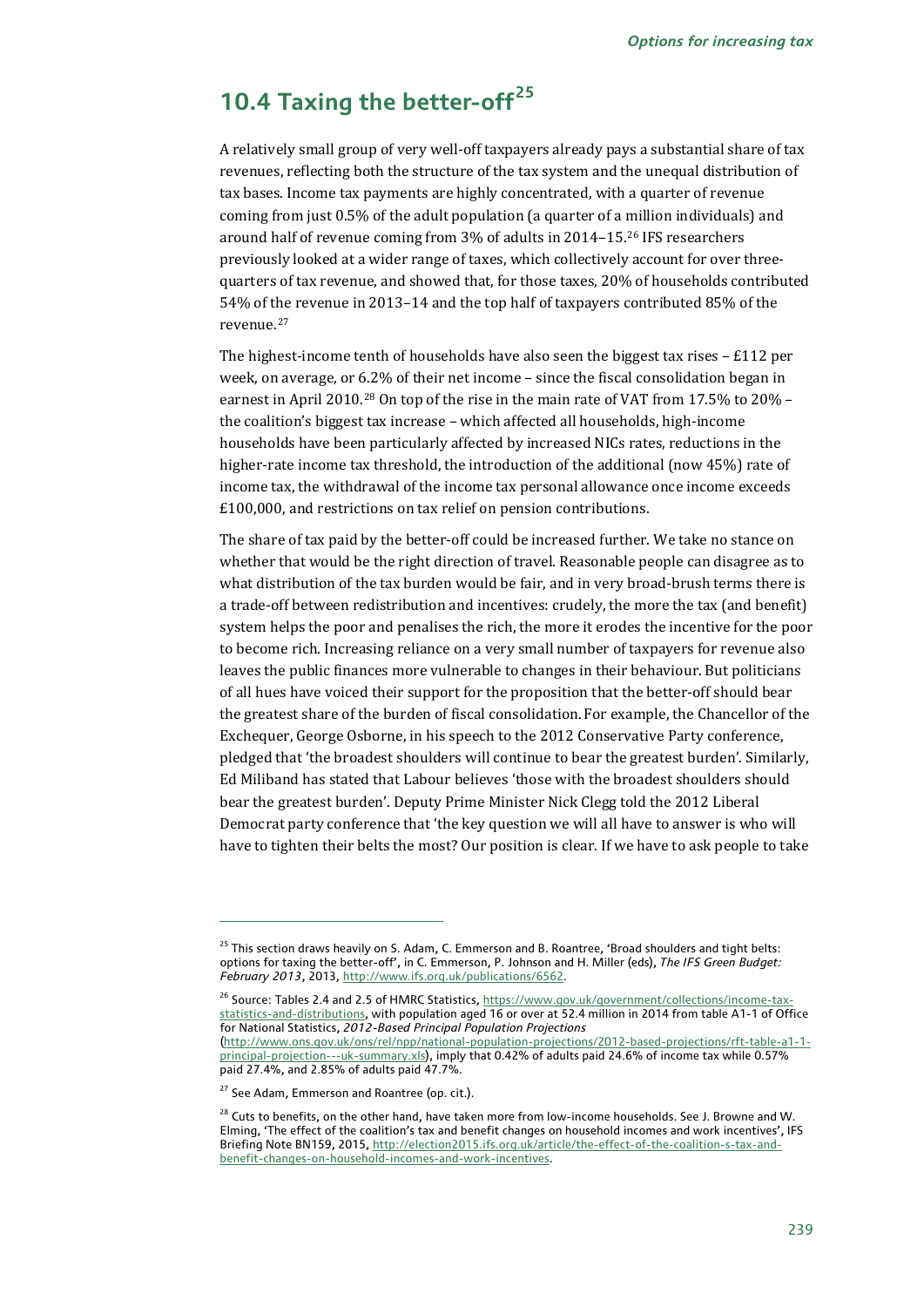## 10.4 Taxing the better-off[25]

A relatively small group of very well-off taxpayers already pays a substantial share of tax revenues, reflecting both the structure of the tax system and the unequal distribution of tax bases. Income tax payments are highly concentrated, with a quarter of revenue coming from just 0.5% of the adult population (a quarter of a million individuals) and around half of revenue coming from 3% of adults in 2014–15.[26] IFS researchers previously looked at a wider range of taxes, which collectively account for over three-quarters of tax revenue, and showed that, for those taxes, 20% of households contributed 54% of the revenue in 2013–14 and the top half of taxpayers contributed 85% of the revenue.[27]

The highest-income tenth of households have also seen the biggest tax rises – £112 per week, on average, or 6.2% of their net income – since the fiscal consolidation began in earnest in April 2010.[28] On top of the rise in the main rate of VAT from 17.5% to 20% – the coalition's biggest tax increase – which affected all households, high-income households have been particularly affected by increased NICs rates, reductions in the higher-rate income tax threshold, the introduction of the additional (now 45%) rate of income tax, the withdrawal of the income tax personal allowance once income exceeds £100,000, and restrictions on tax relief on pension contributions.

The share of tax paid by the better-off could be increased further. We take no stance on whether that would be the right direction of travel. Reasonable people can disagree as to what distribution of the tax burden would be fair, and in very broad-brush terms there is a trade-off between redistribution and incentives: crudely, the more the tax (and benefit) system helps the poor and penalises the rich, the more it erodes the incentive for the poor to become rich. Increasing reliance on a very small number of taxpayers for revenue also leaves the public finances more vulnerable to changes in their behaviour. But politicians of all hues have voiced their support for the proposition that the better-off should bear the greatest share of the burden of fiscal consolidation. For example, the Chancellor of the Exchequer, George Osborne, in his speech to the 2012 Conservative Party conference, pledged that 'the broadest shoulders will continue to bear the greatest burden'. Similarly, Ed Miliband has stated that Labour believes 'those with the broadest shoulders should bear the greatest burden'. Deputy Prime Minister Nick Clegg told the 2012 Liberal Democrat party conference that 'the key question we will all have to answer is who will have to tighten their belts the most? Our position is clear. If we have to ask people to take

---

[25] This section draws heavily on S. Adam, C. Emmerson and B. Roantree, 'Broad shoulders and tight belts: options for taxing the better-off', in C. Emmerson, P. Johnson and H. Miller (eds), *The IFS Green Budget: February 2013*, 2013, http://www.ifs.org.uk/publications/6562.

[26] Source: Tables 2.4 and 2.5 of HMRC Statistics, https://www.gov.uk/government/collections/income-tax-statistics-and-distributions, with population aged 16 or over at 52.4 million in 2014 from table A1-1 of Office for National Statistics, *2012-Based Principal Population Projections* (http://www.ons.gov.uk/ons/rel/npp/national-population-projections/2012-based-projections/rft-table-a1-1-principal-projection---uk-summary.xls), imply that 0.42% of adults paid 24.6% of income tax while 0.57% paid 27.4%, and 2.85% of adults paid 47.7%.

[27] See Adam, Emmerson and Roantree (op. cit.).

[28] Cuts to benefits, on the other hand, have taken more from low-income households. See J. Browne and W. Elming, 'The effect of the coalition's tax and benefit changes on household incomes and work incentives', IFS Briefing Note BN159, 2015, http://election2015.ifs.org.uk/article/the-effect-of-the-coalition-s-tax-and-benefit-changes-on-household-incomes-and-work-incentives.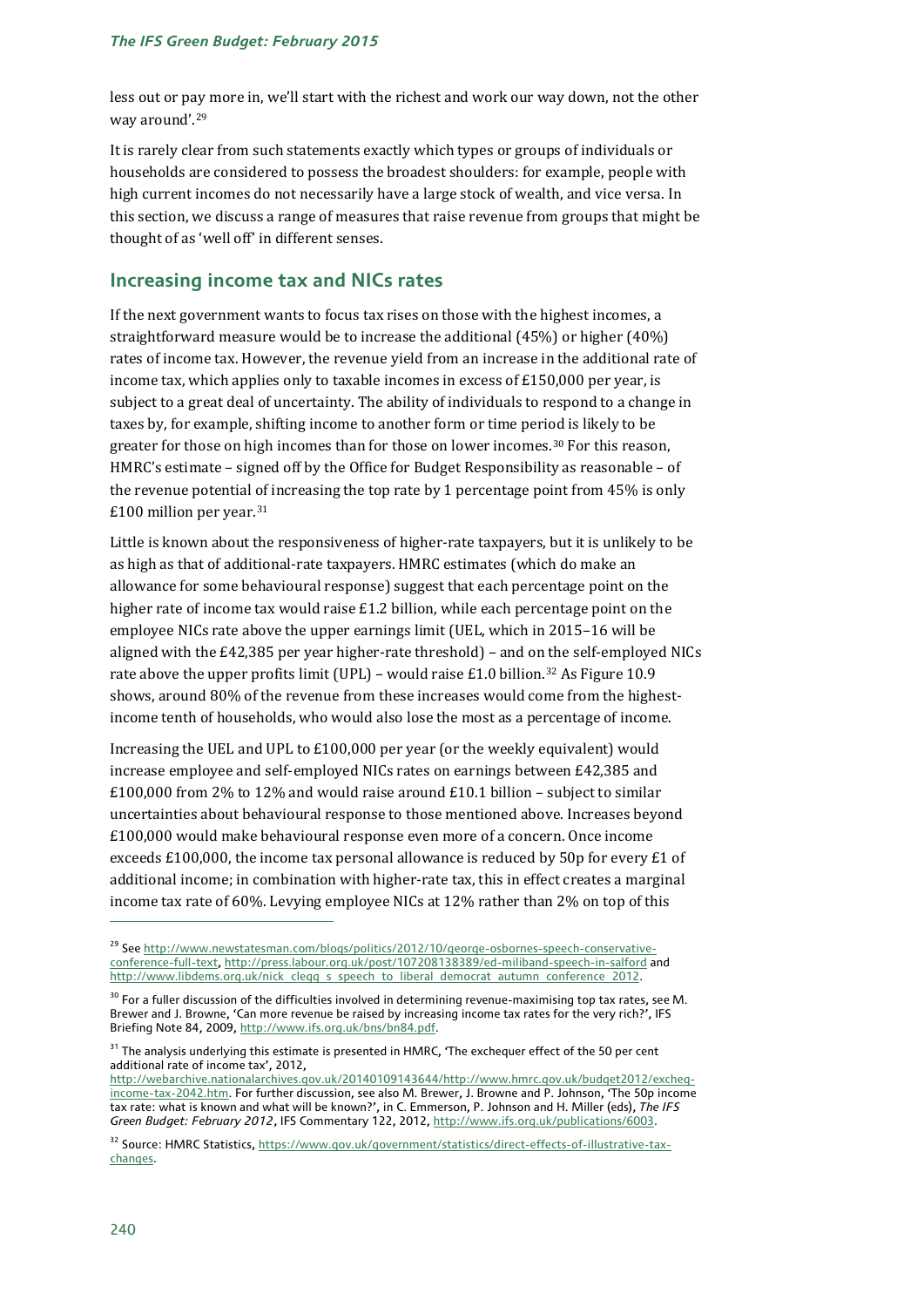less out or pay more in, we'll start with the richest and work our way down, not the other way around'.[29]

It is rarely clear from such statements exactly which types or groups of individuals or households are considered to possess the broadest shoulders: for example, people with high current incomes do not necessarily have a large stock of wealth, and vice versa. In this section, we discuss a range of measures that raise revenue from groups that might be thought of as 'well off' in different senses.

## Increasing income tax and NICs rates

If the next government wants to focus tax rises on those with the highest incomes, a straightforward measure would be to increase the additional (45%) or higher (40%) rates of income tax. However, the revenue yield from an increase in the additional rate of income tax, which applies only to taxable incomes in excess of £150,000 per year, is subject to a great deal of uncertainty. The ability of individuals to respond to a change in taxes by, for example, shifting income to another form or time period is likely to be greater for those on high incomes than for those on lower incomes.[30] For this reason, HMRC's estimate – signed off by the Office for Budget Responsibility as reasonable – of the revenue potential of increasing the top rate by 1 percentage point from 45% is only £100 million per year.[31]

Little is known about the responsiveness of higher-rate taxpayers, but it is unlikely to be as high as that of additional-rate taxpayers. HMRC estimates (which do make an allowance for some behavioural response) suggest that each percentage point on the higher rate of income tax would raise £1.2 billion, while each percentage point on the employee NICs rate above the upper earnings limit (UEL, which in 2015–16 will be aligned with the £42,385 per year higher-rate threshold) – and on the self-employed NICs rate above the upper profits limit (UPL) – would raise £1.0 billion.[32] As Figure 10.9 shows, around 80% of the revenue from these increases would come from the highest-income tenth of households, who would also lose the most as a percentage of income.

Increasing the UEL and UPL to £100,000 per year (or the weekly equivalent) would increase employee and self-employed NICs rates on earnings between £42,385 and £100,000 from 2% to 12% and would raise around £10.1 billion – subject to similar uncertainties about behavioural response to those mentioned above. Increases beyond £100,000 would make behavioural response even more of a concern. Once income exceeds £100,000, the income tax personal allowance is reduced by 50p for every £1 of additional income; in combination with higher-rate tax, this in effect creates a marginal income tax rate of 60%. Levying employee NICs at 12% rather than 2% on top of this

---

[29] See http://www.newstatesman.com/blogs/politics/2012/10/george-osbornes-speech-conservative-conference-full-text, http://press.labour.org.uk/post/107208138389/ed-miliband-speech-in-salford and http://www.libdems.org.uk/nick_clegg_s_speech_to_liberal_democrat_autumn_conference_2012.

[30] For a fuller discussion of the difficulties involved in determining revenue-maximising top tax rates, see M. Brewer and J. Browne, 'Can more revenue be raised by increasing income tax rates for the very rich?', IFS Briefing Note 84, 2009, http://www.ifs.org.uk/bns/bn84.pdf.

[31] The analysis underlying this estimate is presented in HMRC, 'The exchequer effect of the 50 per cent additional rate of income tax', 2012, http://webarchive.nationalarchives.gov.uk/20140109143644/http://www.hmrc.gov.uk/budget2012/excheq-income-tax-2042.htm. For further discussion, see also M. Brewer, J. Browne and P. Johnson, 'The 50p income tax rate: what is known and what will be known?', in C. Emmerson, P. Johnson and H. Miller (eds), *The IFS Green Budget: February 2012*, IFS Commentary 122, 2012, http://www.ifs.org.uk/publications/6003.

[32] Source: HMRC Statistics, https://www.gov.uk/government/statistics/direct-effects-of-illustrative-tax-changes.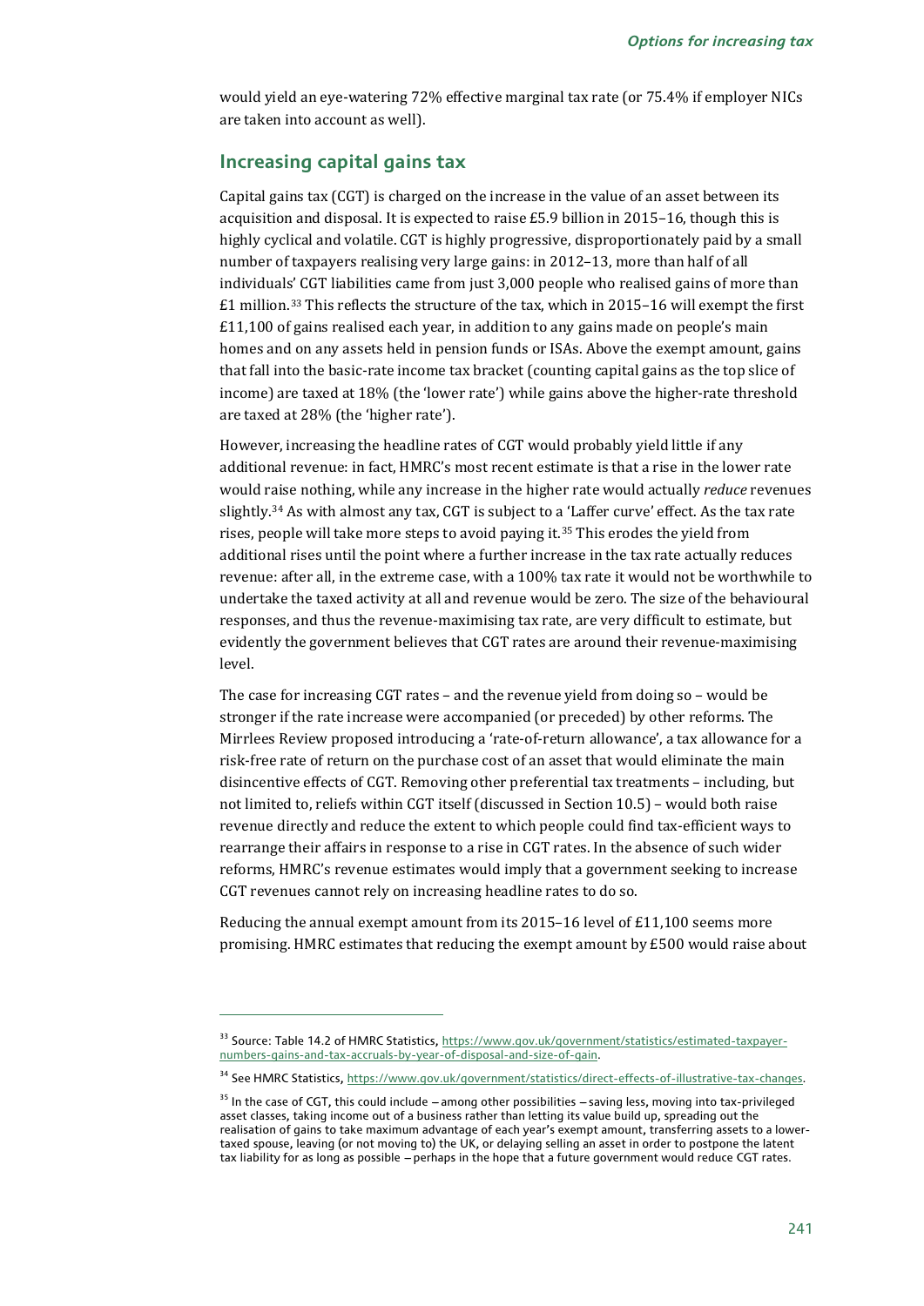would yield an eye-watering 72% effective marginal tax rate (or 75.4% if employer NICs are taken into account as well).

## Increasing capital gains tax

Capital gains tax (CGT) is charged on the increase in the value of an asset between its acquisition and disposal. It is expected to raise £5.9 billion in 2015–16, though this is highly cyclical and volatile. CGT is highly progressive, disproportionately paid by a small number of taxpayers realising very large gains: in 2012–13, more than half of all individuals' CGT liabilities came from just 3,000 people who realised gains of more than £1 million.[33] This reflects the structure of the tax, which in 2015–16 will exempt the first £11,100 of gains realised each year, in addition to any gains made on people's main homes and on any assets held in pension funds or ISAs. Above the exempt amount, gains that fall into the basic-rate income tax bracket (counting capital gains as the top slice of income) are taxed at 18% (the 'lower rate') while gains above the higher-rate threshold are taxed at 28% (the 'higher rate').

However, increasing the headline rates of CGT would probably yield little if any additional revenue: in fact, HMRC's most recent estimate is that a rise in the lower rate would raise nothing, while any increase in the higher rate would actually *reduce* revenues slightly.[34] As with almost any tax, CGT is subject to a 'Laffer curve' effect. As the tax rate rises, people will take more steps to avoid paying it.[35] This erodes the yield from additional rises until the point where a further increase in the tax rate actually reduces revenue: after all, in the extreme case, with a 100% tax rate it would not be worthwhile to undertake the taxed activity at all and revenue would be zero. The size of the behavioural responses, and thus the revenue-maximising tax rate, are very difficult to estimate, but evidently the government believes that CGT rates are around their revenue-maximising level.

The case for increasing CGT rates – and the revenue yield from doing so – would be stronger if the rate increase were accompanied (or preceded) by other reforms. The Mirrlees Review proposed introducing a 'rate-of-return allowance', a tax allowance for a risk-free rate of return on the purchase cost of an asset that would eliminate the main disincentive effects of CGT. Removing other preferential tax treatments – including, but not limited to, reliefs within CGT itself (discussed in Section 10.5) – would both raise revenue directly and reduce the extent to which people could find tax-efficient ways to rearrange their affairs in response to a rise in CGT rates. In the absence of such wider reforms, HMRC's revenue estimates would imply that a government seeking to increase CGT revenues cannot rely on increasing headline rates to do so.

Reducing the annual exempt amount from its 2015–16 level of £11,100 seems more promising. HMRC estimates that reducing the exempt amount by £500 would raise about

---

[33] Source: Table 14.2 of HMRC Statistics, https://www.gov.uk/government/statistics/estimated-taxpayer-numbers-gains-and-tax-accruals-by-year-of-disposal-and-size-of-gain.

[34] See HMRC Statistics, https://www.gov.uk/government/statistics/direct-effects-of-illustrative-tax-changes.

[35] In the case of CGT, this could include – among other possibilities – saving less, moving into tax-privileged asset classes, taking income out of a business rather than letting its value build up, spreading out the realisation of gains to take maximum advantage of each year's exempt amount, transferring assets to a lower-taxed spouse, leaving (or not moving to) the UK, or delaying selling an asset in order to postpone the latent tax liability for as long as possible – perhaps in the hope that a future government would reduce CGT rates.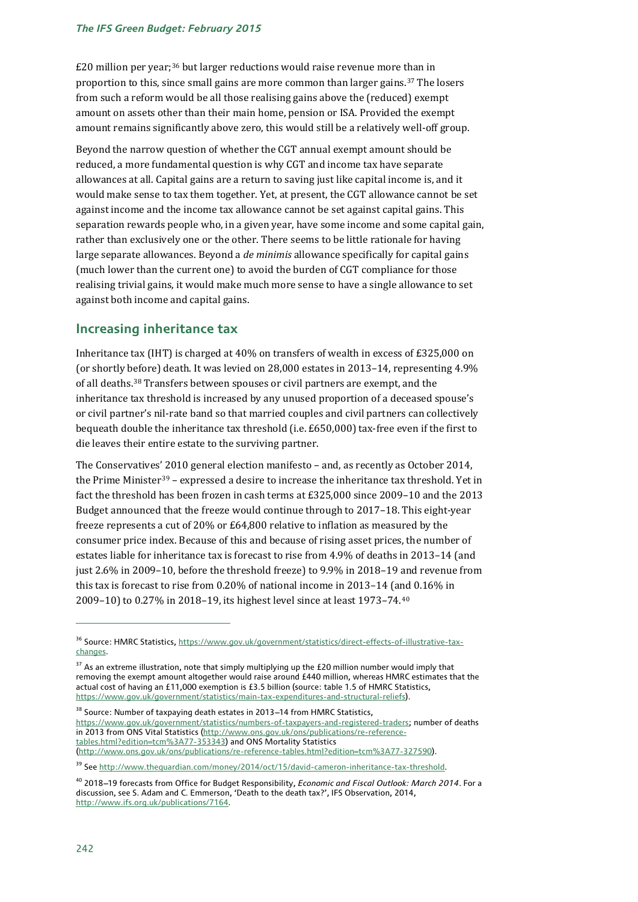£20 million per year;[36] but larger reductions would raise revenue more than in proportion to this, since small gains are more common than larger gains.[37] The losers from such a reform would be all those realising gains above the (reduced) exempt amount on assets other than their main home, pension or ISA. Provided the exempt amount remains significantly above zero, this would still be a relatively well-off group.

Beyond the narrow question of whether the CGT annual exempt amount should be reduced, a more fundamental question is why CGT and income tax have separate allowances at all. Capital gains are a return to saving just like capital income is, and it would make sense to tax them together. Yet, at present, the CGT allowance cannot be set against income and the income tax allowance cannot be set against capital gains. This separation rewards people who, in a given year, have some income and some capital gain, rather than exclusively one or the other. There seems to be little rationale for having large separate allowances. Beyond a *de minimis* allowance specifically for capital gains (much lower than the current one) to avoid the burden of CGT compliance for those realising trivial gains, it would make much more sense to have a single allowance to set against both income and capital gains.

## Increasing inheritance tax

Inheritance tax (IHT) is charged at 40% on transfers of wealth in excess of £325,000 on (or shortly before) death. It was levied on 28,000 estates in 2013–14, representing 4.9% of all deaths.[38] Transfers between spouses or civil partners are exempt, and the inheritance tax threshold is increased by any unused proportion of a deceased spouse's or civil partner's nil-rate band so that married couples and civil partners can collectively bequeath double the inheritance tax threshold (i.e. £650,000) tax-free even if the first to die leaves their entire estate to the surviving partner.

The Conservatives' 2010 general election manifesto – and, as recently as October 2014, the Prime Minister[39] – expressed a desire to increase the inheritance tax threshold. Yet in fact the threshold has been frozen in cash terms at £325,000 since 2009–10 and the 2013 Budget announced that the freeze would continue through to 2017–18. This eight-year freeze represents a cut of 20% or £64,800 relative to inflation as measured by the consumer price index. Because of this and because of rising asset prices, the number of estates liable for inheritance tax is forecast to rise from 4.9% of deaths in 2013–14 (and just 2.6% in 2009–10, before the threshold freeze) to 9.9% in 2018–19 and revenue from this tax is forecast to rise from 0.20% of national income in 2013–14 (and 0.16% in 2009–10) to 0.27% in 2018–19, its highest level since at least 1973–74.[40]

---

[36] Source: HMRC Statistics, https://www.gov.uk/government/statistics/direct-effects-of-illustrative-tax-changes.

[37] As an extreme illustration, note that simply multiplying up the £20 million number would imply that removing the exempt amount altogether would raise around £440 million, whereas HMRC estimates that the actual cost of having an £11,000 exemption is £3.5 billion (source: table 1.5 of HMRC Statistics, https://www.gov.uk/government/statistics/main-tax-expenditures-and-structural-reliefs).

[38] Source: Number of taxpaying death estates in 2013–14 from HMRC Statistics, https://www.gov.uk/government/statistics/numbers-of-taxpayers-and-registered-traders; number of deaths in 2013 from ONS Vital Statistics (http://www.ons.gov.uk/ons/publications/re-reference-tables.html?edition=tcm%3A77-353343) and ONS Mortality Statistics (http://www.ons.gov.uk/ons/publications/re-reference-tables.html?edition=tcm%3A77-327590).

[39] See http://www.theguardian.com/money/2014/oct/15/david-cameron-inheritance-tax-threshold.

[40] 2018–19 forecasts from Office for Budget Responsibility, *Economic and Fiscal Outlook: March 2014*. For a discussion, see S. Adam and C. Emmerson, 'Death to the death tax?', IFS Observation, 2014, http://www.ifs.org.uk/publications/7164.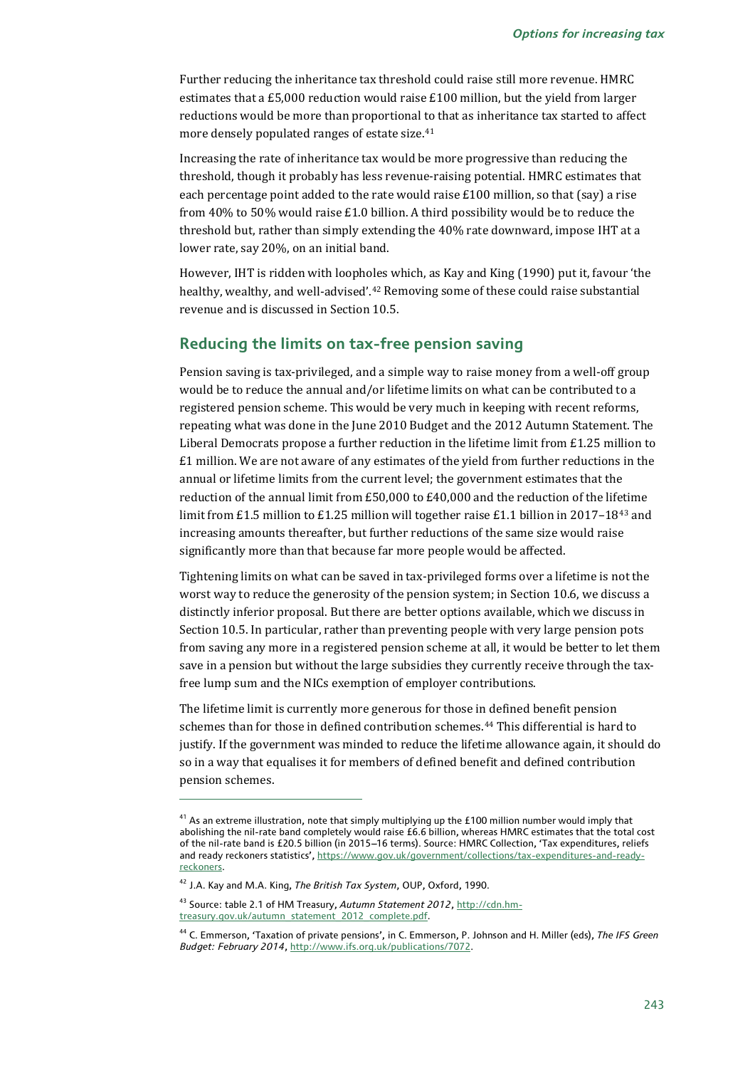Further reducing the inheritance tax threshold could raise still more revenue. HMRC estimates that a £5,000 reduction would raise £100 million, but the yield from larger reductions would be more than proportional to that as inheritance tax started to affect more densely populated ranges of estate size.[41]

Increasing the rate of inheritance tax would be more progressive than reducing the threshold, though it probably has less revenue-raising potential. HMRC estimates that each percentage point added to the rate would raise £100 million, so that (say) a rise from 40% to 50% would raise £1.0 billion. A third possibility would be to reduce the threshold but, rather than simply extending the 40% rate downward, impose IHT at a lower rate, say 20%, on an initial band.

However, IHT is ridden with loopholes which, as Kay and King (1990) put it, favour 'the healthy, wealthy, and well-advised'.[42] Removing some of these could raise substantial revenue and is discussed in Section 10.5.

## Reducing the limits on tax-free pension saving

Pension saving is tax-privileged, and a simple way to raise money from a well-off group would be to reduce the annual and/or lifetime limits on what can be contributed to a registered pension scheme. This would be very much in keeping with recent reforms, repeating what was done in the June 2010 Budget and the 2012 Autumn Statement. The Liberal Democrats propose a further reduction in the lifetime limit from £1.25 million to £1 million. We are not aware of any estimates of the yield from further reductions in the annual or lifetime limits from the current level; the government estimates that the reduction of the annual limit from £50,000 to £40,000 and the reduction of the lifetime limit from £1.5 million to £1.25 million will together raise £1.1 billion in 2017–18[43] and increasing amounts thereafter, but further reductions of the same size would raise significantly more than that because far more people would be affected.

Tightening limits on what can be saved in tax-privileged forms over a lifetime is not the worst way to reduce the generosity of the pension system; in Section 10.6, we discuss a distinctly inferior proposal. But there are better options available, which we discuss in Section 10.5. In particular, rather than preventing people with very large pension pots from saving any more in a registered pension scheme at all, it would be better to let them save in a pension but without the large subsidies they currently receive through the tax-free lump sum and the NICs exemption of employer contributions.

The lifetime limit is currently more generous for those in defined benefit pension schemes than for those in defined contribution schemes.[44] This differential is hard to justify. If the government was minded to reduce the lifetime allowance again, it should do so in a way that equalises it for members of defined benefit and defined contribution pension schemes.

---

[41] As an extreme illustration, note that simply multiplying up the £100 million number would imply that abolishing the nil-rate band completely would raise £6.6 billion, whereas HMRC estimates that the total cost of the nil-rate band is £20.5 billion (in 2015–16 terms). Source: HMRC Collection, 'Tax expenditures, reliefs and ready reckoners statistics', https://www.gov.uk/government/collections/tax-expenditures-and-ready-reckoners.

[42] J.A. Kay and M.A. King, *The British Tax System*, OUP, Oxford, 1990.

[43] Source: table 2.1 of HM Treasury, *Autumn Statement 2012*, http://cdn.hm-treasury.gov.uk/autumn_statement_2012_complete.pdf.

[44] C. Emmerson, 'Taxation of private pensions', in C. Emmerson, P. Johnson and H. Miller (eds), *The IFS Green Budget: February 2014*, http://www.ifs.org.uk/publications/7072.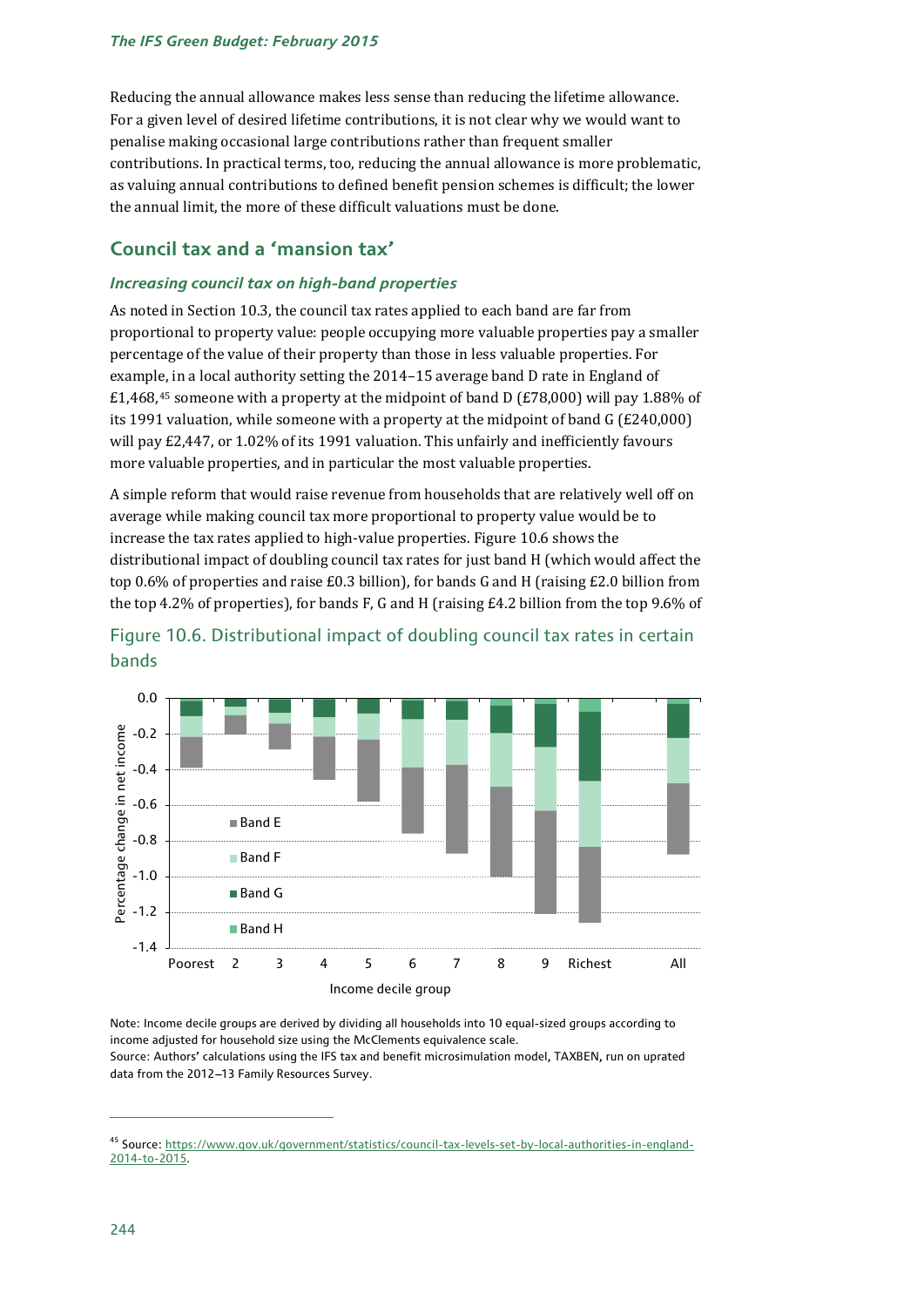Reducing the annual allowance makes less sense than reducing the lifetime allowance. For a given level of desired lifetime contributions, it is not clear why we would want to penalise making occasional large contributions rather than frequent smaller contributions. In practical terms, too, reducing the annual allowance is more problematic, as valuing annual contributions to defined benefit pension schemes is difficult; the lower the annual limit, the more of these difficult valuations must be done.

## Council tax and a 'mansion tax'

### *Increasing council tax on high-band properties*

As noted in Section 10.3, the council tax rates applied to each band are far from proportional to property value: people occupying more valuable properties pay a smaller percentage of the value of their property than those in less valuable properties. For example, in a local authority setting the 2014–15 average band D rate in England of £1,468,[45] someone with a property at the midpoint of band D (£78,000) will pay 1.88% of its 1991 valuation, while someone with a property at the midpoint of band G (£240,000) will pay £2,447, or 1.02% of its 1991 valuation. This unfairly and inefficiently favours more valuable properties, and in particular the most valuable properties.

A simple reform that would raise revenue from households that are relatively well off on average while making council tax more proportional to property value would be to increase the tax rates applied to high-value properties. Figure 10.6 shows the distributional impact of doubling council tax rates for just band H (which would affect the top 0.6% of properties and raise £0.3 billion), for bands G and H (raising £2.0 billion from the top 4.2% of properties), for bands F, G and H (raising £4.2 billion from the top 9.6% of

Figure 10.6. Distributional impact of doubling council tax rates in certain bands

Note: Income decile groups are derived by dividing all households into 10 equal-sized groups according to income adjusted for household size using the McClements equivalence scale.

Source: Authors' calculations using the IFS tax and benefit microsimulation model, TAXBEN, run on uprated data from the 2012–13 Family Resources Survey.

---

[45] Source: https://www.gov.uk/government/statistics/council-tax-levels-set-by-local-authorities-in-england-2014-to-2015.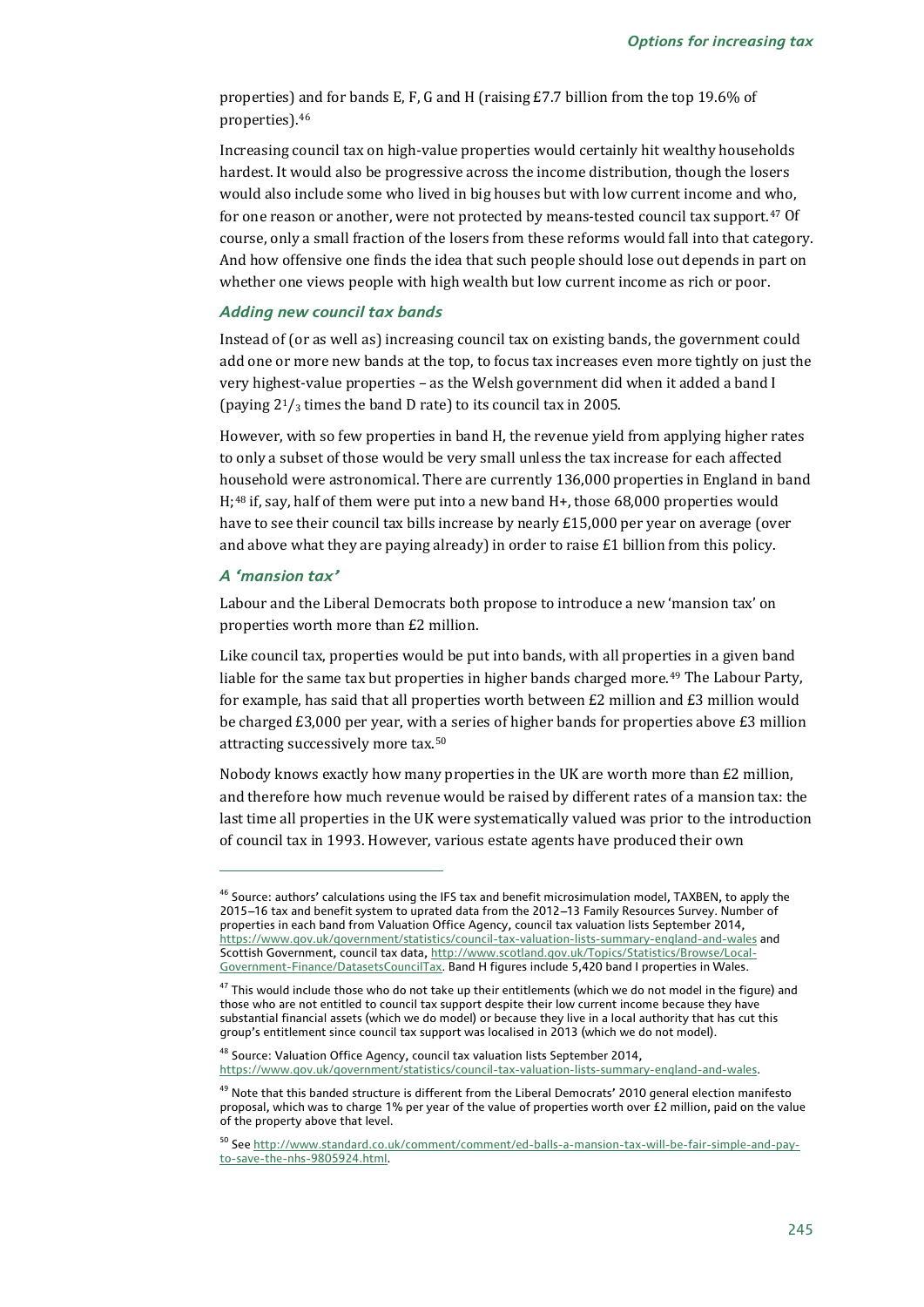properties) and for bands E, F, G and H (raising £7.7 billion from the top 19.6% of properties).[46]

Increasing council tax on high-value properties would certainly hit wealthy households hardest. It would also be progressive across the income distribution, though the losers would also include some who lived in big houses but with low current income and who, for one reason or another, were not protected by means-tested council tax support.[47] Of course, only a small fraction of the losers from these reforms would fall into that category. And how offensive one finds the idea that such people should lose out depends in part on whether one views people with high wealth but low current income as rich or poor.

### *Adding new council tax bands*

Instead of (or as well as) increasing council tax on existing bands, the government could add one or more new bands at the top, to focus tax increases even more tightly on just the very highest-value properties – as the Welsh government did when it added a band I (paying $2^1/_3$ times the band D rate) to its council tax in 2005.

However, with so few properties in band H, the revenue yield from applying higher rates to only a subset of those would be very small unless the tax increase for each affected household were astronomical. There are currently 136,000 properties in England in band H;[48] if, say, half of them were put into a new band H+, those 68,000 properties would have to see their council tax bills increase by nearly £15,000 per year on average (over and above what they are paying already) in order to raise £1 billion from this policy.

### *A 'mansion tax'*

Labour and the Liberal Democrats both propose to introduce a new 'mansion tax' on properties worth more than £2 million.

Like council tax, properties would be put into bands, with all properties in a given band liable for the same tax but properties in higher bands charged more.[49] The Labour Party, for example, has said that all properties worth between £2 million and £3 million would be charged £3,000 per year, with a series of higher bands for properties above £3 million attracting successively more tax.[50]

Nobody knows exactly how many properties in the UK are worth more than £2 million, and therefore how much revenue would be raised by different rates of a mansion tax: the last time all properties in the UK were systematically valued was prior to the introduction of council tax in 1993. However, various estate agents have produced their own

---

[46] Source: authors' calculations using the IFS tax and benefit microsimulation model, TAXBEN, to apply the 2015–16 tax and benefit system to uprated data from the 2012–13 Family Resources Survey. Number of properties in each band from Valuation Office Agency, council tax valuation lists September 2014, https://www.gov.uk/government/statistics/council-tax-valuation-lists-summary-england-and-wales and Scottish Government, council tax data, http://www.scotland.gov.uk/Topics/Statistics/Browse/Local-Government-Finance/DatasetsCouncilTax. Band H figures include 5,420 band I properties in Wales.

[47] This would include those who do not take up their entitlements (which we do not model in the figure) and those who are not entitled to council tax support despite their low current income because they have substantial financial assets (which we do model) or because they live in a local authority that has cut this group's entitlement since council tax support was localised in 2013 (which we do not model).

[48] Source: Valuation Office Agency, council tax valuation lists September 2014, https://www.gov.uk/government/statistics/council-tax-valuation-lists-summary-england-and-wales.

[49] Note that this banded structure is different from the Liberal Democrats' 2010 general election manifesto proposal, which was to charge 1% per year of the value of properties worth over £2 million, paid on the value of the property above that level.

[50] See http://www.standard.co.uk/comment/comment/ed-balls-a-mansion-tax-will-be-fair-simple-and-pay-to-save-the-nhs-9805924.html.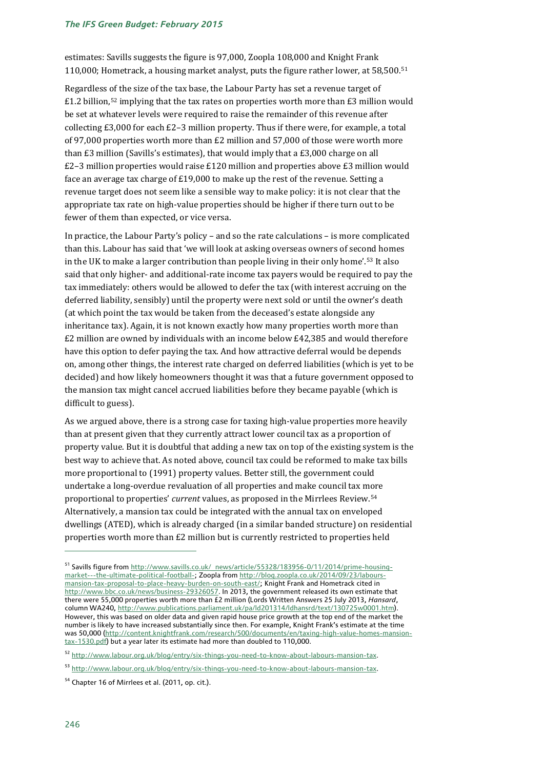estimates: Savills suggests the figure is 97,000, Zoopla 108,000 and Knight Frank 110,000; Hometrack, a housing market analyst, puts the figure rather lower, at 58,500.[51]

Regardless of the size of the tax base, the Labour Party has set a revenue target of £1.2 billion,[52] implying that the tax rates on properties worth more than £3 million would be set at whatever levels were required to raise the remainder of this revenue after collecting £3,000 for each £2–3 million property. Thus if there were, for example, a total of 97,000 properties worth more than £2 million and 57,000 of those were worth more than £3 million (Savills's estimates), that would imply that a £3,000 charge on all £2–3 million properties would raise £120 million and properties above £3 million would face an average tax charge of £19,000 to make up the rest of the revenue. Setting a revenue target does not seem like a sensible way to make policy: it is not clear that the appropriate tax rate on high-value properties should be higher if there turn out to be fewer of them than expected, or vice versa.

In practice, the Labour Party's policy – and so the rate calculations – is more complicated than this. Labour has said that 'we will look at asking overseas owners of second homes in the UK to make a larger contribution than people living in their only home'.[53] It also said that only higher- and additional-rate income tax payers would be required to pay the tax immediately: others would be allowed to defer the tax (with interest accruing on the deferred liability, sensibly) until the property were next sold or until the owner's death (at which point the tax would be taken from the deceased's estate alongside any inheritance tax). Again, it is not known exactly how many properties worth more than £2 million are owned by individuals with an income below £42,385 and would therefore have this option to defer paying the tax. And how attractive deferral would be depends on, among other things, the interest rate charged on deferred liabilities (which is yet to be decided) and how likely homeowners thought it was that a future government opposed to the mansion tax might cancel accrued liabilities before they became payable (which is difficult to guess).

As we argued above, there is a strong case for taxing high-value properties more heavily than at present given that they currently attract lower council tax as a proportion of property value. But it is doubtful that adding a new tax on top of the existing system is the best way to achieve that. As noted above, council tax could be reformed to make tax bills more proportional to (1991) property values. Better still, the government could undertake a long-overdue revaluation of all properties and make council tax more proportional to properties' *current* values, as proposed in the Mirrlees Review.[54] Alternatively, a mansion tax could be integrated with the annual tax on enveloped dwellings (ATED), which is already charged (in a similar banded structure) on residential properties worth more than £2 million but is currently restricted to properties held

---

[51] Savills figure from http://www.savills.co.uk/_news/article/55328/183956-0/11/2014/prime-housing-market---the-ultimate-political-football-; Zoopla from http://blog.zoopla.co.uk/2014/09/23/labours-mansion-tax-proposal-to-place-heavy-burden-on-south-east/; Knight Frank and Hometrack cited in http://www.bbc.co.uk/news/business-29326057. In 2013, the government released its own estimate that there were 55,000 properties worth more than £2 million (Lords Written Answers 25 July 2013, *Hansard*, column WA240, http://www.publications.parliament.uk/pa/ld201314/ldhansrd/text/130725w0001.htm). However, this was based on older data and given rapid house price growth at the top end of the market the number is likely to have increased substantially since then. For example, Knight Frank's estimate at the time was 50,000 (http://content.knightfrank.com/research/500/documents/en/taxing-high-value-homes-mansion-tax-1530.pdf) but a year later its estimate had more than doubled to 110,000.

[52] http://www.labour.org.uk/blog/entry/six-things-you-need-to-know-about-labours-mansion-tax.

[53] http://www.labour.org.uk/blog/entry/six-things-you-need-to-know-about-labours-mansion-tax.

[54] Chapter 16 of Mirrlees et al. (2011, op. cit.).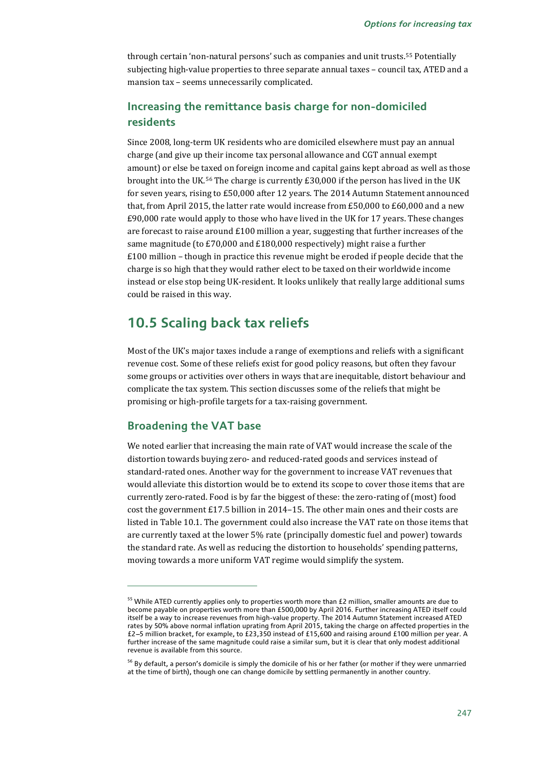through certain 'non-natural persons' such as companies and unit trusts.[55] Potentially subjecting high-value properties to three separate annual taxes – council tax, ATED and a mansion tax – seems unnecessarily complicated.

### Increasing the remittance basis charge for non-domiciled residents

Since 2008, long-term UK residents who are domiciled elsewhere must pay an annual charge (and give up their income tax personal allowance and CGT annual exempt amount) or else be taxed on foreign income and capital gains kept abroad as well as those brought into the UK.[56] The charge is currently £30,000 if the person has lived in the UK for seven years, rising to £50,000 after 12 years. The 2014 Autumn Statement announced that, from April 2015, the latter rate would increase from £50,000 to £60,000 and a new £90,000 rate would apply to those who have lived in the UK for 17 years. These changes are forecast to raise around £100 million a year, suggesting that further increases of the same magnitude (to £70,000 and £180,000 respectively) might raise a further £100 million – though in practice this revenue might be eroded if people decide that the charge is so high that they would rather elect to be taxed on their worldwide income instead or else stop being UK-resident. It looks unlikely that really large additional sums could be raised in this way.

## 10.5 Scaling back tax reliefs

Most of the UK's major taxes include a range of exemptions and reliefs with a significant revenue cost. Some of these reliefs exist for good policy reasons, but often they favour some groups or activities over others in ways that are inequitable, distort behaviour and complicate the tax system. This section discusses some of the reliefs that might be promising or high-profile targets for a tax-raising government.

### Broadening the VAT base

We noted earlier that increasing the main rate of VAT would increase the scale of the distortion towards buying zero- and reduced-rated goods and services instead of standard-rated ones. Another way for the government to increase VAT revenues that would alleviate this distortion would be to extend its scope to cover those items that are currently zero-rated. Food is by far the biggest of these: the zero-rating of (most) food cost the government £17.5 billion in 2014–15. The other main ones and their costs are listed in Table 10.1. The government could also increase the VAT rate on those items that are currently taxed at the lower 5% rate (principally domestic fuel and power) towards the standard rate. As well as reducing the distortion to households' spending patterns, moving towards a more uniform VAT regime would simplify the system.

---

[55] While ATED currently applies only to properties worth more than £2 million, smaller amounts are due to become payable on properties worth more than £500,000 by April 2016. Further increasing ATED itself could itself be a way to increase revenues from high-value property. The 2014 Autumn Statement increased ATED rates by 50% above normal inflation uprating from April 2015, taking the charge on affected properties in the £2–5 million bracket, for example, to £23,350 instead of £15,600 and raising around £100 million per year. A further increase of the same magnitude could raise a similar sum, but it is clear that only modest additional revenue is available from this source.

[56] By default, a person's domicile is simply the domicile of his or her father (or mother if they were unmarried at the time of birth), though one can change domicile by settling permanently in another country.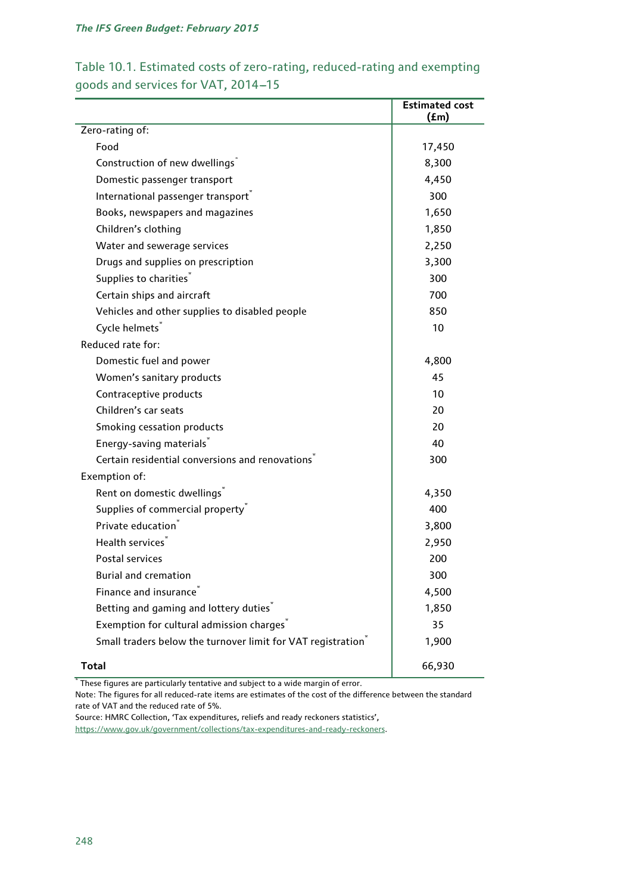Table 10.1. Estimated costs of zero-rating, reduced-rating and exempting goods and services for VAT, 2014–15

| | Estimated cost (£m) |
|---|---|
| Zero-rating of: | |
| Food | 17,450 |
| Construction of new dwellings* | 8,300 |
| Domestic passenger transport | 4,450 |
| International passenger transport* | 300 |
| Books, newspapers and magazines | 1,650 |
| Children's clothing | 1,850 |
| Water and sewerage services | 2,250 |
| Drugs and supplies on prescription | 3,300 |
| Supplies to charities* | 300 |
| Certain ships and aircraft | 700 |
| Vehicles and other supplies to disabled people | 850 |
| Cycle helmets* | 10 |
| Reduced rate for: | |
| Domestic fuel and power | 4,800 |
| Women's sanitary products | 45 |
| Contraceptive products | 10 |
| Children's car seats | 20 |
| Smoking cessation products | 20 |
| Energy-saving materials* | 40 |
| Certain residential conversions and renovations* | 300 |
| Exemption of: | |
| Rent on domestic dwellings* | 4,350 |
| Supplies of commercial property* | 400 |
| Private education* | 3,800 |
| Health services* | 2,950 |
| Postal services | 200 |
| Burial and cremation | 300 |
| Finance and insurance* | 4,500 |
| Betting and gaming and lottery duties* | 1,850 |
| Exemption for cultural admission charges* | 35 |
| Small traders below the turnover limit for VAT registration* | 1,900 |
| **Total** | 66,930 |

* These figures are particularly tentative and subject to a wide margin of error.

Note: The figures for all reduced-rate items are estimates of the cost of the difference between the standard rate of VAT and the reduced rate of 5%.

Source: HMRC Collection, 'Tax expenditures, reliefs and ready reckoners statistics', https://www.gov.uk/government/collections/tax-expenditures-and-ready-reckoners.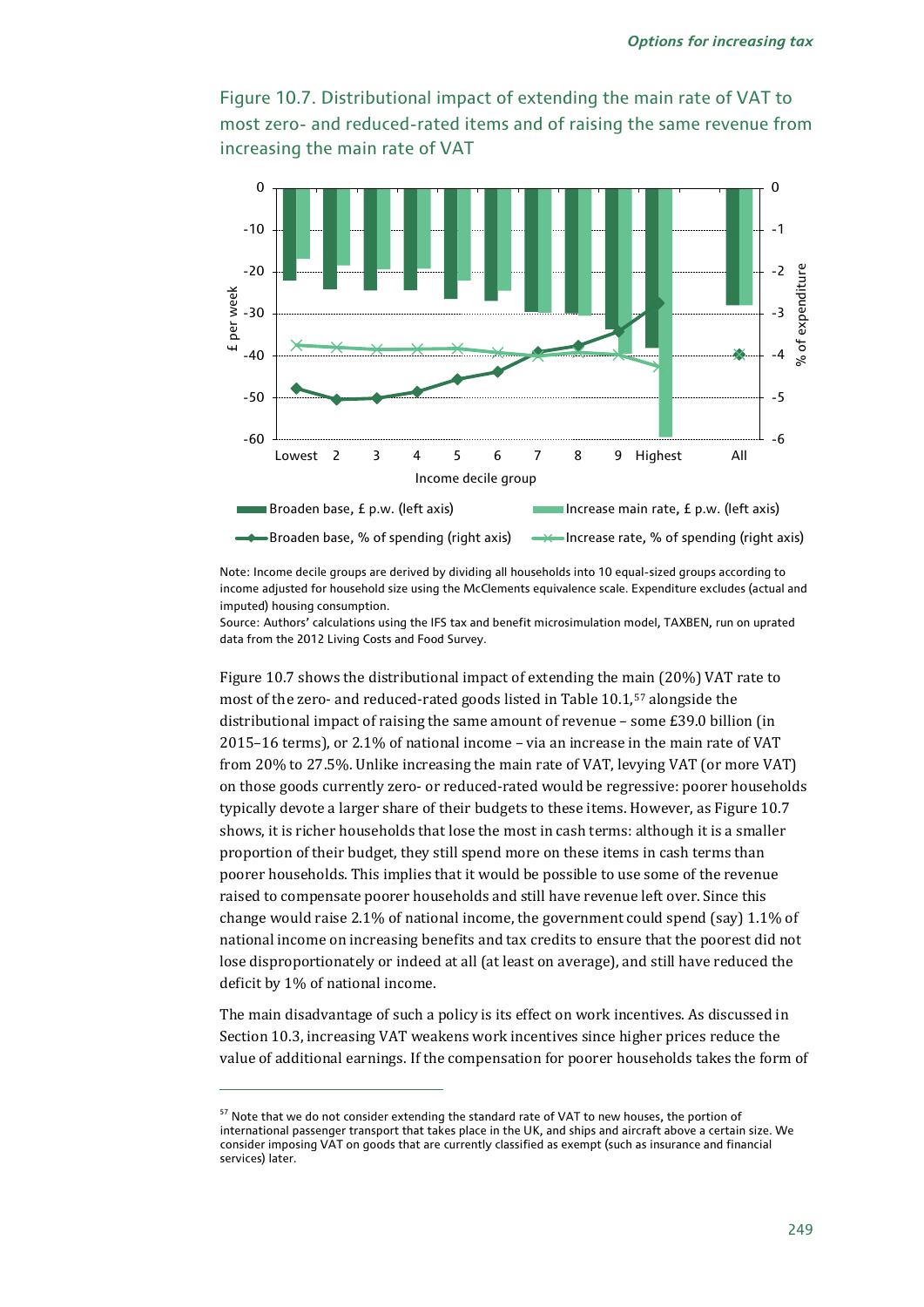Figure 10.7. Distributional impact of extending the main rate of VAT to most zero- and reduced-rated items and of raising the same revenue from increasing the main rate of VAT

Note: Income decile groups are derived by dividing all households into 10 equal-sized groups according to income adjusted for household size using the McClements equivalence scale. Expenditure excludes (actual and imputed) housing consumption.
Source: Authors' calculations using the IFS tax and benefit microsimulation model, TAXBEN, run on uprated data from the 2012 Living Costs and Food Survey.

Figure 10.7 shows the distributional impact of extending the main (20%) VAT rate to most of the zero- and reduced-rated goods listed in Table 10.1,[57] alongside the distributional impact of raising the same amount of revenue – some £39.0 billion (in 2015–16 terms), or 2.1% of national income – via an increase in the main rate of VAT from 20% to 27.5%. Unlike increasing the main rate of VAT, levying VAT (or more VAT) on those goods currently zero- or reduced-rated would be regressive: poorer households typically devote a larger share of their budgets to these items. However, as Figure 10.7 shows, it is richer households that lose the most in cash terms: although it is a smaller proportion of their budget, they still spend more on these items in cash terms than poorer households. This implies that it would be possible to use some of the revenue raised to compensate poorer households and still have revenue left over. Since this change would raise 2.1% of national income, the government could spend (say) 1.1% of national income on increasing benefits and tax credits to ensure that the poorest did not lose disproportionately or indeed at all (at least on average), and still have reduced the deficit by 1% of national income.

The main disadvantage of such a policy is its effect on work incentives. As discussed in Section 10.3, increasing VAT weakens work incentives since higher prices reduce the value of additional earnings. If the compensation for poorer households takes the form of

[57] Note that we do not consider extending the standard rate of VAT to new houses, the portion of international passenger transport that takes place in the UK, and ships and aircraft above a certain size. We consider imposing VAT on goods that are currently classified as exempt (such as insurance and financial services) later.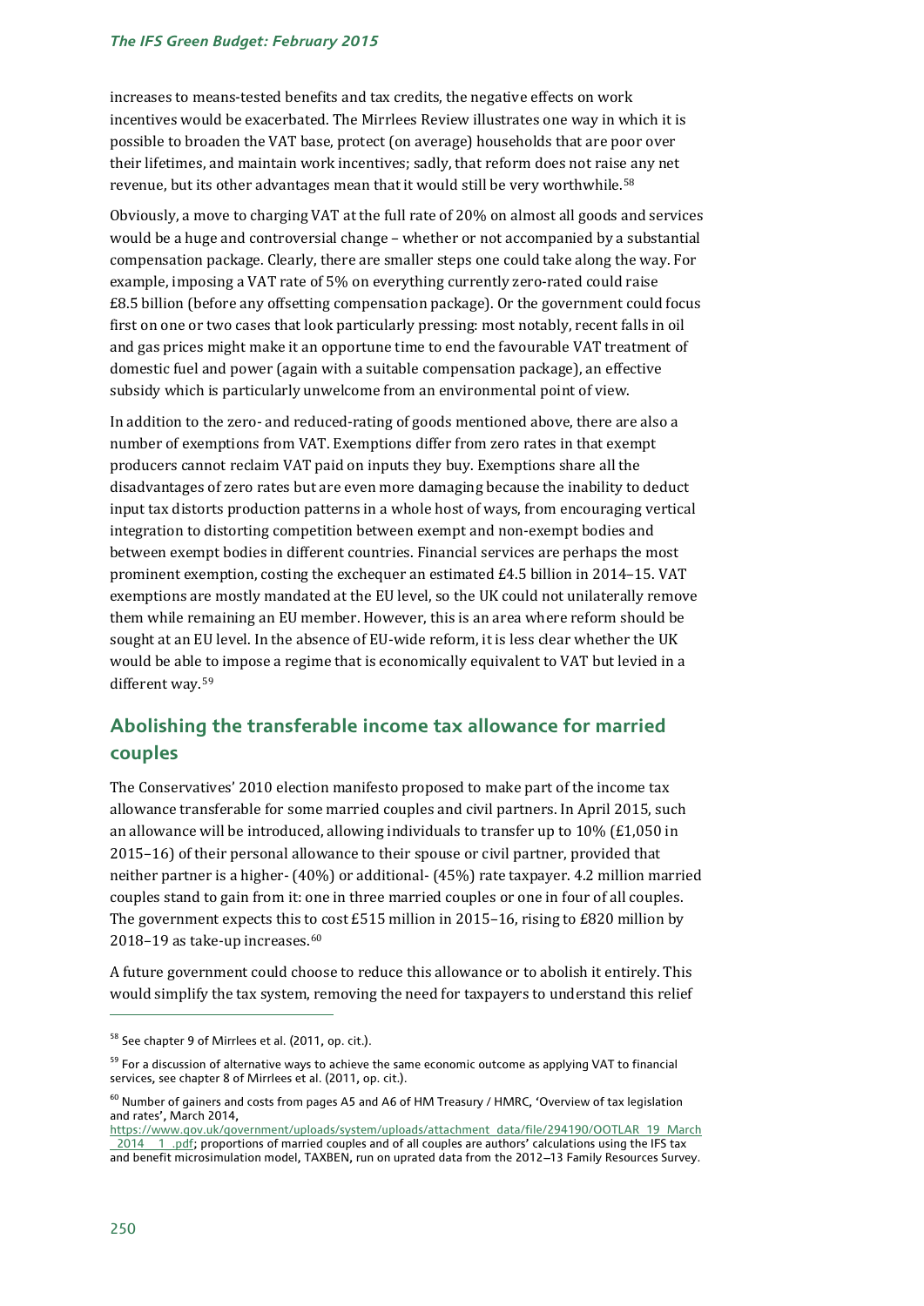increases to means-tested benefits and tax credits, the negative effects on work incentives would be exacerbated. The Mirrlees Review illustrates one way in which it is possible to broaden the VAT base, protect (on average) households that are poor over their lifetimes, and maintain work incentives; sadly, that reform does not raise any net revenue, but its other advantages mean that it would still be very worthwhile.[58]

Obviously, a move to charging VAT at the full rate of 20% on almost all goods and services would be a huge and controversial change – whether or not accompanied by a substantial compensation package. Clearly, there are smaller steps one could take along the way. For example, imposing a VAT rate of 5% on everything currently zero-rated could raise £8.5 billion (before any offsetting compensation package). Or the government could focus first on one or two cases that look particularly pressing: most notably, recent falls in oil and gas prices might make it an opportune time to end the favourable VAT treatment of domestic fuel and power (again with a suitable compensation package), an effective subsidy which is particularly unwelcome from an environmental point of view.

In addition to the zero- and reduced-rating of goods mentioned above, there are also a number of exemptions from VAT. Exemptions differ from zero rates in that exempt producers cannot reclaim VAT paid on inputs they buy. Exemptions share all the disadvantages of zero rates but are even more damaging because the inability to deduct input tax distorts production patterns in a whole host of ways, from encouraging vertical integration to distorting competition between exempt and non-exempt bodies and between exempt bodies in different countries. Financial services are perhaps the most prominent exemption, costing the exchequer an estimated £4.5 billion in 2014–15. VAT exemptions are mostly mandated at the EU level, so the UK could not unilaterally remove them while remaining an EU member. However, this is an area where reform should be sought at an EU level. In the absence of EU-wide reform, it is less clear whether the UK would be able to impose a regime that is economically equivalent to VAT but levied in a different way.[59]

## Abolishing the transferable income tax allowance for married couples

The Conservatives' 2010 election manifesto proposed to make part of the income tax allowance transferable for some married couples and civil partners. In April 2015, such an allowance will be introduced, allowing individuals to transfer up to 10% (£1,050 in 2015–16) of their personal allowance to their spouse or civil partner, provided that neither partner is a higher- (40%) or additional- (45%) rate taxpayer. 4.2 million married couples stand to gain from it: one in three married couples or one in four of all couples. The government expects this to cost £515 million in 2015–16, rising to £820 million by 2018–19 as take-up increases.[60]

A future government could choose to reduce this allowance or to abolish it entirely. This would simplify the tax system, removing the need for taxpayers to understand this relief

---

[58] See chapter 9 of Mirrlees et al. (2011, op. cit.).

[59] For a discussion of alternative ways to achieve the same economic outcome as applying VAT to financial services, see chapter 8 of Mirrlees et al. (2011, op. cit.).

[60] Number of gainers and costs from pages A5 and A6 of HM Treasury / HMRC, 'Overview of tax legislation and rates', March 2014, https://www.gov.uk/government/uploads/system/uploads/attachment_data/file/294190/OOTLAR_19_March_2014__1_.pdf; proportions of married couples and of all couples are authors' calculations using the IFS tax and benefit microsimulation model, TAXBEN, run on uprated data from the 2012–13 Family Resources Survey.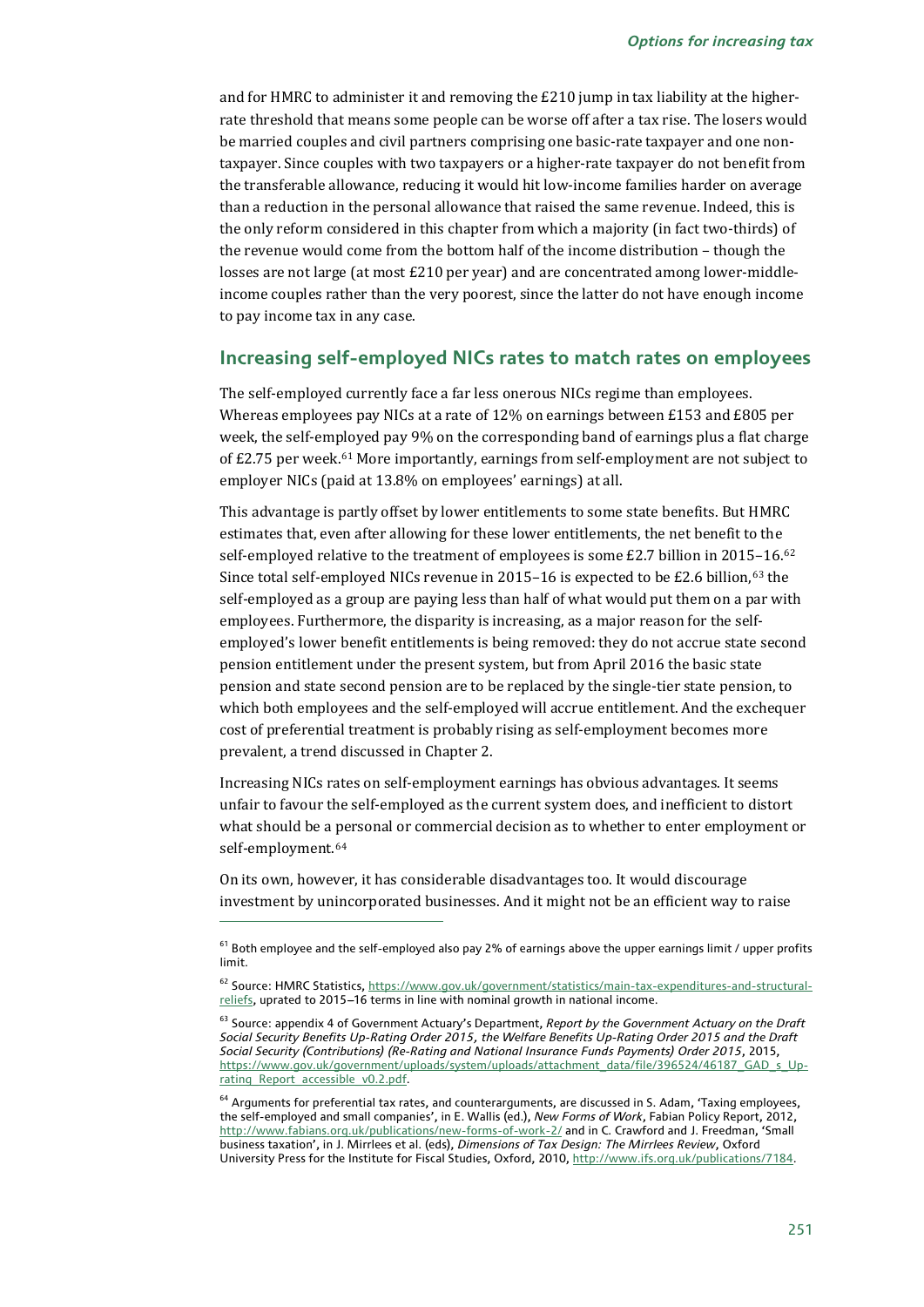and for HMRC to administer it and removing the £210 jump in tax liability at the higher-rate threshold that means some people can be worse off after a tax rise. The losers would be married couples and civil partners comprising one basic-rate taxpayer and one non-taxpayer. Since couples with two taxpayers or a higher-rate taxpayer do not benefit from the transferable allowance, reducing it would hit low-income families harder on average than a reduction in the personal allowance that raised the same revenue. Indeed, this is the only reform considered in this chapter from which a majority (in fact two-thirds) of the revenue would come from the bottom half of the income distribution – though the losses are not large (at most £210 per year) and are concentrated among lower-middle-income couples rather than the very poorest, since the latter do not have enough income to pay income tax in any case.

## Increasing self-employed NICs rates to match rates on employees

The self-employed currently face a far less onerous NICs regime than employees. Whereas employees pay NICs at a rate of 12% on earnings between £153 and £805 per week, the self-employed pay 9% on the corresponding band of earnings plus a flat charge of £2.75 per week.[61] More importantly, earnings from self-employment are not subject to employer NICs (paid at 13.8% on employees' earnings) at all.

This advantage is partly offset by lower entitlements to some state benefits. But HMRC estimates that, even after allowing for these lower entitlements, the net benefit to the self-employed relative to the treatment of employees is some £2.7 billion in 2015–16.[62] Since total self-employed NICs revenue in 2015–16 is expected to be £2.6 billion,[63] the self-employed as a group are paying less than half of what would put them on a par with employees. Furthermore, the disparity is increasing, as a major reason for the self-employed's lower benefit entitlements is being removed: they do not accrue state second pension entitlement under the present system, but from April 2016 the basic state pension and state second pension are to be replaced by the single-tier state pension, to which both employees and the self-employed will accrue entitlement. And the exchequer cost of preferential treatment is probably rising as self-employment becomes more prevalent, a trend discussed in Chapter 2.

Increasing NICs rates on self-employment earnings has obvious advantages. It seems unfair to favour the self-employed as the current system does, and inefficient to distort what should be a personal or commercial decision as to whether to enter employment or self-employment.[64]

On its own, however, it has considerable disadvantages too. It would discourage investment by unincorporated businesses. And it might not be an efficient way to raise

---

[61] Both employee and the self-employed also pay 2% of earnings above the upper earnings limit / upper profits limit.

[62] Source: HMRC Statistics, https://www.gov.uk/government/statistics/main-tax-expenditures-and-structural-reliefs, uprated to 2015–16 terms in line with nominal growth in national income.

[63] Source: appendix 4 of Government Actuary's Department, *Report by the Government Actuary on the Draft Social Security Benefits Up-Rating Order 2015, the Welfare Benefits Up-Rating Order 2015 and the Draft Social Security (Contributions) (Re-Rating and National Insurance Funds Payments) Order 2015*, 2015, https://www.gov.uk/government/uploads/system/uploads/attachment_data/file/396524/46187_GAD_s_Up-rating_Report_accessible_v0.2.pdf.

[64] Arguments for preferential tax rates, and counterarguments, are discussed in S. Adam, 'Taxing employees, the self-employed and small companies', in E. Wallis (ed.), *New Forms of Work*, Fabian Policy Report, 2012, http://www.fabians.org.uk/publications/new-forms-of-work-2/ and in C. Crawford and J. Freedman, 'Small business taxation', in J. Mirrlees et al. (eds), *Dimensions of Tax Design: The Mirrlees Review*, Oxford University Press for the Institute for Fiscal Studies, Oxford, 2010, http://www.ifs.org.uk/publications/7184.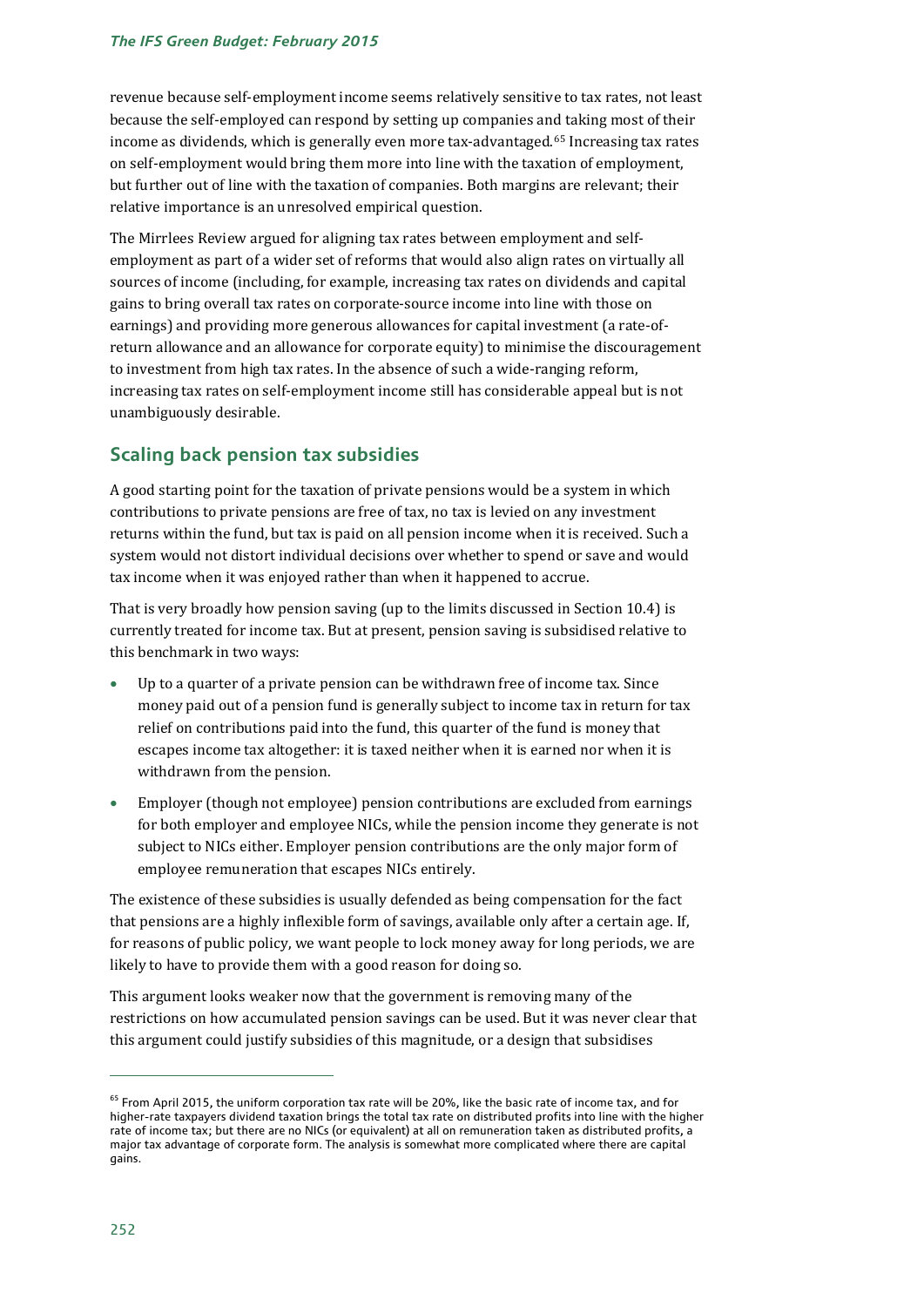revenue because self-employment income seems relatively sensitive to tax rates, not least because the self-employed can respond by setting up companies and taking most of their income as dividends, which is generally even more tax-advantaged.[65] Increasing tax rates on self-employment would bring them more into line with the taxation of employment, but further out of line with the taxation of companies. Both margins are relevant; their relative importance is an unresolved empirical question.

The Mirrlees Review argued for aligning tax rates between employment and self-employment as part of a wider set of reforms that would also align rates on virtually all sources of income (including, for example, increasing tax rates on dividends and capital gains to bring overall tax rates on corporate-source income into line with those on earnings) and providing more generous allowances for capital investment (a rate-of-return allowance and an allowance for corporate equity) to minimise the discouragement to investment from high tax rates. In the absence of such a wide-ranging reform, increasing tax rates on self-employment income still has considerable appeal but is not unambiguously desirable.

## Scaling back pension tax subsidies

A good starting point for the taxation of private pensions would be a system in which contributions to private pensions are free of tax, no tax is levied on any investment returns within the fund, but tax is paid on all pension income when it is received. Such a system would not distort individual decisions over whether to spend or save and would tax income when it was enjoyed rather than when it happened to accrue.

That is very broadly how pension saving (up to the limits discussed in Section 10.4) is currently treated for income tax. But at present, pension saving is subsidised relative to this benchmark in two ways:

- Up to a quarter of a private pension can be withdrawn free of income tax. Since money paid out of a pension fund is generally subject to income tax in return for tax relief on contributions paid into the fund, this quarter of the fund is money that escapes income tax altogether: it is taxed neither when it is earned nor when it is withdrawn from the pension.
- Employer (though not employee) pension contributions are excluded from earnings for both employer and employee NICs, while the pension income they generate is not subject to NICs either. Employer pension contributions are the only major form of employee remuneration that escapes NICs entirely.

The existence of these subsidies is usually defended as being compensation for the fact that pensions are a highly inflexible form of savings, available only after a certain age. If, for reasons of public policy, we want people to lock money away for long periods, we are likely to have to provide them with a good reason for doing so.

This argument looks weaker now that the government is removing many of the restrictions on how accumulated pension savings can be used. But it was never clear that this argument could justify subsidies of this magnitude, or a design that subsidises

---

[65] From April 2015, the uniform corporation tax rate will be 20%, like the basic rate of income tax, and for higher-rate taxpayers dividend taxation brings the total tax rate on distributed profits into line with the higher rate of income tax; but there are no NICs (or equivalent) at all on remuneration taken as distributed profits, a major tax advantage of corporate form. The analysis is somewhat more complicated where there are capital gains.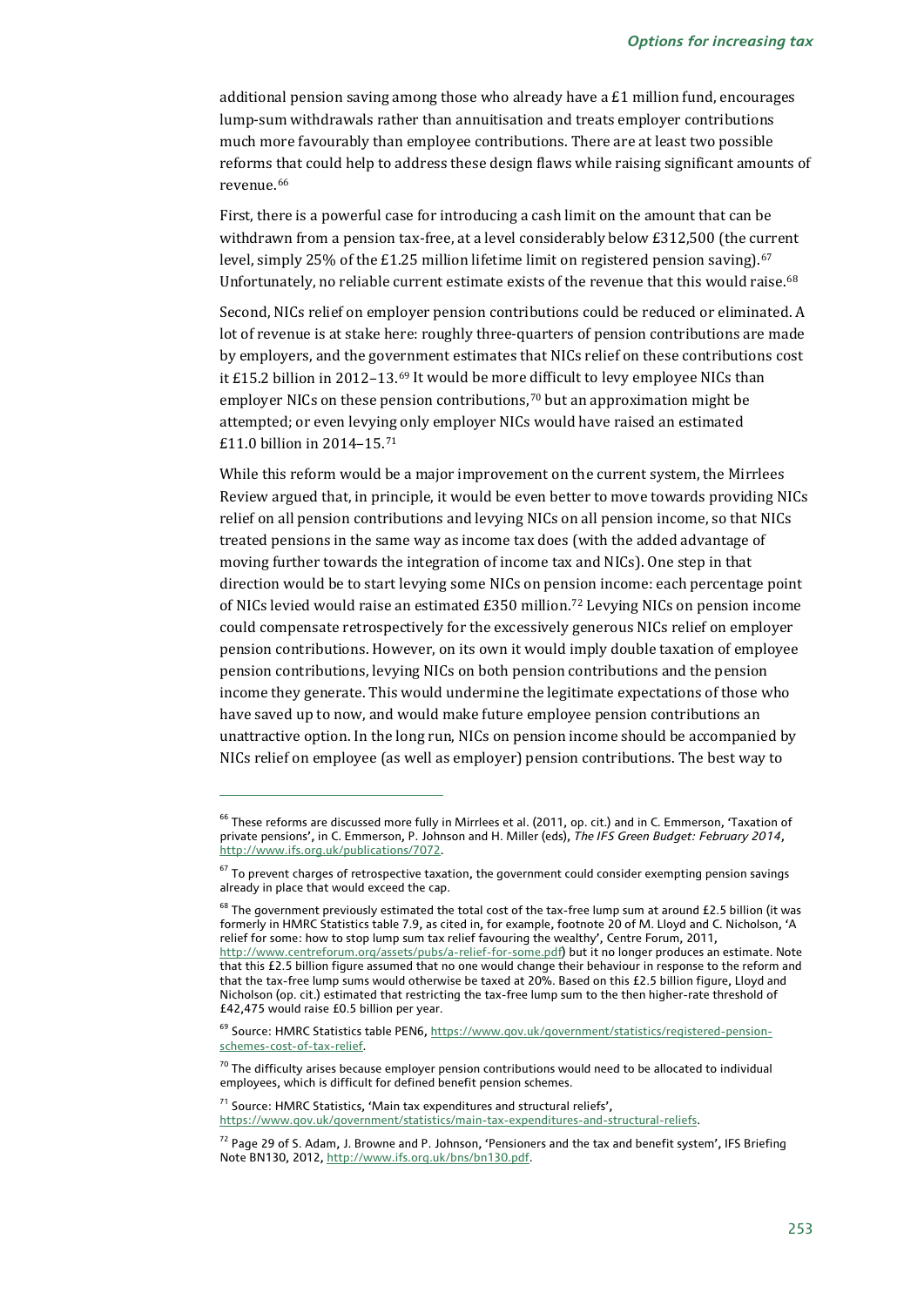additional pension saving among those who already have a £1 million fund, encourages lump-sum withdrawals rather than annuitisation and treats employer contributions much more favourably than employee contributions. There are at least two possible reforms that could help to address these design flaws while raising significant amounts of revenue.[66]

First, there is a powerful case for introducing a cash limit on the amount that can be withdrawn from a pension tax-free, at a level considerably below £312,500 (the current level, simply 25% of the £1.25 million lifetime limit on registered pension saving).[67] Unfortunately, no reliable current estimate exists of the revenue that this would raise.[68]

Second, NICs relief on employer pension contributions could be reduced or eliminated. A lot of revenue is at stake here: roughly three-quarters of pension contributions are made by employers, and the government estimates that NICs relief on these contributions cost it £15.2 billion in 2012–13.[69] It would be more difficult to levy employee NICs than employer NICs on these pension contributions,[70] but an approximation might be attempted; or even levying only employer NICs would have raised an estimated £11.0 billion in 2014–15.[71]

While this reform would be a major improvement on the current system, the Mirrlees Review argued that, in principle, it would be even better to move towards providing NICs relief on all pension contributions and levying NICs on all pension income, so that NICs treated pensions in the same way as income tax does (with the added advantage of moving further towards the integration of income tax and NICs). One step in that direction would be to start levying some NICs on pension income: each percentage point of NICs levied would raise an estimated £350 million.[72] Levying NICs on pension income could compensate retrospectively for the excessively generous NICs relief on employer pension contributions. However, on its own it would imply double taxation of employee pension contributions, levying NICs on both pension contributions and the pension income they generate. This would undermine the legitimate expectations of those who have saved up to now, and would make future employee pension contributions an unattractive option. In the long run, NICs on pension income should be accompanied by NICs relief on employee (as well as employer) pension contributions. The best way to

---

[66] These reforms are discussed more fully in Mirrlees et al. (2011, op. cit.) and in C. Emmerson, 'Taxation of private pensions', in C. Emmerson, P. Johnson and H. Miller (eds), *The IFS Green Budget: February 2014*, http://www.ifs.org.uk/publications/7072.

[67] To prevent charges of retrospective taxation, the government could consider exempting pension savings already in place that would exceed the cap.

[68] The government previously estimated the total cost of the tax-free lump sum at around £2.5 billion (it was formerly in HMRC Statistics table 7.9, as cited in, for example, footnote 20 of M. Lloyd and C. Nicholson, 'A relief for some: how to stop lump sum tax relief favouring the wealthy', Centre Forum, 2011, http://www.centreforum.org/assets/pubs/a-relief-for-some.pdf) but it no longer produces an estimate. Note that this £2.5 billion figure assumed that no one would change their behaviour in response to the reform and that the tax-free lump sums would otherwise be taxed at 20%. Based on this £2.5 billion figure, Lloyd and Nicholson (op. cit.) estimated that restricting the tax-free lump sum to the then higher-rate threshold of £42,475 would raise £0.5 billion per year.

[69] Source: HMRC Statistics table PEN6, https://www.gov.uk/government/statistics/registered-pension-schemes-cost-of-tax-relief.

[70] The difficulty arises because employer pension contributions would need to be allocated to individual employees, which is difficult for defined benefit pension schemes.

[71] Source: HMRC Statistics, 'Main tax expenditures and structural reliefs', https://www.gov.uk/government/statistics/main-tax-expenditures-and-structural-reliefs.

[72] Page 29 of S. Adam, J. Browne and P. Johnson, 'Pensioners and the tax and benefit system', IFS Briefing Note BN130, 2012, http://www.ifs.org.uk/bns/bn130.pdf.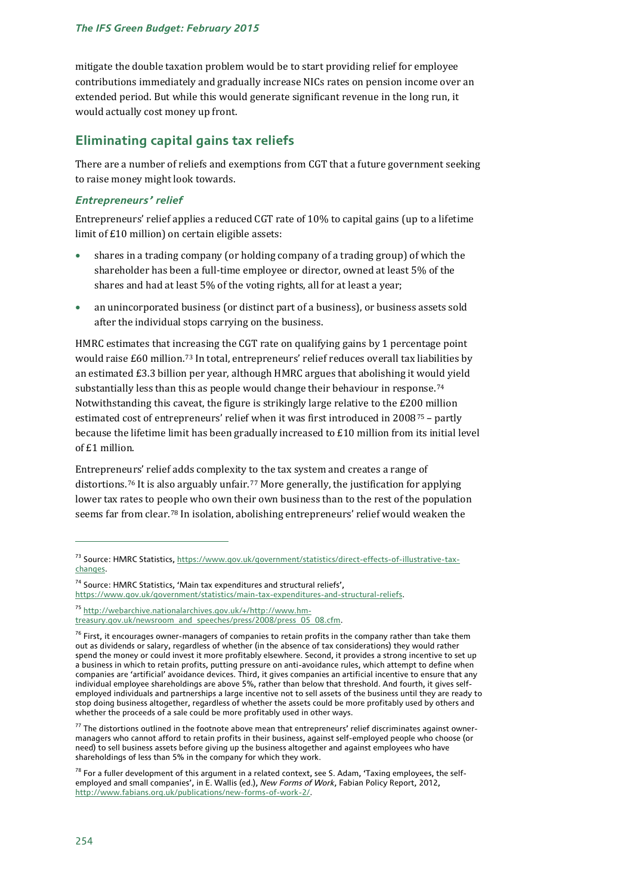mitigate the double taxation problem would be to start providing relief for employee contributions immediately and gradually increase NICs rates on pension income over an extended period. But while this would generate significant revenue in the long run, it would actually cost money up front.

## Eliminating capital gains tax reliefs

There are a number of reliefs and exemptions from CGT that a future government seeking to raise money might look towards.

### *Entrepreneurs' relief*

Entrepreneurs' relief applies a reduced CGT rate of 10% to capital gains (up to a lifetime limit of £10 million) on certain eligible assets:

- shares in a trading company (or holding company of a trading group) of which the shareholder has been a full-time employee or director, owned at least 5% of the shares and had at least 5% of the voting rights, all for at least a year;
- an unincorporated business (or distinct part of a business), or business assets sold after the individual stops carrying on the business.

HMRC estimates that increasing the CGT rate on qualifying gains by 1 percentage point would raise £60 million.[73] In total, entrepreneurs' relief reduces overall tax liabilities by an estimated £3.3 billion per year, although HMRC argues that abolishing it would yield substantially less than this as people would change their behaviour in response.[74] Notwithstanding this caveat, the figure is strikingly large relative to the £200 million estimated cost of entrepreneurs' relief when it was first introduced in 2008[75] – partly because the lifetime limit has been gradually increased to £10 million from its initial level of £1 million.

Entrepreneurs' relief adds complexity to the tax system and creates a range of distortions.[76] It is also arguably unfair.[77] More generally, the justification for applying lower tax rates to people who own their own business than to the rest of the population seems far from clear.[78] In isolation, abolishing entrepreneurs' relief would weaken the

---

[73] Source: HMRC Statistics, https://www.gov.uk/government/statistics/direct-effects-of-illustrative-tax-changes.

[74] Source: HMRC Statistics, 'Main tax expenditures and structural reliefs', https://www.gov.uk/government/statistics/main-tax-expenditures-and-structural-reliefs.

[75] http://webarchive.nationalarchives.gov.uk/+/http://www.hm-treasury.gov.uk/newsroom_and_speeches/press/2008/press_05_08.cfm.

[76] First, it encourages owner-managers of companies to retain profits in the company rather than take them out as dividends or salary, regardless of whether (in the absence of tax considerations) they would rather spend the money or could invest it more profitably elsewhere. Second, it provides a strong incentive to set up a business in which to retain profits, putting pressure on anti-avoidance rules, which attempt to define when companies are 'artificial' avoidance devices. Third, it gives companies an artificial incentive to ensure that any individual employee shareholdings are above 5%, rather than below that threshold. And fourth, it gives self-employed individuals and partnerships a large incentive not to sell assets of the business until they are ready to stop doing business altogether, regardless of whether the assets could be more profitably used by others and whether the proceeds of a sale could be more profitably used in other ways.

[77] The distortions outlined in the footnote above mean that entrepreneurs' relief discriminates against owner-managers who cannot afford to retain profits in their business, against self-employed people who choose (or need) to sell business assets before giving up the business altogether and against employees who have shareholdings of less than 5% in the company for which they work.

[78] For a fuller development of this argument in a related context, see S. Adam, 'Taxing employees, the self-employed and small companies', in E. Wallis (ed.), *New Forms of Work*, Fabian Policy Report, 2012, http://www.fabians.org.uk/publications/new-forms-of-work-2/.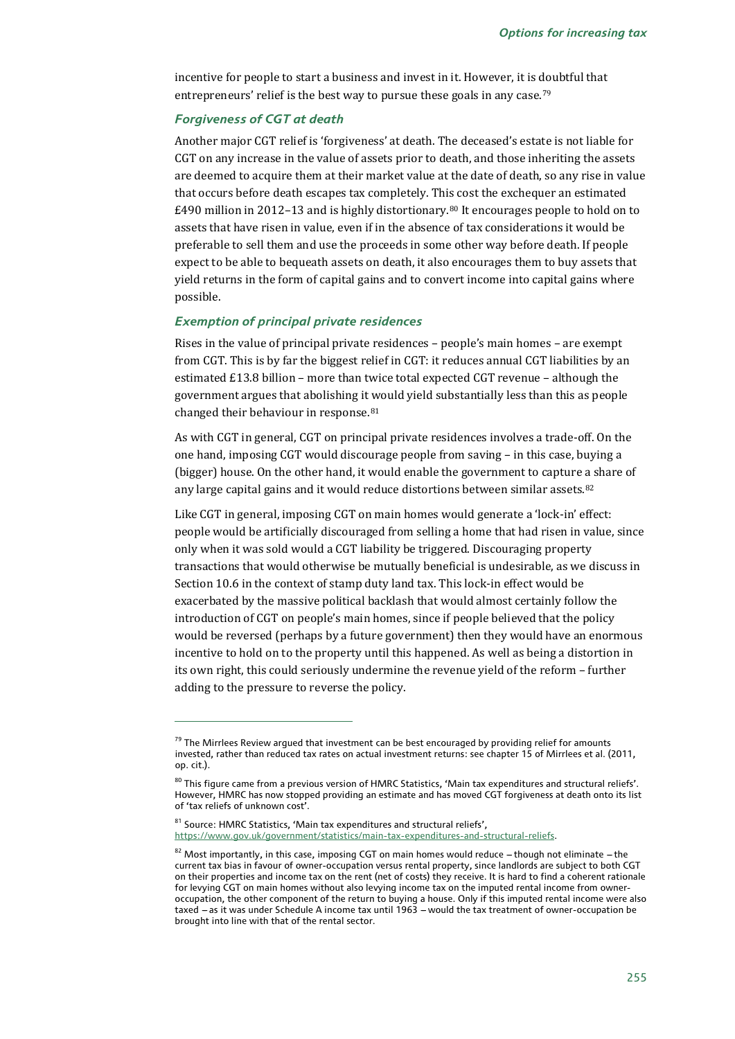incentive for people to start a business and invest in it. However, it is doubtful that entrepreneurs' relief is the best way to pursue these goals in any case.[79]

### *Forgiveness of CGT at death*

Another major CGT relief is 'forgiveness' at death. The deceased's estate is not liable for CGT on any increase in the value of assets prior to death, and those inheriting the assets are deemed to acquire them at their market value at the date of death, so any rise in value that occurs before death escapes tax completely. This cost the exchequer an estimated £490 million in 2012–13 and is highly distortionary.[80] It encourages people to hold on to assets that have risen in value, even if in the absence of tax considerations it would be preferable to sell them and use the proceeds in some other way before death. If people expect to be able to bequeath assets on death, it also encourages them to buy assets that yield returns in the form of capital gains and to convert income into capital gains where possible.

### *Exemption of principal private residences*

Rises in the value of principal private residences – people's main homes – are exempt from CGT. This is by far the biggest relief in CGT: it reduces annual CGT liabilities by an estimated £13.8 billion – more than twice total expected CGT revenue – although the government argues that abolishing it would yield substantially less than this as people changed their behaviour in response.[81]

As with CGT in general, CGT on principal private residences involves a trade-off. On the one hand, imposing CGT would discourage people from saving – in this case, buying a (bigger) house. On the other hand, it would enable the government to capture a share of any large capital gains and it would reduce distortions between similar assets.[82]

Like CGT in general, imposing CGT on main homes would generate a 'lock-in' effect: people would be artificially discouraged from selling a home that had risen in value, since only when it was sold would a CGT liability be triggered. Discouraging property transactions that would otherwise be mutually beneficial is undesirable, as we discuss in Section 10.6 in the context of stamp duty land tax. This lock-in effect would be exacerbated by the massive political backlash that would almost certainly follow the introduction of CGT on people's main homes, since if people believed that the policy would be reversed (perhaps by a future government) then they would have an enormous incentive to hold on to the property until this happened. As well as being a distortion in its own right, this could seriously undermine the revenue yield of the reform – further adding to the pressure to reverse the policy.

---

[79] The Mirrlees Review argued that investment can be best encouraged by providing relief for amounts invested, rather than reduced tax rates on actual investment returns: see chapter 15 of Mirrlees et al. (2011, op. cit.).

[80] This figure came from a previous version of HMRC Statistics, 'Main tax expenditures and structural reliefs'. However, HMRC has now stopped providing an estimate and has moved CGT forgiveness at death onto its list of 'tax reliefs of unknown cost'.

[81] Source: HMRC Statistics, 'Main tax expenditures and structural reliefs', https://www.gov.uk/government/statistics/main-tax-expenditures-and-structural-reliefs.

[82] Most importantly, in this case, imposing CGT on main homes would reduce – though not eliminate – the current tax bias in favour of owner-occupation versus rental property, since landlords are subject to both CGT on their properties and income tax on the rent (net of costs) they receive. It is hard to find a coherent rationale for levying CGT on main homes without also levying income tax on the imputed rental income from owner-occupation, the other component of the return to buying a house. Only if this imputed rental income were also taxed – as it was under Schedule A income tax until 1963 – would the tax treatment of owner-occupation be brought into line with that of the rental sector.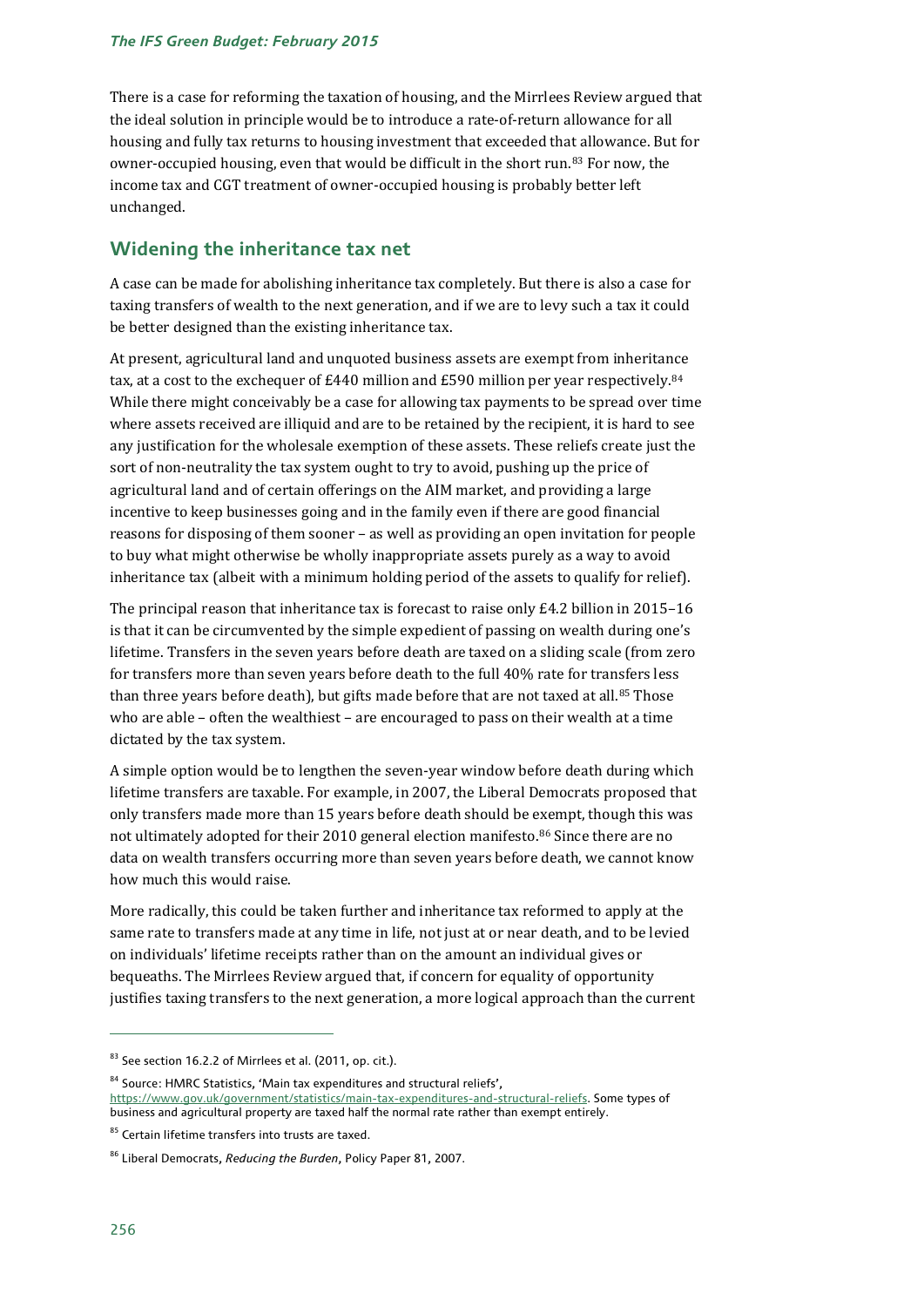There is a case for reforming the taxation of housing, and the Mirrlees Review argued that the ideal solution in principle would be to introduce a rate-of-return allowance for all housing and fully tax returns to housing investment that exceeded that allowance. But for owner-occupied housing, even that would be difficult in the short run.[83] For now, the income tax and CGT treatment of owner-occupied housing is probably better left unchanged.

## Widening the inheritance tax net

A case can be made for abolishing inheritance tax completely. But there is also a case for taxing transfers of wealth to the next generation, and if we are to levy such a tax it could be better designed than the existing inheritance tax.

At present, agricultural land and unquoted business assets are exempt from inheritance tax, at a cost to the exchequer of £440 million and £590 million per year respectively.[84] While there might conceivably be a case for allowing tax payments to be spread over time where assets received are illiquid and are to be retained by the recipient, it is hard to see any justification for the wholesale exemption of these assets. These reliefs create just the sort of non-neutrality the tax system ought to try to avoid, pushing up the price of agricultural land and of certain offerings on the AIM market, and providing a large incentive to keep businesses going and in the family even if there are good financial reasons for disposing of them sooner – as well as providing an open invitation for people to buy what might otherwise be wholly inappropriate assets purely as a way to avoid inheritance tax (albeit with a minimum holding period of the assets to qualify for relief).

The principal reason that inheritance tax is forecast to raise only £4.2 billion in 2015–16 is that it can be circumvented by the simple expedient of passing on wealth during one's lifetime. Transfers in the seven years before death are taxed on a sliding scale (from zero for transfers more than seven years before death to the full 40% rate for transfers less than three years before death), but gifts made before that are not taxed at all.[85] Those who are able – often the wealthiest – are encouraged to pass on their wealth at a time dictated by the tax system.

A simple option would be to lengthen the seven-year window before death during which lifetime transfers are taxable. For example, in 2007, the Liberal Democrats proposed that only transfers made more than 15 years before death should be exempt, though this was not ultimately adopted for their 2010 general election manifesto.[86] Since there are no data on wealth transfers occurring more than seven years before death, we cannot know how much this would raise.

More radically, this could be taken further and inheritance tax reformed to apply at the same rate to transfers made at any time in life, not just at or near death, and to be levied on individuals' lifetime receipts rather than on the amount an individual gives or bequeaths. The Mirrlees Review argued that, if concern for equality of opportunity justifies taxing transfers to the next generation, a more logical approach than the current

---

[83] See section 16.2.2 of Mirrlees et al. (2011, op. cit.).

[84] Source: HMRC Statistics, 'Main tax expenditures and structural reliefs', https://www.gov.uk/government/statistics/main-tax-expenditures-and-structural-reliefs. Some types of business and agricultural property are taxed half the normal rate rather than exempt entirely.

[85] Certain lifetime transfers into trusts are taxed.

[86] Liberal Democrats, *Reducing the Burden*, Policy Paper 81, 2007.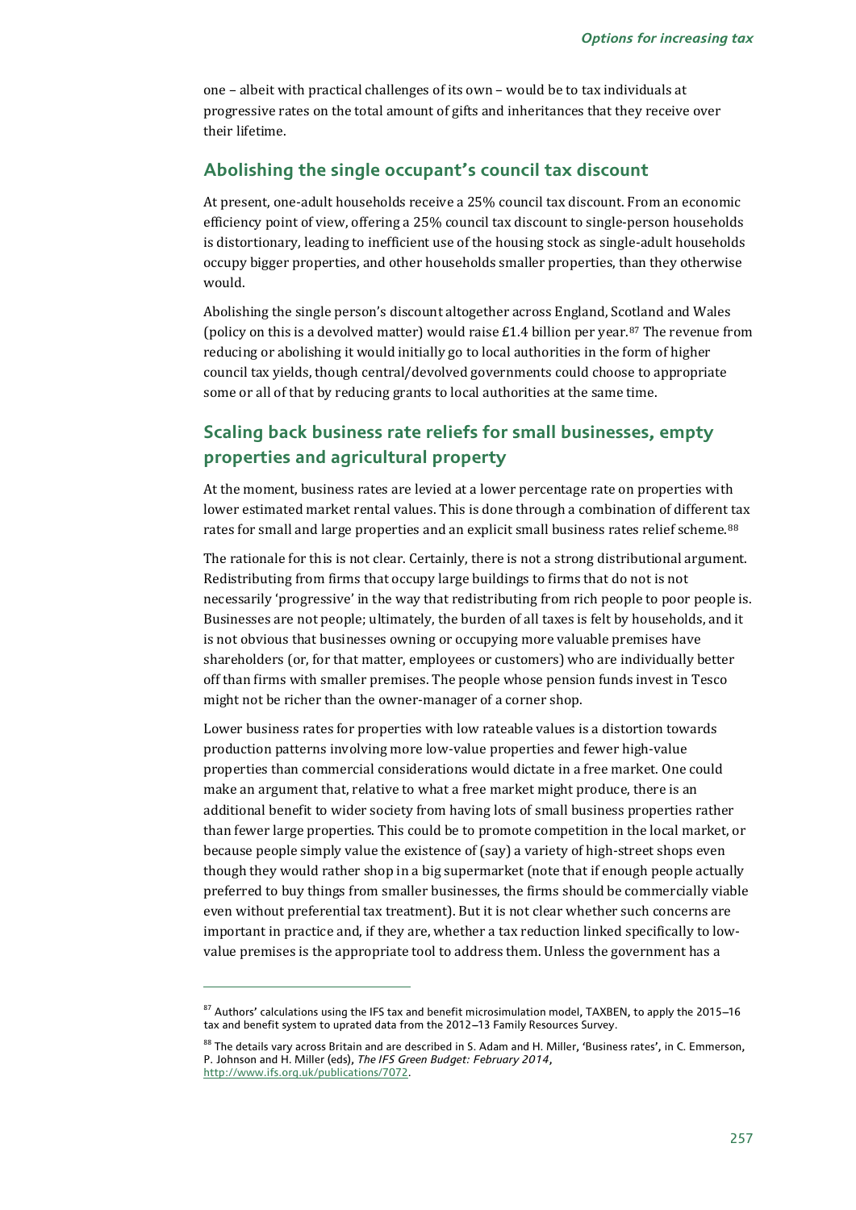one – albeit with practical challenges of its own – would be to tax individuals at progressive rates on the total amount of gifts and inheritances that they receive over their lifetime.

## Abolishing the single occupant's council tax discount

At present, one-adult households receive a 25% council tax discount. From an economic efficiency point of view, offering a 25% council tax discount to single-person households is distortionary, leading to inefficient use of the housing stock as single-adult households occupy bigger properties, and other households smaller properties, than they otherwise would.

Abolishing the single person's discount altogether across England, Scotland and Wales (policy on this is a devolved matter) would raise £1.4 billion per year.[87] The revenue from reducing or abolishing it would initially go to local authorities in the form of higher council tax yields, though central/devolved governments could choose to appropriate some or all of that by reducing grants to local authorities at the same time.

## Scaling back business rate reliefs for small businesses, empty properties and agricultural property

At the moment, business rates are levied at a lower percentage rate on properties with lower estimated market rental values. This is done through a combination of different tax rates for small and large properties and an explicit small business rates relief scheme.[88]

The rationale for this is not clear. Certainly, there is not a strong distributional argument. Redistributing from firms that occupy large buildings to firms that do not is not necessarily 'progressive' in the way that redistributing from rich people to poor people is. Businesses are not people; ultimately, the burden of all taxes is felt by households, and it is not obvious that businesses owning or occupying more valuable premises have shareholders (or, for that matter, employees or customers) who are individually better off than firms with smaller premises. The people whose pension funds invest in Tesco might not be richer than the owner-manager of a corner shop.

Lower business rates for properties with low rateable values is a distortion towards production patterns involving more low-value properties and fewer high-value properties than commercial considerations would dictate in a free market. One could make an argument that, relative to what a free market might produce, there is an additional benefit to wider society from having lots of small business properties rather than fewer large properties. This could be to promote competition in the local market, or because people simply value the existence of (say) a variety of high-street shops even though they would rather shop in a big supermarket (note that if enough people actually preferred to buy things from smaller businesses, the firms should be commercially viable even without preferential tax treatment). But it is not clear whether such concerns are important in practice and, if they are, whether a tax reduction linked specifically to low-value premises is the appropriate tool to address them. Unless the government has a

---

[87] Authors' calculations using the IFS tax and benefit microsimulation model, TAXBEN, to apply the 2015–16 tax and benefit system to uprated data from the 2012–13 Family Resources Survey.

[88] The details vary across Britain and are described in S. Adam and H. Miller, 'Business rates', in C. Emmerson, P. Johnson and H. Miller (eds), *The IFS Green Budget: February 2014*, http://www.ifs.org.uk/publications/7072.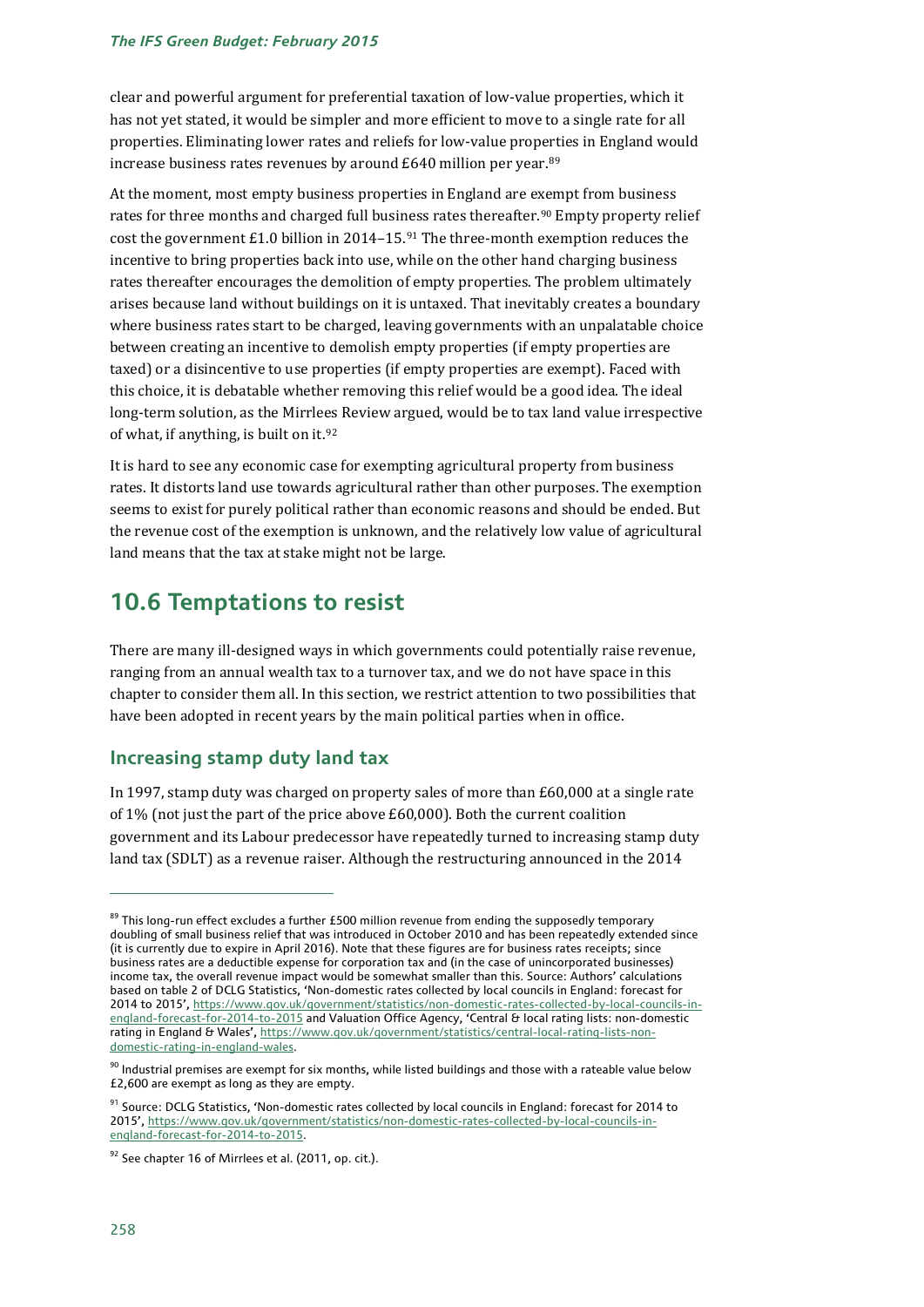clear and powerful argument for preferential taxation of low-value properties, which it has not yet stated, it would be simpler and more efficient to move to a single rate for all properties. Eliminating lower rates and reliefs for low-value properties in England would increase business rates revenues by around £640 million per year.[89]

At the moment, most empty business properties in England are exempt from business rates for three months and charged full business rates thereafter.[90] Empty property relief cost the government £1.0 billion in 2014–15.[91] The three-month exemption reduces the incentive to bring properties back into use, while on the other hand charging business rates thereafter encourages the demolition of empty properties. The problem ultimately arises because land without buildings on it is untaxed. That inevitably creates a boundary where business rates start to be charged, leaving governments with an unpalatable choice between creating an incentive to demolish empty properties (if empty properties are taxed) or a disincentive to use properties (if empty properties are exempt). Faced with this choice, it is debatable whether removing this relief would be a good idea. The ideal long-term solution, as the Mirrlees Review argued, would be to tax land value irrespective of what, if anything, is built on it.[92]

It is hard to see any economic case for exempting agricultural property from business rates. It distorts land use towards agricultural rather than other purposes. The exemption seems to exist for purely political rather than economic reasons and should be ended. But the revenue cost of the exemption is unknown, and the relatively low value of agricultural land means that the tax at stake might not be large.

## 10.6 Temptations to resist

There are many ill-designed ways in which governments could potentially raise revenue, ranging from an annual wealth tax to a turnover tax, and we do not have space in this chapter to consider them all. In this section, we restrict attention to two possibilities that have been adopted in recent years by the main political parties when in office.

### Increasing stamp duty land tax

In 1997, stamp duty was charged on property sales of more than £60,000 at a single rate of 1% (not just the part of the price above £60,000). Both the current coalition government and its Labour predecessor have repeatedly turned to increasing stamp duty land tax (SDLT) as a revenue raiser. Although the restructuring announced in the 2014

---

[89] This long-run effect excludes a further £500 million revenue from ending the supposedly temporary doubling of small business relief that was introduced in October 2010 and has been repeatedly extended since (it is currently due to expire in April 2016). Note that these figures are for business rates receipts; since business rates are a deductible expense for corporation tax and (in the case of unincorporated businesses) income tax, the overall revenue impact would be somewhat smaller than this. Source: Authors' calculations based on table 2 of DCLG Statistics, 'Non-domestic rates collected by local councils in England: forecast for 2014 to 2015', https://www.gov.uk/government/statistics/non-domestic-rates-collected-by-local-councils-in-england-forecast-for-2014-to-2015 and Valuation Office Agency, 'Central & local rating lists: non-domestic rating in England & Wales', https://www.gov.uk/government/statistics/central-local-rating-lists-non-domestic-rating-in-england-wales.

[90] Industrial premises are exempt for six months, while listed buildings and those with a rateable value below £2,600 are exempt as long as they are empty.

[91] Source: DCLG Statistics, 'Non-domestic rates collected by local councils in England: forecast for 2014 to 2015', https://www.gov.uk/government/statistics/non-domestic-rates-collected-by-local-councils-in-england-forecast-for-2014-to-2015.

[92] See chapter 16 of Mirrlees et al. (2011, op. cit.).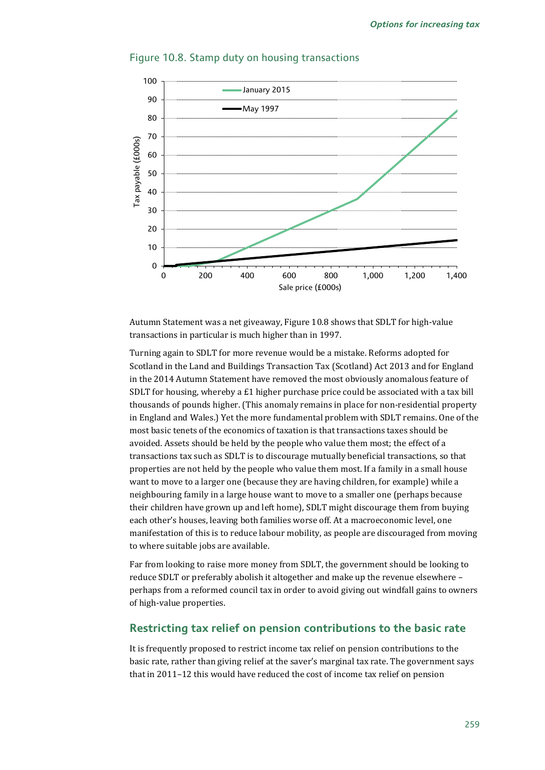Figure 10.8. Stamp duty on housing transactions

Autumn Statement was a net giveaway, Figure 10.8 shows that SDLT for high-value transactions in particular is much higher than in 1997.

Turning again to SDLT for more revenue would be a mistake. Reforms adopted for Scotland in the Land and Buildings Transaction Tax (Scotland) Act 2013 and for England in the 2014 Autumn Statement have removed the most obviously anomalous feature of SDLT for housing, whereby a £1 higher purchase price could be associated with a tax bill thousands of pounds higher. (This anomaly remains in place for non-residential property in England and Wales.) Yet the more fundamental problem with SDLT remains. One of the most basic tenets of the economics of taxation is that transactions taxes should be avoided. Assets should be held by the people who value them most; the effect of a transactions tax such as SDLT is to discourage mutually beneficial transactions, so that properties are not held by the people who value them most. If a family in a small house want to move to a larger one (because they are having children, for example) while a neighbouring family in a large house want to move to a smaller one (perhaps because their children have grown up and left home), SDLT might discourage them from buying each other's houses, leaving both families worse off. At a macroeconomic level, one manifestation of this is to reduce labour mobility, as people are discouraged from moving to where suitable jobs are available.

Far from looking to raise more money from SDLT, the government should be looking to reduce SDLT or preferably abolish it altogether and make up the revenue elsewhere – perhaps from a reformed council tax in order to avoid giving out windfall gains to owners of high-value properties.

## Restricting tax relief on pension contributions to the basic rate

It is frequently proposed to restrict income tax relief on pension contributions to the basic rate, rather than giving relief at the saver's marginal tax rate. The government says that in 2011–12 this would have reduced the cost of income tax relief on pension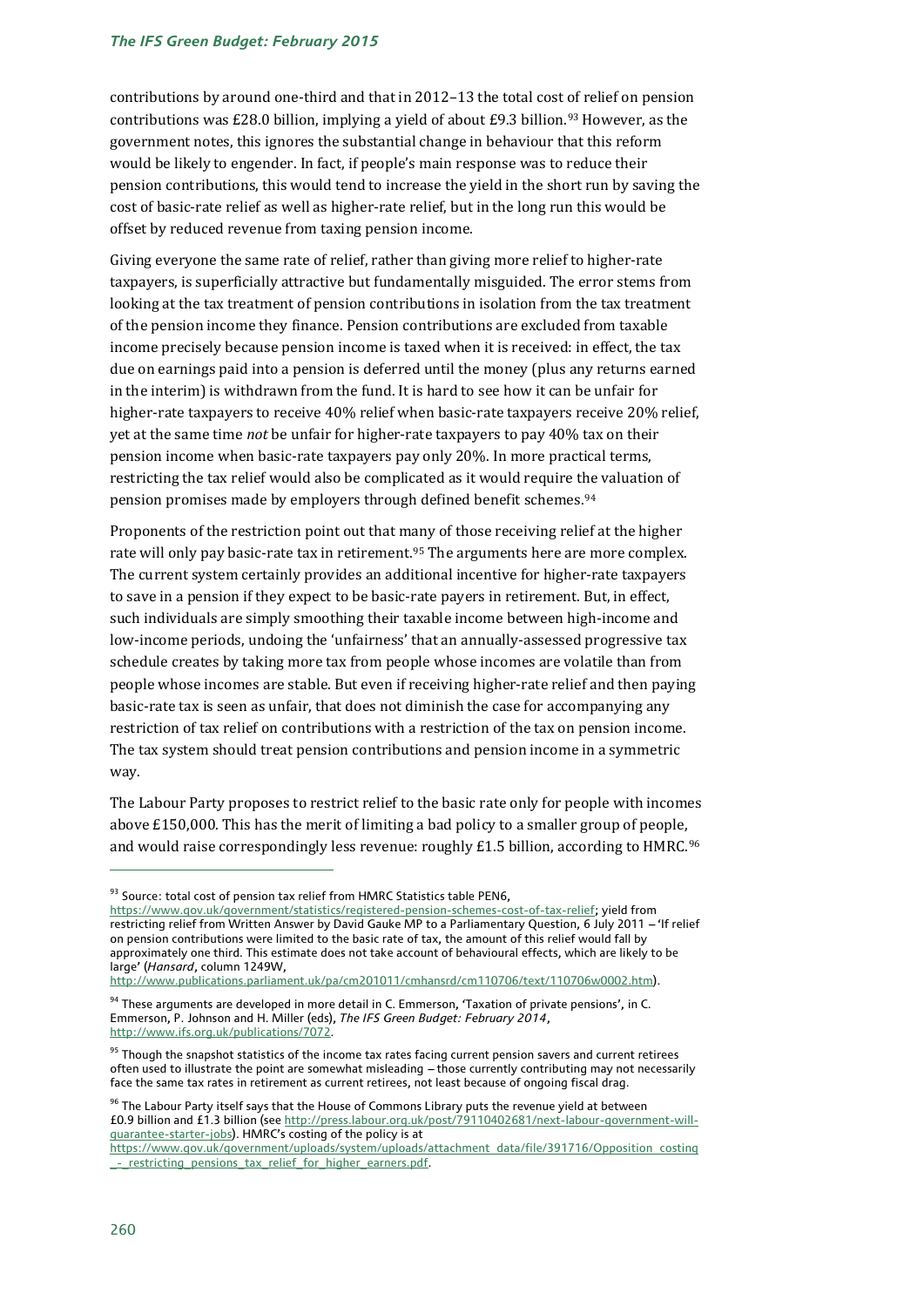contributions by around one-third and that in 2012–13 the total cost of relief on pension contributions was £28.0 billion, implying a yield of about £9.3 billion.[93] However, as the government notes, this ignores the substantial change in behaviour that this reform would be likely to engender. In fact, if people's main response was to reduce their pension contributions, this would tend to increase the yield in the short run by saving the cost of basic-rate relief as well as higher-rate relief, but in the long run this would be offset by reduced revenue from taxing pension income.

Giving everyone the same rate of relief, rather than giving more relief to higher-rate taxpayers, is superficially attractive but fundamentally misguided. The error stems from looking at the tax treatment of pension contributions in isolation from the tax treatment of the pension income they finance. Pension contributions are excluded from taxable income precisely because pension income is taxed when it is received: in effect, the tax due on earnings paid into a pension is deferred until the money (plus any returns earned in the interim) is withdrawn from the fund. It is hard to see how it can be unfair for higher-rate taxpayers to receive 40% relief when basic-rate taxpayers receive 20% relief, yet at the same time *not* be unfair for higher-rate taxpayers to pay 40% tax on their pension income when basic-rate taxpayers pay only 20%. In more practical terms, restricting the tax relief would also be complicated as it would require the valuation of pension promises made by employers through defined benefit schemes.[94]

Proponents of the restriction point out that many of those receiving relief at the higher rate will only pay basic-rate tax in retirement.[95] The arguments here are more complex. The current system certainly provides an additional incentive for higher-rate taxpayers to save in a pension if they expect to be basic-rate payers in retirement. But, in effect, such individuals are simply smoothing their taxable income between high-income and low-income periods, undoing the 'unfairness' that an annually-assessed progressive tax schedule creates by taking more tax from people whose incomes are volatile than from people whose incomes are stable. But even if receiving higher-rate relief and then paying basic-rate tax is seen as unfair, that does not diminish the case for accompanying any restriction of tax relief on contributions with a restriction of the tax on pension income. The tax system should treat pension contributions and pension income in a symmetric way.

The Labour Party proposes to restrict relief to the basic rate only for people with incomes above £150,000. This has the merit of limiting a bad policy to a smaller group of people, and would raise correspondingly less revenue: roughly £1.5 billion, according to HMRC.[96]

---

[93] Source: total cost of pension tax relief from HMRC Statistics table PEN6, https://www.gov.uk/government/statistics/registered-pension-schemes-cost-of-tax-relief; yield from restricting relief from Written Answer by David Gauke MP to a Parliamentary Question, 6 July 2011 – 'If relief on pension contributions were limited to the basic rate of tax, the amount of this relief would fall by approximately one third. This estimate does not take account of behavioural effects, which are likely to be large' (*Hansard*, column 1249W, http://www.publications.parliament.uk/pa/cm201011/cmhansrd/cm110706/text/110706w0002.htm).

[94] These arguments are developed in more detail in C. Emmerson, 'Taxation of private pensions', in C. Emmerson, P. Johnson and H. Miller (eds), *The IFS Green Budget: February 2014*, http://www.ifs.org.uk/publications/7072.

[95] Though the snapshot statistics of the income tax rates facing current pension savers and current retirees often used to illustrate the point are somewhat misleading – those currently contributing may not necessarily face the same tax rates in retirement as current retirees, not least because of ongoing fiscal drag.

[96] The Labour Party itself says that the House of Commons Library puts the revenue yield at between £0.9 billion and £1.3 billion (see http://press.labour.org.uk/post/79110402681/next-labour-government-will-guarantee-starter-jobs). HMRC's costing of the policy is at https://www.gov.uk/government/uploads/system/uploads/attachment_data/file/391716/Opposition_costing_-_restricting_pensions_tax_relief_for_higher_earners.pdf.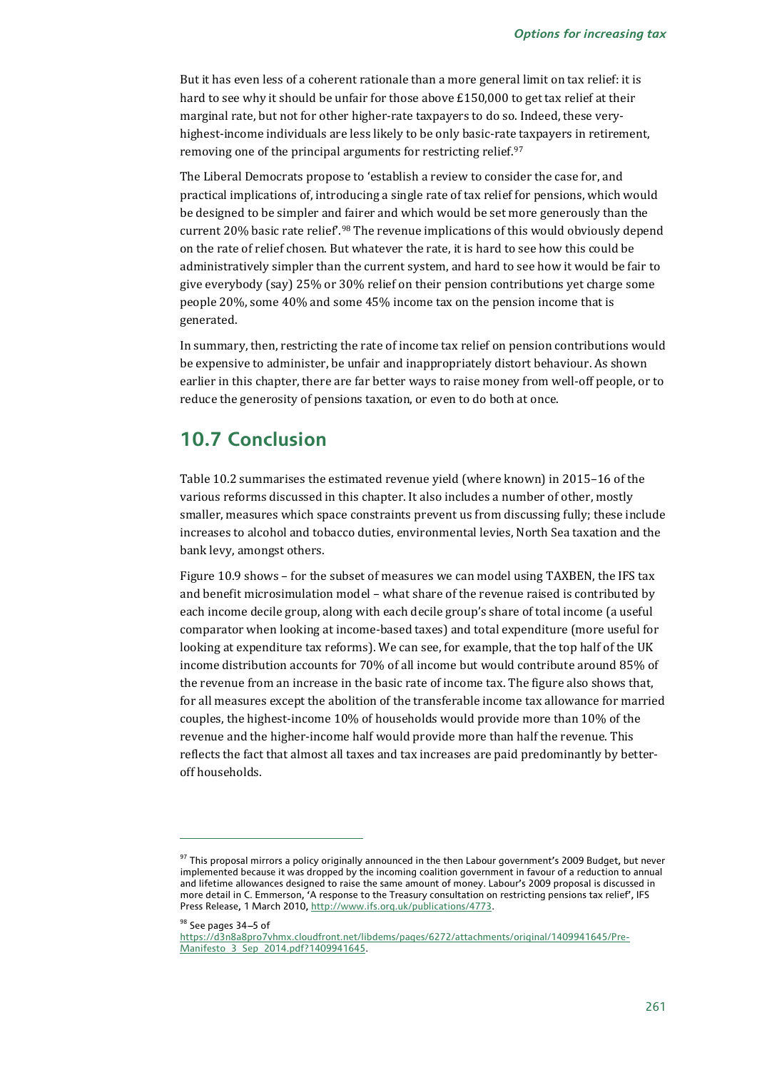But it has even less of a coherent rationale than a more general limit on tax relief: it is hard to see why it should be unfair for those above £150,000 to get tax relief at their marginal rate, but not for other higher-rate taxpayers to do so. Indeed, these very-highest-income individuals are less likely to be only basic-rate taxpayers in retirement, removing one of the principal arguments for restricting relief.[97]

The Liberal Democrats propose to 'establish a review to consider the case for, and practical implications of, introducing a single rate of tax relief for pensions, which would be designed to be simpler and fairer and which would be set more generously than the current 20% basic rate relief'.[98] The revenue implications of this would obviously depend on the rate of relief chosen. But whatever the rate, it is hard to see how this could be administratively simpler than the current system, and hard to see how it would be fair to give everybody (say) 25% or 30% relief on their pension contributions yet charge some people 20%, some 40% and some 45% income tax on the pension income that is generated.

In summary, then, restricting the rate of income tax relief on pension contributions would be expensive to administer, be unfair and inappropriately distort behaviour. As shown earlier in this chapter, there are far better ways to raise money from well-off people, or to reduce the generosity of pensions taxation, or even to do both at once.

## 10.7 Conclusion

Table 10.2 summarises the estimated revenue yield (where known) in 2015–16 of the various reforms discussed in this chapter. It also includes a number of other, mostly smaller, measures which space constraints prevent us from discussing fully; these include increases to alcohol and tobacco duties, environmental levies, North Sea taxation and the bank levy, amongst others.

Figure 10.9 shows – for the subset of measures we can model using TAXBEN, the IFS tax and benefit microsimulation model – what share of the revenue raised is contributed by each income decile group, along with each decile group's share of total income (a useful comparator when looking at income-based taxes) and total expenditure (more useful for looking at expenditure tax reforms). We can see, for example, that the top half of the UK income distribution accounts for 70% of all income but would contribute around 85% of the revenue from an increase in the basic rate of income tax. The figure also shows that, for all measures except the abolition of the transferable income tax allowance for married couples, the highest-income 10% of households would provide more than 10% of the revenue and the higher-income half would provide more than half the revenue. This reflects the fact that almost all taxes and tax increases are paid predominantly by better-off households.

---

[97] This proposal mirrors a policy originally announced in the then Labour government's 2009 Budget, but never implemented because it was dropped by the incoming coalition government in favour of a reduction to annual and lifetime allowances designed to raise the same amount of money. Labour's 2009 proposal is discussed in more detail in C. Emmerson, 'A response to the Treasury consultation on restricting pensions tax relief', IFS Press Release, 1 March 2010, http://www.ifs.org.uk/publications/4773.

[98] See pages 34–5 of https://d3n8a8pro7vhmx.cloudfront.net/libdems/pages/6272/attachments/original/1409941645/Pre-Manifesto_3_Sep_2014.pdf?1409941645.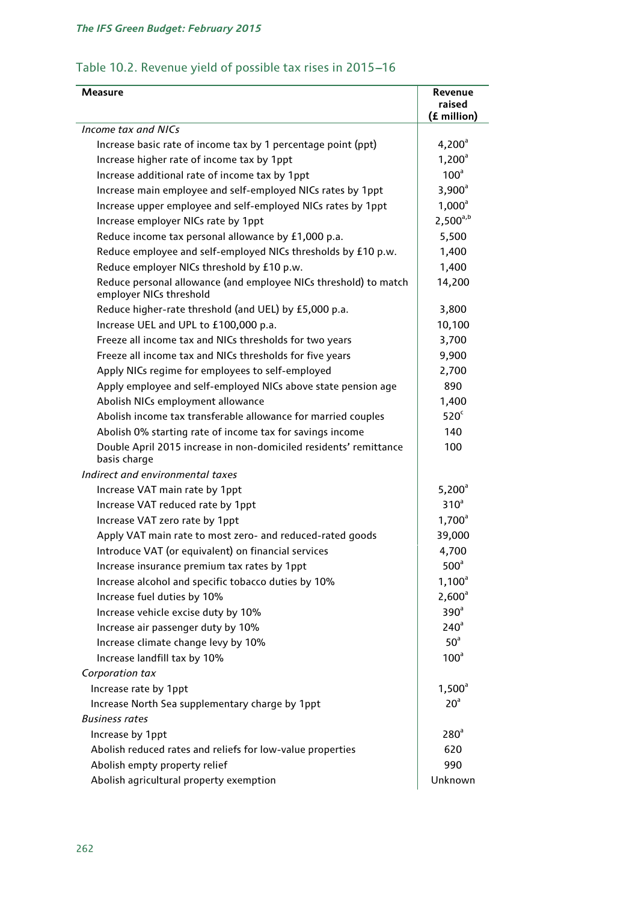## Table 10.2. Revenue yield of possible tax rises in 2015–16

| Measure | Revenue raised (£ million) |
|---|---|
| *Income tax and NICs* | |
| Increase basic rate of income tax by 1 percentage point (ppt) | 4,200[a] |
| Increase higher rate of income tax by 1ppt | 1,200[a] |
| Increase additional rate of income tax by 1ppt | 100[a] |
| Increase main employee and self-employed NICs rates by 1ppt | 3,900[a] |
| Increase upper employee and self-employed NICs rates by 1ppt | 1,000[a] |
| Increase employer NICs rate by 1ppt | 2,500[a,b] |
| Reduce income tax personal allowance by £1,000 p.a. | 5,500 |
| Reduce employee and self-employed NICs thresholds by £10 p.w. | 1,400 |
| Reduce employer NICs threshold by £10 p.w. | 1,400 |
| Reduce personal allowance (and employee NICs threshold) to match employer NICs threshold | 14,200 |
| Reduce higher-rate threshold (and UEL) by £5,000 p.a. | 3,800 |
| Increase UEL and UPL to £100,000 p.a. | 10,100 |
| Freeze all income tax and NICs thresholds for two years | 3,700 |
| Freeze all income tax and NICs thresholds for five years | 9,900 |
| Apply NICs regime for employees to self-employed | 2,700 |
| Apply employee and self-employed NICs above state pension age | 890 |
| Abolish NICs employment allowance | 1,400 |
| Abolish income tax transferable allowance for married couples | 520[c] |
| Abolish 0% starting rate of income tax for savings income | 140 |
| Double April 2015 increase in non-domiciled residents' remittance basis charge | 100 |
| *Indirect and environmental taxes* | |
| Increase VAT main rate by 1ppt | 5,200[a] |
| Increase VAT reduced rate by 1ppt | 310[a] |
| Increase VAT zero rate by 1ppt | 1,700[a] |
| Apply VAT main rate to most zero- and reduced-rated goods | 39,000 |
| Introduce VAT (or equivalent) on financial services | 4,700 |
| Increase insurance premium tax rates by 1ppt | 500[a] |
| Increase alcohol and specific tobacco duties by 10% | 1,100[a] |
| Increase fuel duties by 10% | 2,600[a] |
| Increase vehicle excise duty by 10% | 390[a] |
| Increase air passenger duty by 10% | 240[a] |
| Increase climate change levy by 10% | 50[a] |
| Increase landfill tax by 10% | 100[a] |
| *Corporation tax* | |
| Increase rate by 1ppt | 1,500[a] |
| Increase North Sea supplementary charge by 1ppt | 20[a] |
| *Business rates* | |
| Increase by 1ppt | 280[a] |
| Abolish reduced rates and reliefs for low-value properties | 620 |
| Abolish empty property relief | 990 |
| Abolish agricultural property exemption | Unknown |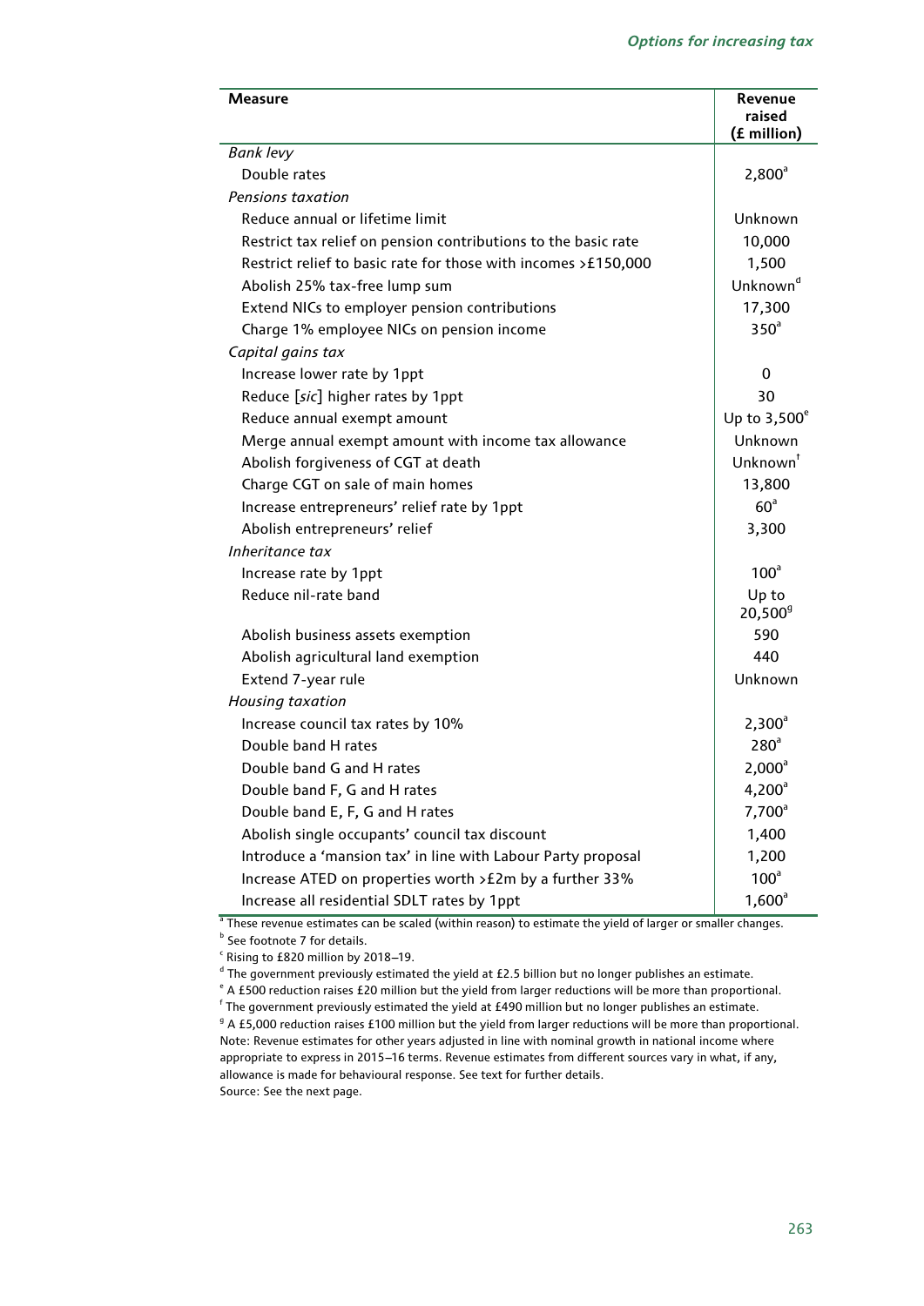| Measure | Revenue raised (£ million) |
|---|---|
| *Bank levy* | |
| Double rates | 2,800[a] |
| *Pensions taxation* | |
| Reduce annual or lifetime limit | Unknown |
| Restrict tax relief on pension contributions to the basic rate | 10,000 |
| Restrict relief to basic rate for those with incomes >£150,000 | 1,500 |
| Abolish 25% tax-free lump sum | Unknown[d] |
| Extend NICs to employer pension contributions | 17,300 |
| Charge 1% employee NICs on pension income | 350[a] |
| *Capital gains tax* | |
| Increase lower rate by 1ppt | 0 |
| Reduce [*sic*] higher rates by 1ppt | 30 |
| Reduce annual exempt amount | Up to 3,500[e] |
| Merge annual exempt amount with income tax allowance | Unknown |
| Abolish forgiveness of CGT at death | Unknown[f] |
| Charge CGT on sale of main homes | 13,800 |
| Increase entrepreneurs' relief rate by 1ppt | 60[a] |
| Abolish entrepreneurs' relief | 3,300 |
| *Inheritance tax* | |
| Increase rate by 1ppt | 100[a] |
| Reduce nil-rate band | Up to 20,500[g] |
| Abolish business assets exemption | 590 |
| Abolish agricultural land exemption | 440 |
| Extend 7-year rule | Unknown |
| *Housing taxation* | |
| Increase council tax rates by 10% | 2,300[a] |
| Double band H rates | 280[a] |
| Double band G and H rates | 2,000[a] |
| Double band F, G and H rates | 4,200[a] |
| Double band E, F, G and H rates | 7,700[a] |
| Abolish single occupants' council tax discount | 1,400 |
| Introduce a 'mansion tax' in line with Labour Party proposal | 1,200 |
| Increase ATED on properties worth >£2m by a further 33% | 100[a] |
| Increase all residential SDLT rates by 1ppt | 1,600[a] |

[a] These revenue estimates can be scaled (within reason) to estimate the yield of larger or smaller changes.
[b] See footnote 7 for details.
[c] Rising to £820 million by 2018–19.
[d] The government previously estimated the yield at £2.5 billion but no longer publishes an estimate.
[e] A £500 reduction raises £20 million but the yield from larger reductions will be more than proportional.
[f] The government previously estimated the yield at £490 million but no longer publishes an estimate.
[g] A £5,000 reduction raises £100 million but the yield from larger reductions will be more than proportional.

Note: Revenue estimates for other years adjusted in line with nominal growth in national income where appropriate to express in 2015–16 terms. Revenue estimates from different sources vary in what, if any, allowance is made for behavioural response. See text for further details.

Source: See the next page.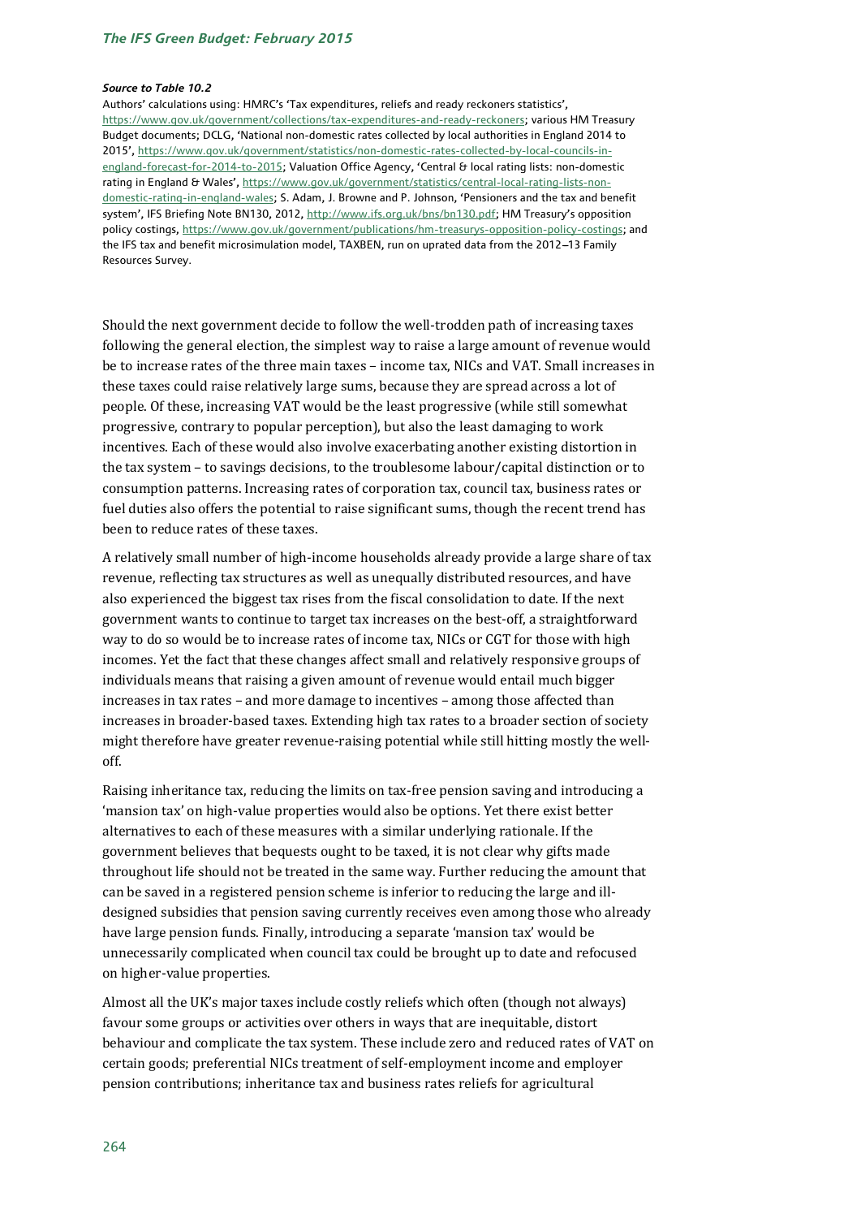***Source to Table 10.2***

Authors' calculations using: HMRC's 'Tax expenditures, reliefs and ready reckoners statistics', https://www.gov.uk/government/collections/tax-expenditures-and-ready-reckoners; various HM Treasury Budget documents; DCLG, 'National non-domestic rates collected by local authorities in England 2014 to 2015', https://www.gov.uk/government/statistics/non-domestic-rates-collected-by-local-councils-in-england-forecast-for-2014-to-2015; Valuation Office Agency, 'Central & local rating lists: non-domestic rating in England & Wales', https://www.gov.uk/government/statistics/central-local-rating-lists-non-domestic-rating-in-england-wales; S. Adam, J. Browne and P. Johnson, 'Pensioners and the tax and benefit system', IFS Briefing Note BN130, 2012, http://www.ifs.org.uk/bns/bn130.pdf; HM Treasury's opposition policy costings, https://www.gov.uk/government/publications/hm-treasurys-opposition-policy-costings; and the IFS tax and benefit microsimulation model, TAXBEN, run on uprated data from the 2012–13 Family Resources Survey.

Should the next government decide to follow the well-trodden path of increasing taxes following the general election, the simplest way to raise a large amount of revenue would be to increase rates of the three main taxes – income tax, NICs and VAT. Small increases in these taxes could raise relatively large sums, because they are spread across a lot of people. Of these, increasing VAT would be the least progressive (while still somewhat progressive, contrary to popular perception), but also the least damaging to work incentives. Each of these would also involve exacerbating another existing distortion in the tax system – to savings decisions, to the troublesome labour/capital distinction or to consumption patterns. Increasing rates of corporation tax, council tax, business rates or fuel duties also offers the potential to raise significant sums, though the recent trend has been to reduce rates of these taxes.

A relatively small number of high-income households already provide a large share of tax revenue, reflecting tax structures as well as unequally distributed resources, and have also experienced the biggest tax rises from the fiscal consolidation to date. If the next government wants to continue to target tax increases on the best-off, a straightforward way to do so would be to increase rates of income tax, NICs or CGT for those with high incomes. Yet the fact that these changes affect small and relatively responsive groups of individuals means that raising a given amount of revenue would entail much bigger increases in tax rates – and more damage to incentives – among those affected than increases in broader-based taxes. Extending high tax rates to a broader section of society might therefore have greater revenue-raising potential while still hitting mostly the well-off.

Raising inheritance tax, reducing the limits on tax-free pension saving and introducing a 'mansion tax' on high-value properties would also be options. Yet there exist better alternatives to each of these measures with a similar underlying rationale. If the government believes that bequests ought to be taxed, it is not clear why gifts made throughout life should not be treated in the same way. Further reducing the amount that can be saved in a registered pension scheme is inferior to reducing the large and ill-designed subsidies that pension saving currently receives even among those who already have large pension funds. Finally, introducing a separate 'mansion tax' would be unnecessarily complicated when council tax could be brought up to date and refocused on higher-value properties.

Almost all the UK's major taxes include costly reliefs which often (though not always) favour some groups or activities over others in ways that are inequitable, distort behaviour and complicate the tax system. These include zero and reduced rates of VAT on certain goods; preferential NICs treatment of self-employment income and employer pension contributions; inheritance tax and business rates reliefs for agricultural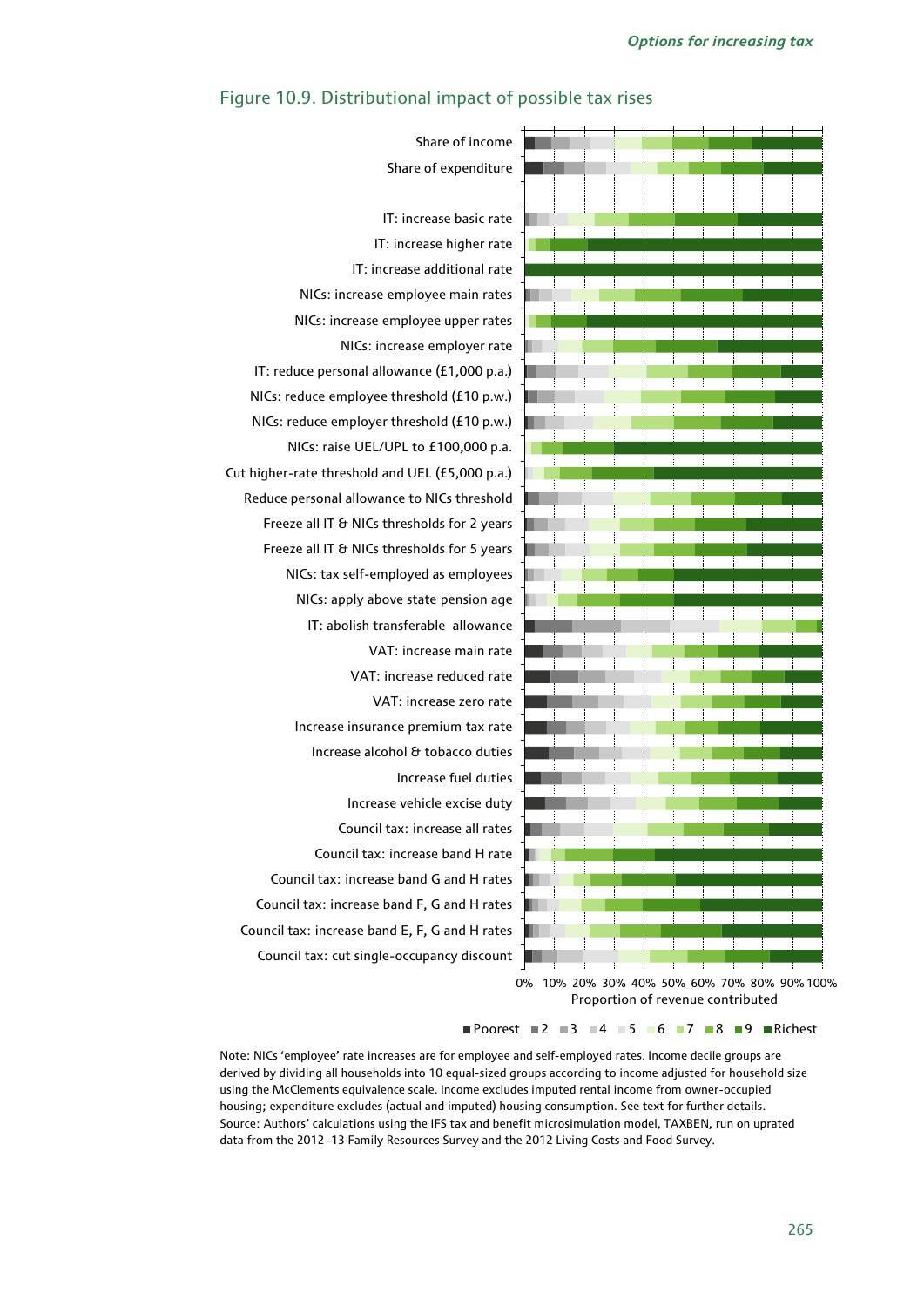## Figure 10.9. Distributional impact of possible tax rises

Share of income
Share of expenditure

IT: increase basic rate
IT: increase higher rate
IT: increase additional rate
NICs: increase employee main rates
NICs: increase employee upper rates
NICs: increase employer rate
IT: reduce personal allowance (£1,000 p.a.)
NICs: reduce employee threshold (£10 p.w.)
NICs: reduce employer threshold (£10 p.w.)
NICs: raise UEL/UPL to £100,000 p.a.
Cut higher-rate threshold and UEL (£5,000 p.a.)
Reduce personal allowance to NICs threshold
Freeze all IT & NICs thresholds for 2 years
Freeze all IT & NICs thresholds for 5 years
NICs: tax self-employed as employees
NICs: apply above state pension age
IT: abolish transferable allowance
VAT: increase main rate
VAT: increase reduced rate
VAT: increase zero rate
Increase insurance premium tax rate
Increase alcohol & tobacco duties
Increase fuel duties
Increase vehicle excise duty
Council tax: increase all rates
Council tax: increase band H rate
Council tax: increase band G and H rates
Council tax: increase band F, G and H rates
Council tax: increase band E, F, G and H rates
Council tax: cut single-occupancy discount

0% 10% 20% 30% 40% 50% 60% 70% 80% 90% 100%

Proportion of revenue contributed

Poorest, 2, 3, 4, 5, 6, 7, 8, 9, Richest

Note: NICs 'employee' rate increases are for employee and self-employed rates. Income decile groups are derived by dividing all households into 10 equal-sized groups according to income adjusted for household size using the McClements equivalence scale. Income excludes imputed rental income from owner-occupied housing; expenditure excludes (actual and imputed) housing consumption. See text for further details.
Source: Authors' calculations using the IFS tax and benefit microsimulation model, TAXBEN, run on uprated data from the 2012–13 Family Resources Survey and the 2012 Living Costs and Food Survey.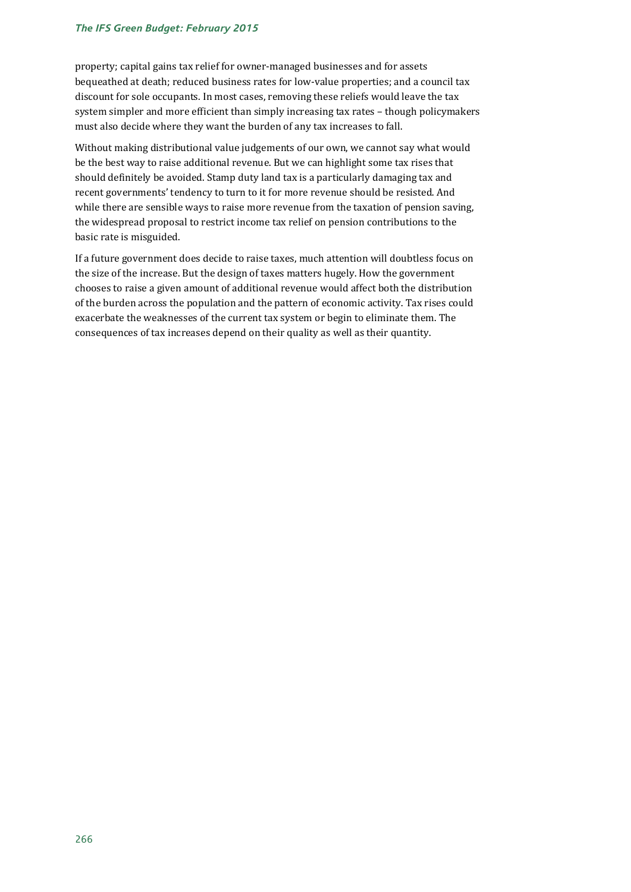property; capital gains tax relief for owner-managed businesses and for assets bequeathed at death; reduced business rates for low-value properties; and a council tax discount for sole occupants. In most cases, removing these reliefs would leave the tax system simpler and more efficient than simply increasing tax rates – though policymakers must also decide where they want the burden of any tax increases to fall.

Without making distributional value judgements of our own, we cannot say what would be the best way to raise additional revenue. But we can highlight some tax rises that should definitely be avoided. Stamp duty land tax is a particularly damaging tax and recent governments' tendency to turn to it for more revenue should be resisted. And while there are sensible ways to raise more revenue from the taxation of pension saving, the widespread proposal to restrict income tax relief on pension contributions to the basic rate is misguided.

If a future government does decide to raise taxes, much attention will doubtless focus on the size of the increase. But the design of taxes matters hugely. How the government chooses to raise a given amount of additional revenue would affect both the distribution of the burden across the population and the pattern of economic activity. Tax rises could exacerbate the weaknesses of the current tax system or begin to eliminate them. The consequences of tax increases depend on their quality as well as their quantity.